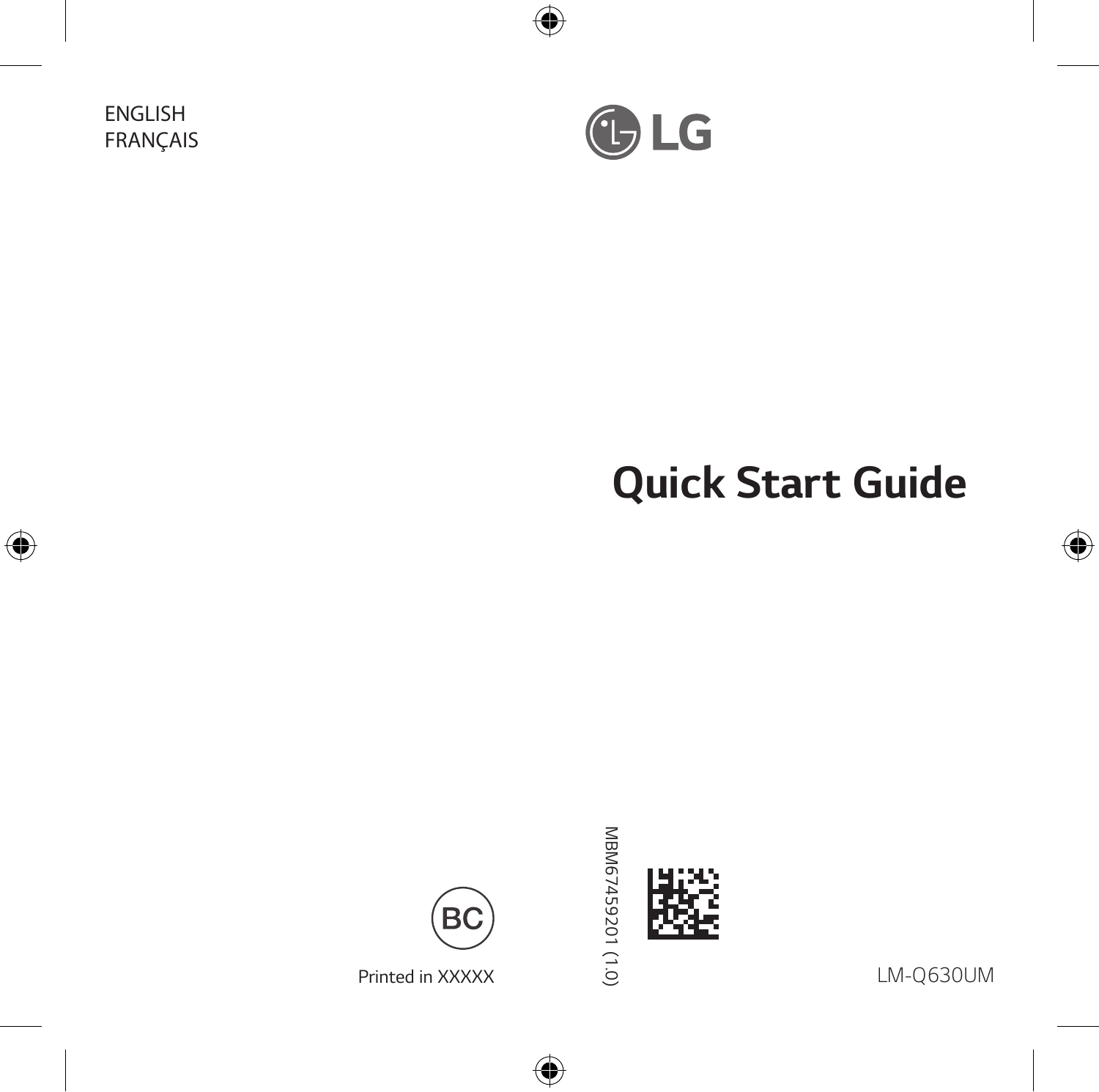ENGLISH
FRANÇAIS

LG

# Quick Start Guide

BC

Printed in XXXXX

MBM67459201 (1.0)

LM-Q630UM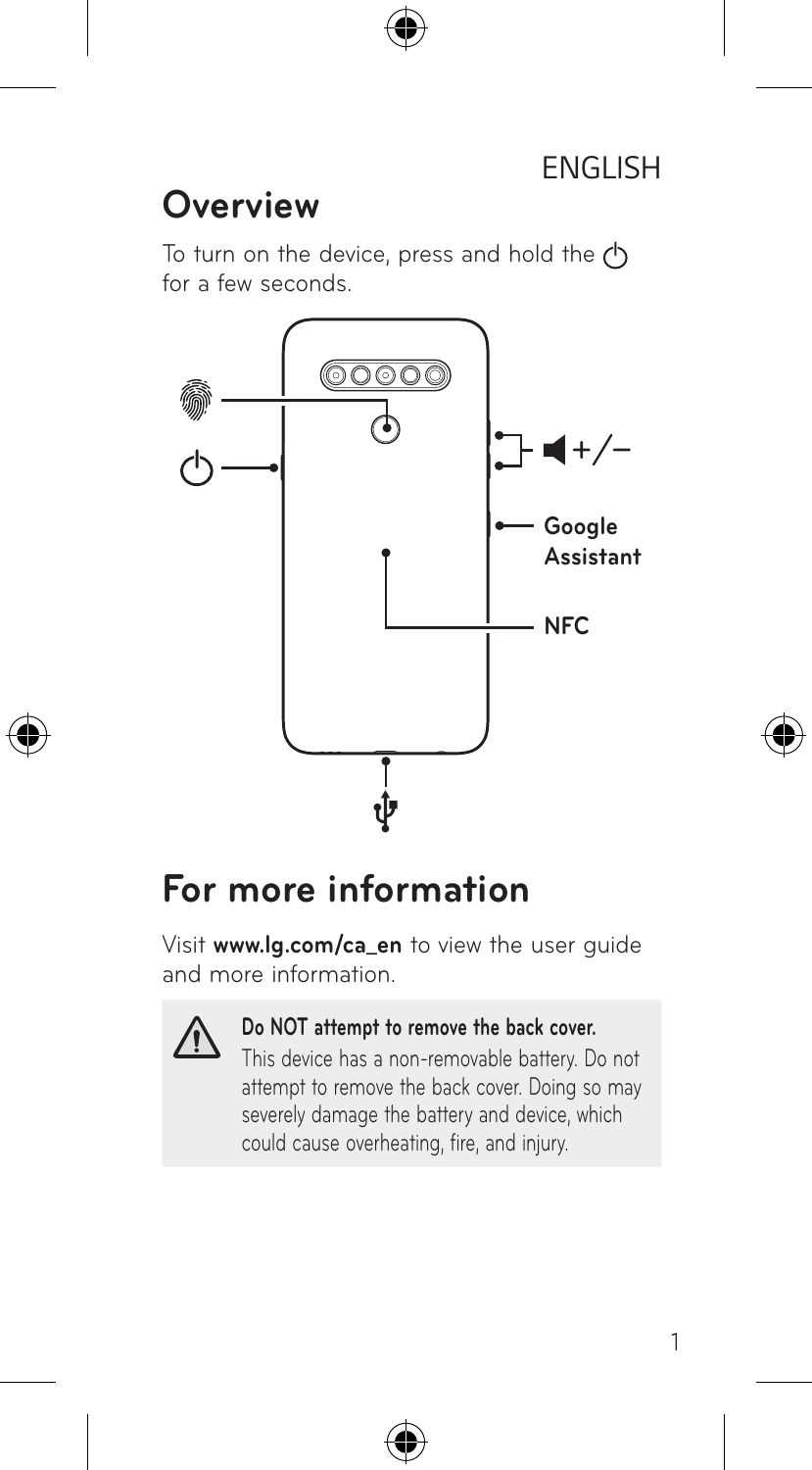ENGLISH

# Overview

To turn on the device, press and hold the ⏻ for a few seconds.

Google Assistant

NFC

# For more information

Visit **www.lg.com/ca_en** to view the user guide and more information.

**Do NOT attempt to remove the back cover.**

This device has a non-removable battery. Do not attempt to remove the back cover. Doing so may severely damage the battery and device, which could cause overheating, fire, and injury.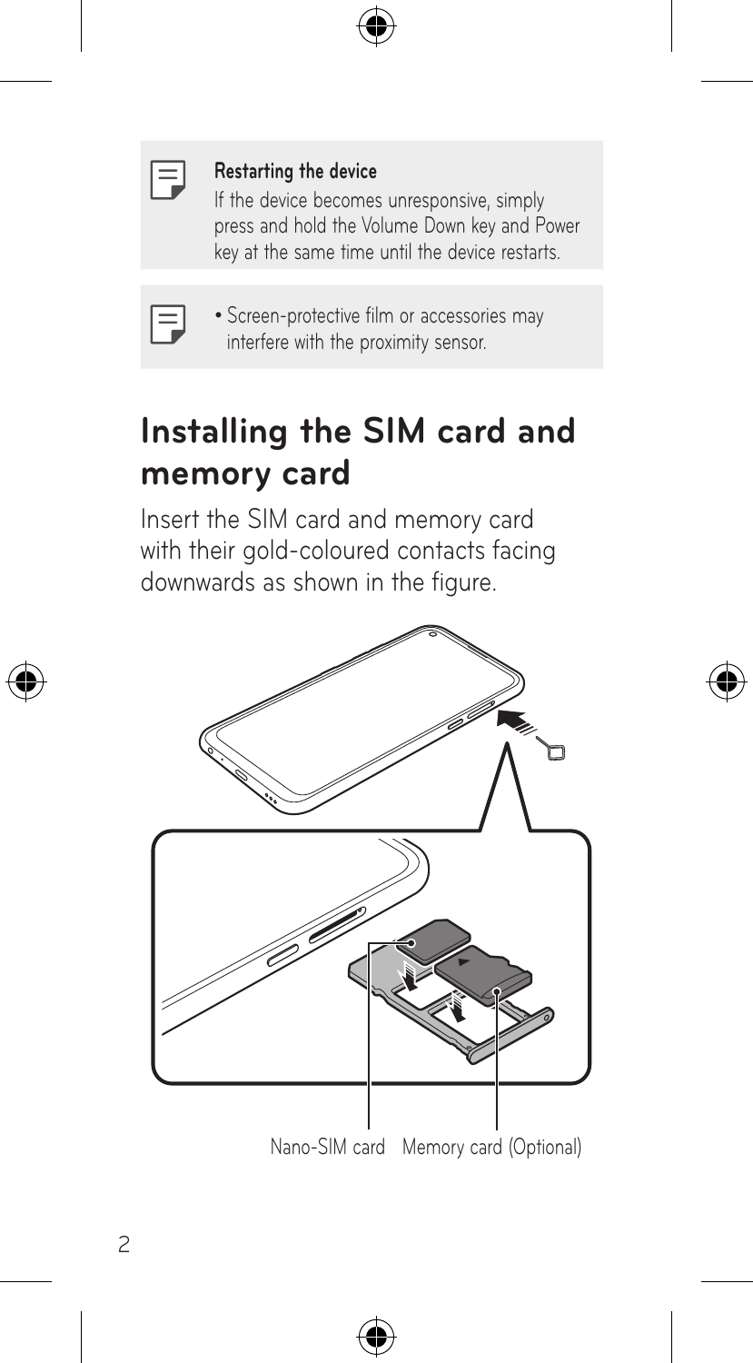**Restarting the device**

If the device becomes unresponsive, simply press and hold the Volume Down key and Power key at the same time until the device restarts.

- Screen-protective film or accessories may interfere with the proximity sensor.

## Installing the SIM card and memory card

Insert the SIM card and memory card with their gold-coloured contacts facing downwards as shown in the figure.

Nano-SIM card   Memory card (Optional)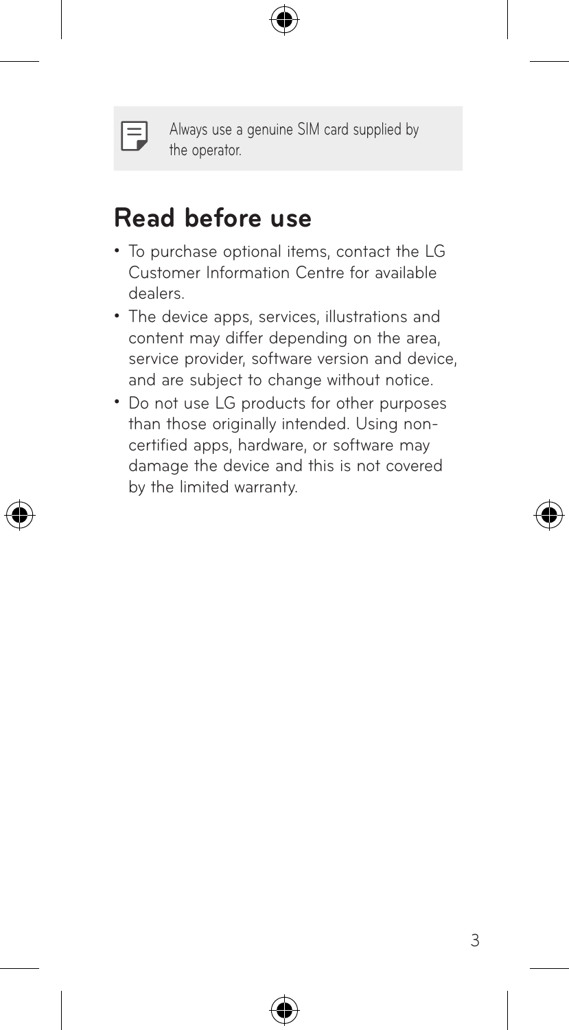Always use a genuine SIM card supplied by the operator.

## Read before use

- To purchase optional items, contact the LG Customer Information Centre for available dealers.
- The device apps, services, illustrations and content may differ depending on the area, service provider, software version and device, and are subject to change without notice.
- Do not use LG products for other purposes than those originally intended. Using non-certified apps, hardware, or software may damage the device and this is not covered by the limited warranty.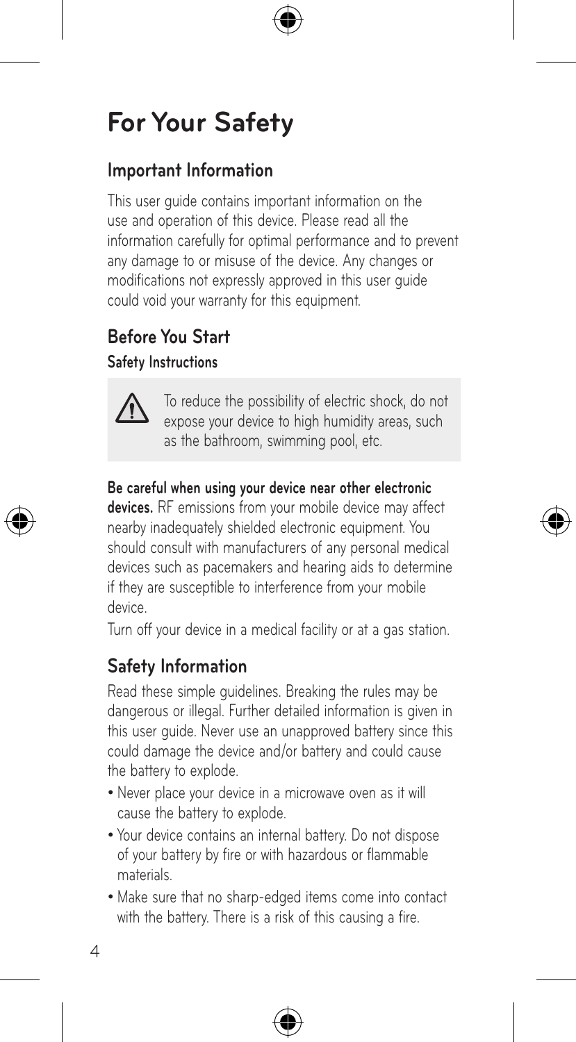# For Your Safety

## Important Information

This user guide contains important information on the use and operation of this device. Please read all the information carefully for optimal performance and to prevent any damage to or misuse of the device. Any changes or modifications not expressly approved in this user guide could void your warranty for this equipment.

## Before You Start

### Safety Instructions

> ⚠ To reduce the possibility of electric shock, do not expose your device to high humidity areas, such as the bathroom, swimming pool, etc.

**Be careful when using your device near other electronic devices.** RF emissions from your mobile device may affect nearby inadequately shielded electronic equipment. You should consult with manufacturers of any personal medical devices such as pacemakers and hearing aids to determine if they are susceptible to interference from your mobile device.

Turn off your device in a medical facility or at a gas station.

## Safety Information

Read these simple guidelines. Breaking the rules may be dangerous or illegal. Further detailed information is given in this user guide. Never use an unapproved battery since this could damage the device and/or battery and could cause the battery to explode.

- Never place your device in a microwave oven as it will cause the battery to explode.
- Your device contains an internal battery. Do not dispose of your battery by fire or with hazardous or flammable materials.
- Make sure that no sharp-edged items come into contact with the battery. There is a risk of this causing a fire.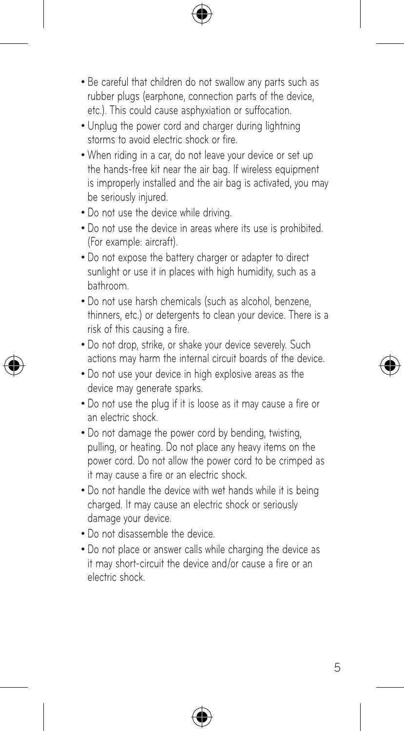- Be careful that children do not swallow any parts such as rubber plugs (earphone, connection parts of the device, etc.). This could cause asphyxiation or suffocation.
- Unplug the power cord and charger during lightning storms to avoid electric shock or fire.
- When riding in a car, do not leave your device or set up the hands-free kit near the air bag. If wireless equipment is improperly installed and the air bag is activated, you may be seriously injured.
- Do not use the device while driving.
- Do not use the device in areas where its use is prohibited. (For example: aircraft).
- Do not expose the battery charger or adapter to direct sunlight or use it in places with high humidity, such as a bathroom.
- Do not use harsh chemicals (such as alcohol, benzene, thinners, etc.) or detergents to clean your device. There is a risk of this causing a fire.
- Do not drop, strike, or shake your device severely. Such actions may harm the internal circuit boards of the device.
- Do not use your device in high explosive areas as the device may generate sparks.
- Do not use the plug if it is loose as it may cause a fire or an electric shock.
- Do not damage the power cord by bending, twisting, pulling, or heating. Do not place any heavy items on the power cord. Do not allow the power cord to be crimped as it may cause a fire or an electric shock.
- Do not handle the device with wet hands while it is being charged. It may cause an electric shock or seriously damage your device.
- Do not disassemble the device.
- Do not place or answer calls while charging the device as it may short-circuit the device and/or cause a fire or an electric shock.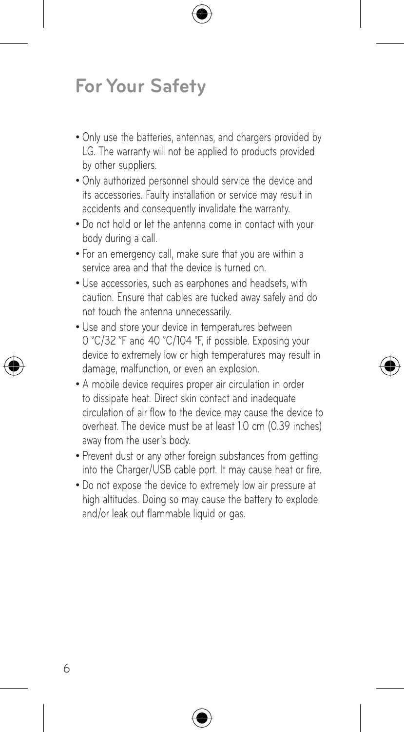# For Your Safety

- Only use the batteries, antennas, and chargers provided by LG. The warranty will not be applied to products provided by other suppliers.
- Only authorized personnel should service the device and its accessories. Faulty installation or service may result in accidents and consequently invalidate the warranty.
- Do not hold or let the antenna come in contact with your body during a call.
- For an emergency call, make sure that you are within a service area and that the device is turned on.
- Use accessories, such as earphones and headsets, with caution. Ensure that cables are tucked away safely and do not touch the antenna unnecessarily.
- Use and store your device in temperatures between 0 °C/32 °F and 40 °C/104 °F, if possible. Exposing your device to extremely low or high temperatures may result in damage, malfunction, or even an explosion.
- A mobile device requires proper air circulation in order to dissipate heat. Direct skin contact and inadequate circulation of air flow to the device may cause the device to overheat. The device must be at least 1.0 cm (0.39 inches) away from the user's body.
- Prevent dust or any other foreign substances from getting into the Charger/USB cable port. It may cause heat or fire.
- Do not expose the device to extremely low air pressure at high altitudes. Doing so may cause the battery to explode and/or leak out flammable liquid or gas.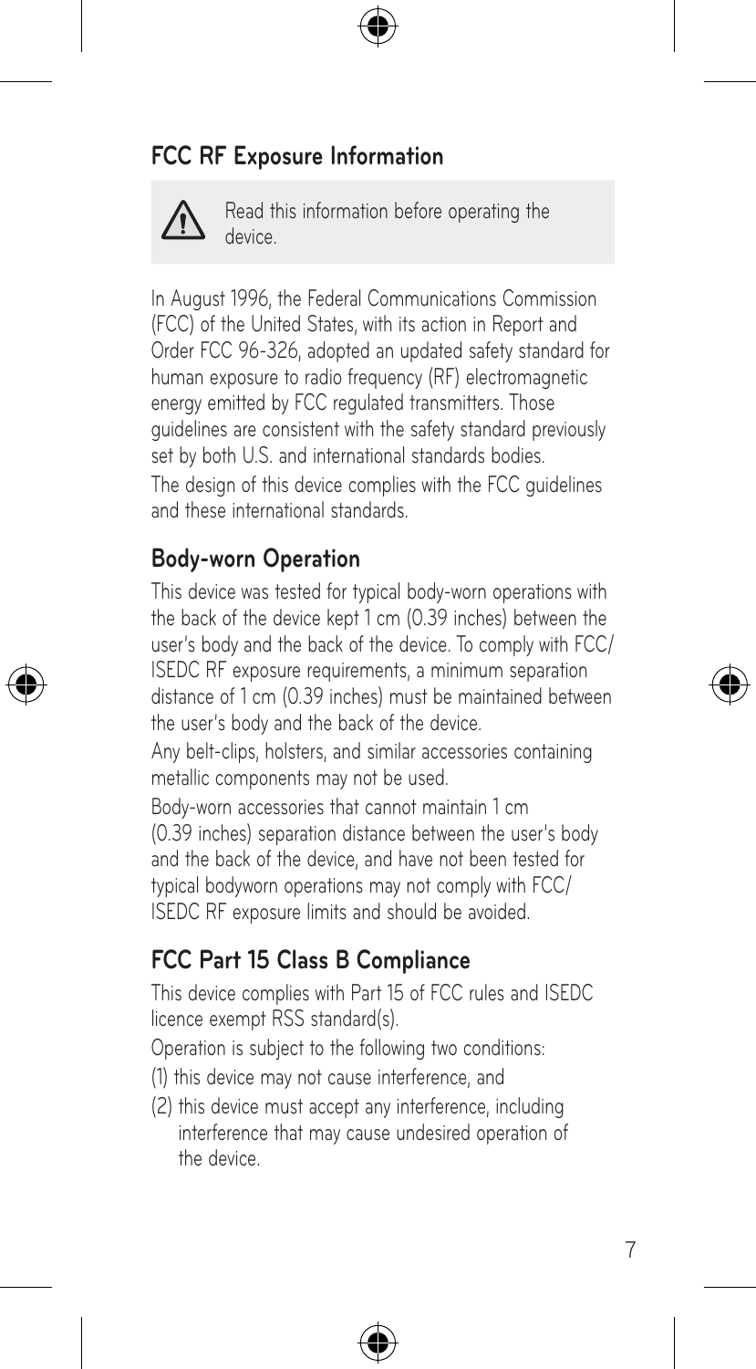## FCC RF Exposure Information

⚠ Read this information before operating the device.

In August 1996, the Federal Communications Commission (FCC) of the United States, with its action in Report and Order FCC 96-326, adopted an updated safety standard for human exposure to radio frequency (RF) electromagnetic energy emitted by FCC regulated transmitters. Those guidelines are consistent with the safety standard previously set by both U.S. and international standards bodies.

The design of this device complies with the FCC guidelines and these international standards.

### Body-worn Operation

This device was tested for typical body-worn operations with the back of the device kept 1 cm (0.39 inches) between the user's body and the back of the device. To comply with FCC/ ISEDC RF exposure requirements, a minimum separation distance of 1 cm (0.39 inches) must be maintained between the user's body and the back of the device.

Any belt-clips, holsters, and similar accessories containing metallic components may not be used.

Body-worn accessories that cannot maintain 1 cm (0.39 inches) separation distance between the user's body and the back of the device, and have not been tested for typical bodyworn operations may not comply with FCC/ ISEDC RF exposure limits and should be avoided.

### FCC Part 15 Class B Compliance

This device complies with Part 15 of FCC rules and ISEDC licence exempt RSS standard(s).

Operation is subject to the following two conditions:

(1) this device may not cause interference, and

(2) this device must accept any interference, including interference that may cause undesired operation of the device.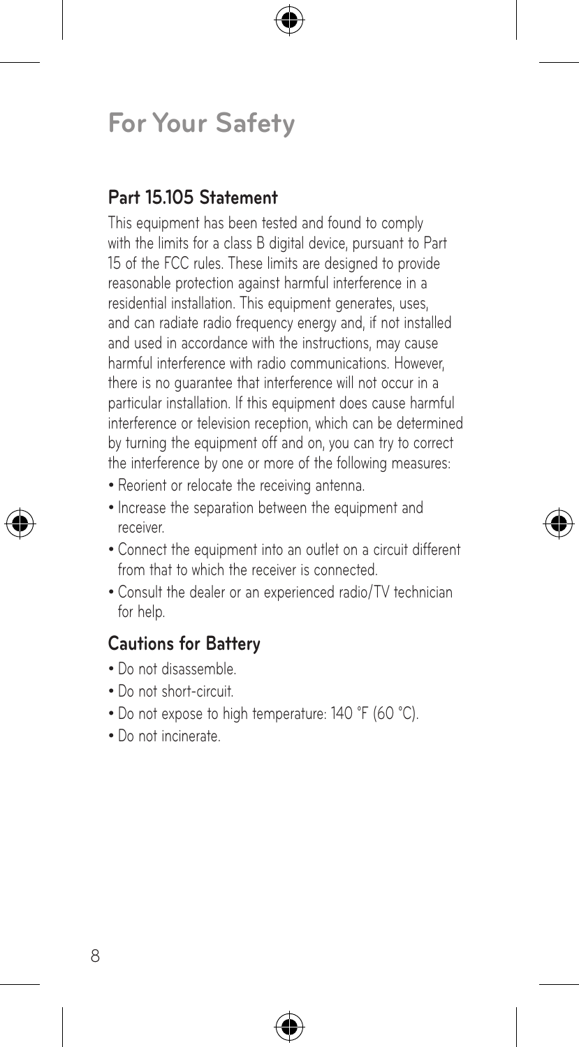# For Your Safety

## Part 15.105 Statement

This equipment has been tested and found to comply with the limits for a class B digital device, pursuant to Part 15 of the FCC rules. These limits are designed to provide reasonable protection against harmful interference in a residential installation. This equipment generates, uses, and can radiate radio frequency energy and, if not installed and used in accordance with the instructions, may cause harmful interference with radio communications. However, there is no guarantee that interference will not occur in a particular installation. If this equipment does cause harmful interference or television reception, which can be determined by turning the equipment off and on, you can try to correct the interference by one or more of the following measures:

- Reorient or relocate the receiving antenna.
- Increase the separation between the equipment and receiver.
- Connect the equipment into an outlet on a circuit different from that to which the receiver is connected.
- Consult the dealer or an experienced radio/TV technician for help.

## Cautions for Battery

- Do not disassemble.
- Do not short-circuit.
- Do not expose to high temperature: 140 °F (60 °C).
- Do not incinerate.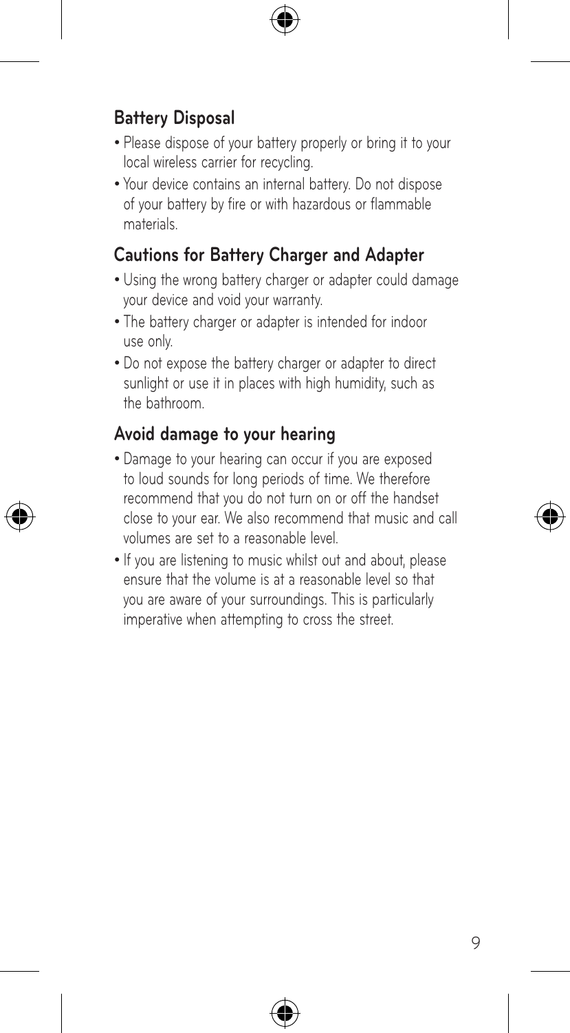## Battery Disposal

- Please dispose of your battery properly or bring it to your local wireless carrier for recycling.
- Your device contains an internal battery. Do not dispose of your battery by fire or with hazardous or flammable materials.

## Cautions for Battery Charger and Adapter

- Using the wrong battery charger or adapter could damage your device and void your warranty.
- The battery charger or adapter is intended for indoor use only.
- Do not expose the battery charger or adapter to direct sunlight or use it in places with high humidity, such as the bathroom.

## Avoid damage to your hearing

- Damage to your hearing can occur if you are exposed to loud sounds for long periods of time. We therefore recommend that you do not turn on or off the handset close to your ear. We also recommend that music and call volumes are set to a reasonable level.
- If you are listening to music whilst out and about, please ensure that the volume is at a reasonable level so that you are aware of your surroundings. This is particularly imperative when attempting to cross the street.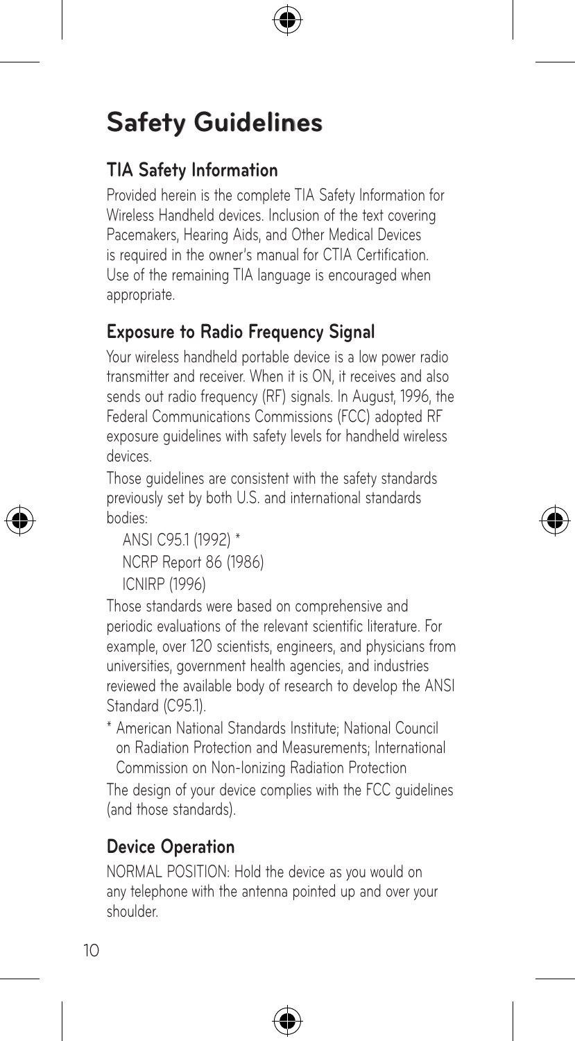# Safety Guidelines

## TIA Safety Information

Provided herein is the complete TIA Safety Information for Wireless Handheld devices. Inclusion of the text covering Pacemakers, Hearing Aids, and Other Medical Devices is required in the owner's manual for CTIA Certification. Use of the remaining TIA language is encouraged when appropriate.

## Exposure to Radio Frequency Signal

Your wireless handheld portable device is a low power radio transmitter and receiver. When it is ON, it receives and also sends out radio frequency (RF) signals. In August, 1996, the Federal Communications Commissions (FCC) adopted RF exposure guidelines with safety levels for handheld wireless devices.

Those guidelines are consistent with the safety standards previously set by both U.S. and international standards bodies:

ANSI C95.1 (1992) *
NCRP Report 86 (1986)
ICNIRP (1996)

Those standards were based on comprehensive and periodic evaluations of the relevant scientific literature. For example, over 120 scientists, engineers, and physicians from universities, government health agencies, and industries reviewed the available body of research to develop the ANSI Standard (C95.1).

* American National Standards Institute; National Council on Radiation Protection and Measurements; International Commission on Non-Ionizing Radiation Protection

The design of your device complies with the FCC guidelines (and those standards).

## Device Operation

NORMAL POSITION: Hold the device as you would on any telephone with the antenna pointed up and over your shoulder.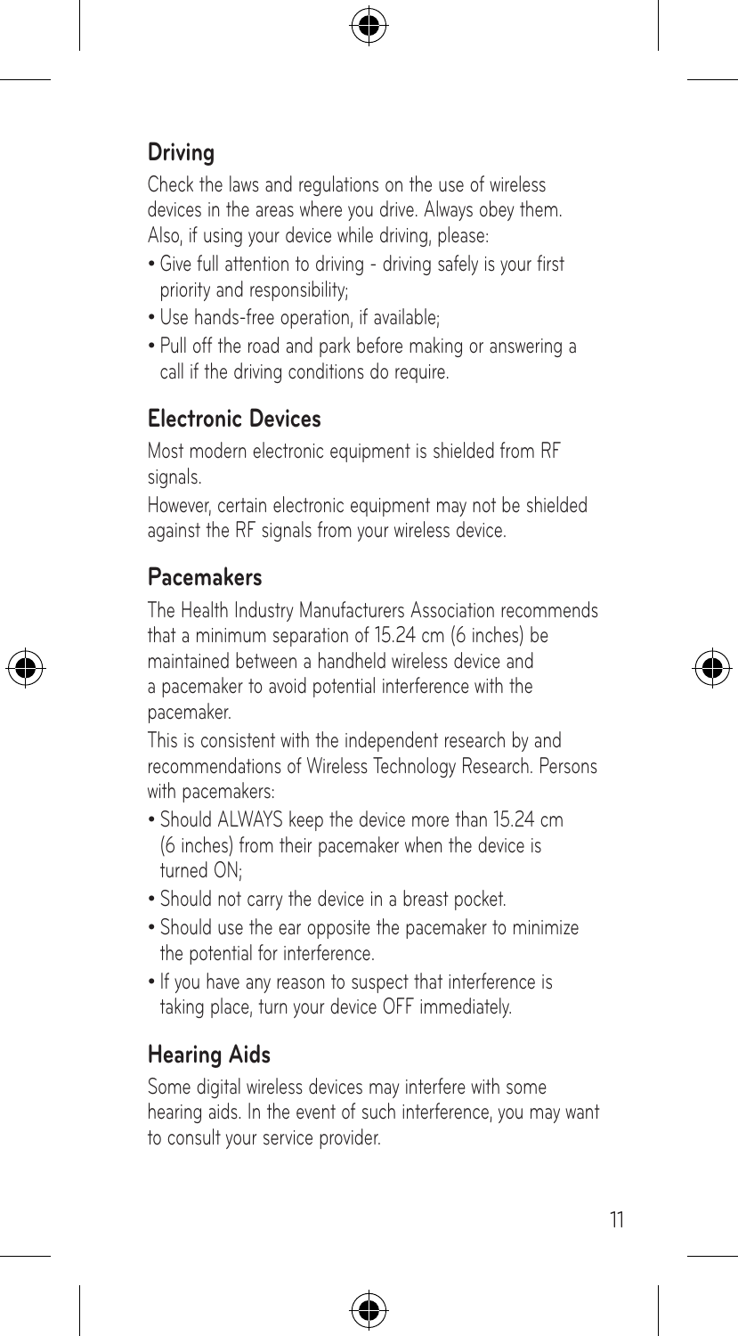## Driving

Check the laws and regulations on the use of wireless devices in the areas where you drive. Always obey them. Also, if using your device while driving, please:

- Give full attention to driving - driving safely is your first priority and responsibility;
- Use hands-free operation, if available;
- Pull off the road and park before making or answering a call if the driving conditions do require.

## Electronic Devices

Most modern electronic equipment is shielded from RF signals.

However, certain electronic equipment may not be shielded against the RF signals from your wireless device.

## Pacemakers

The Health Industry Manufacturers Association recommends that a minimum separation of 15.24 cm (6 inches) be maintained between a handheld wireless device and a pacemaker to avoid potential interference with the pacemaker.

This is consistent with the independent research by and recommendations of Wireless Technology Research. Persons with pacemakers:

- Should ALWAYS keep the device more than 15.24 cm (6 inches) from their pacemaker when the device is turned ON;
- Should not carry the device in a breast pocket.
- Should use the ear opposite the pacemaker to minimize the potential for interference.
- If you have any reason to suspect that interference is taking place, turn your device OFF immediately.

## Hearing Aids

Some digital wireless devices may interfere with some hearing aids. In the event of such interference, you may want to consult your service provider.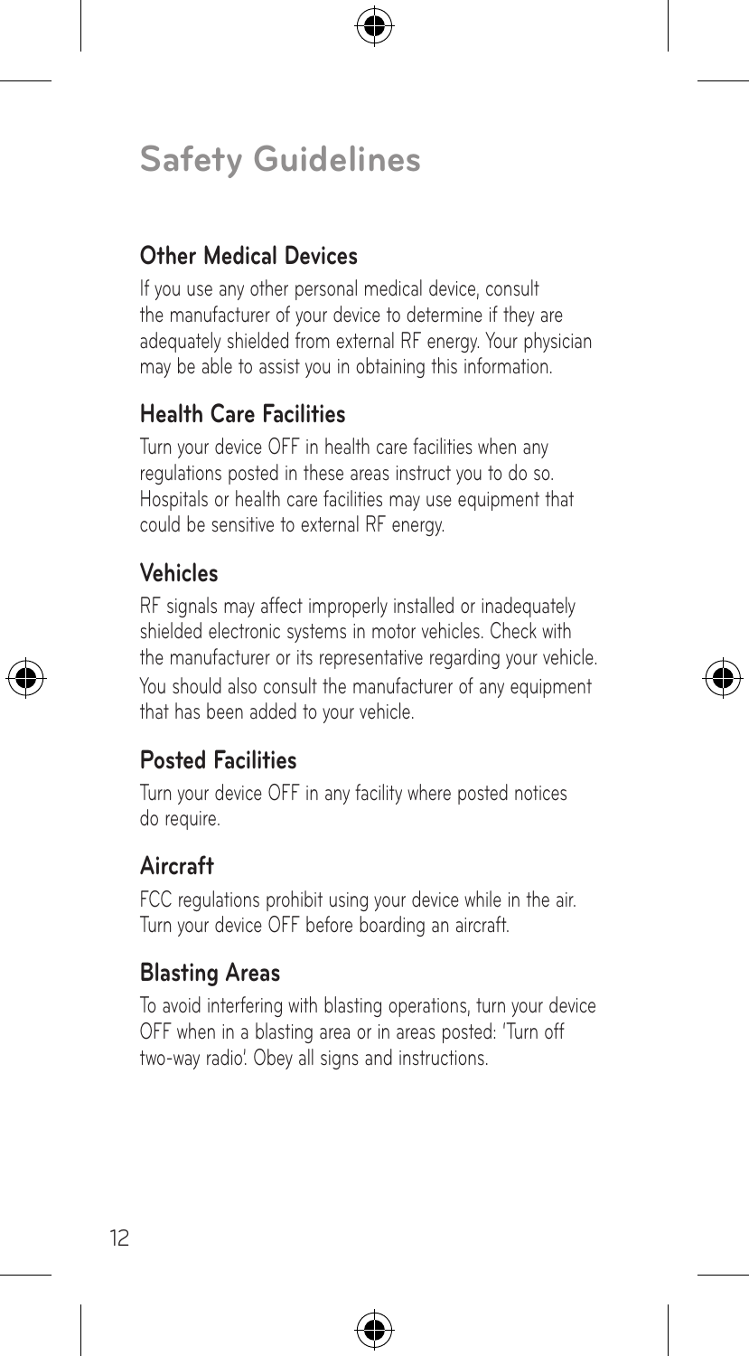# Safety Guidelines

## Other Medical Devices

If you use any other personal medical device, consult the manufacturer of your device to determine if they are adequately shielded from external RF energy. Your physician may be able to assist you in obtaining this information.

## Health Care Facilities

Turn your device OFF in health care facilities when any regulations posted in these areas instruct you to do so. Hospitals or health care facilities may use equipment that could be sensitive to external RF energy.

## Vehicles

RF signals may affect improperly installed or inadequately shielded electronic systems in motor vehicles. Check with the manufacturer or its representative regarding your vehicle. You should also consult the manufacturer of any equipment that has been added to your vehicle.

## Posted Facilities

Turn your device OFF in any facility where posted notices do require.

## Aircraft

FCC regulations prohibit using your device while in the air. Turn your device OFF before boarding an aircraft.

## Blasting Areas

To avoid interfering with blasting operations, turn your device OFF when in a blasting area or in areas posted: 'Turn off two-way radio'. Obey all signs and instructions.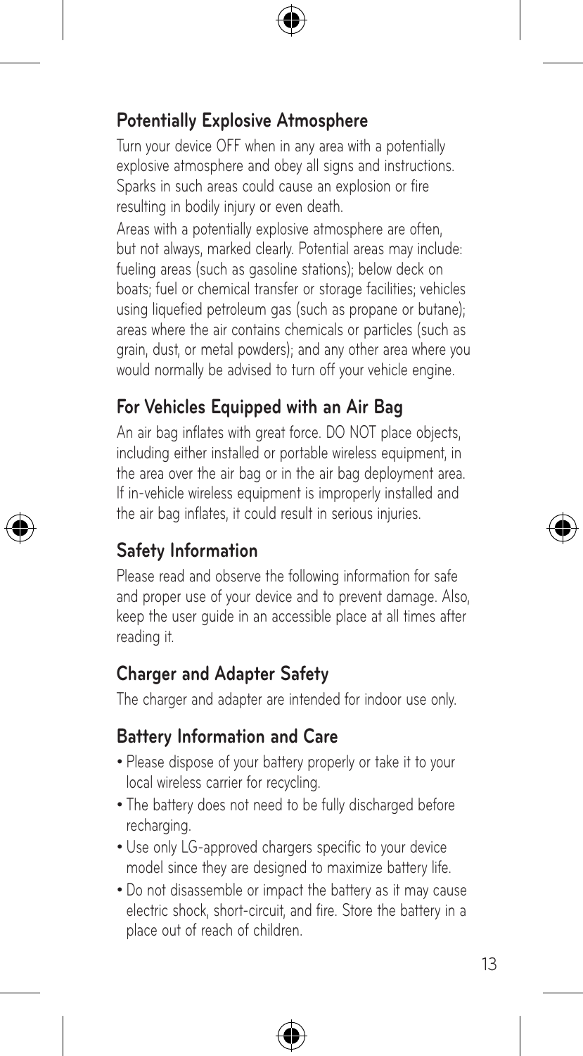## Potentially Explosive Atmosphere

Turn your device OFF when in any area with a potentially explosive atmosphere and obey all signs and instructions. Sparks in such areas could cause an explosion or fire resulting in bodily injury or even death.

Areas with a potentially explosive atmosphere are often, but not always, marked clearly. Potential areas may include: fueling areas (such as gasoline stations); below deck on boats; fuel or chemical transfer or storage facilities; vehicles using liquefied petroleum gas (such as propane or butane); areas where the air contains chemicals or particles (such as grain, dust, or metal powders); and any other area where you would normally be advised to turn off your vehicle engine.

## For Vehicles Equipped with an Air Bag

An air bag inflates with great force. DO NOT place objects, including either installed or portable wireless equipment, in the area over the air bag or in the air bag deployment area. If in-vehicle wireless equipment is improperly installed and the air bag inflates, it could result in serious injuries.

## Safety Information

Please read and observe the following information for safe and proper use of your device and to prevent damage. Also, keep the user guide in an accessible place at all times after reading it.

## Charger and Adapter Safety

The charger and adapter are intended for indoor use only.

## Battery Information and Care

- Please dispose of your battery properly or take it to your local wireless carrier for recycling.
- The battery does not need to be fully discharged before recharging.
- Use only LG-approved chargers specific to your device model since they are designed to maximize battery life.
- Do not disassemble or impact the battery as it may cause electric shock, short-circuit, and fire. Store the battery in a place out of reach of children.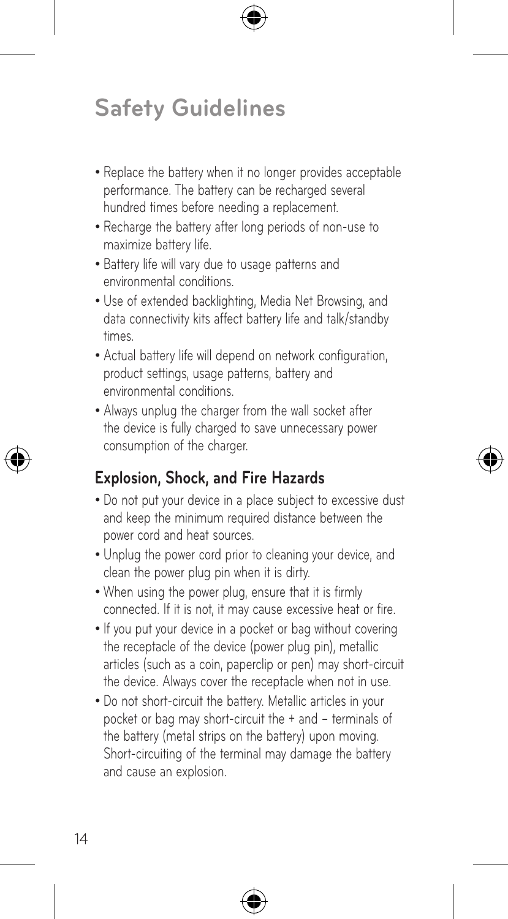# Safety Guidelines

- Replace the battery when it no longer provides acceptable performance. The battery can be recharged several hundred times before needing a replacement.
- Recharge the battery after long periods of non-use to maximize battery life.
- Battery life will vary due to usage patterns and environmental conditions.
- Use of extended backlighting, Media Net Browsing, and data connectivity kits affect battery life and talk/standby times.
- Actual battery life will depend on network configuration, product settings, usage patterns, battery and environmental conditions.
- Always unplug the charger from the wall socket after the device is fully charged to save unnecessary power consumption of the charger.

## Explosion, Shock, and Fire Hazards

- Do not put your device in a place subject to excessive dust and keep the minimum required distance between the power cord and heat sources.
- Unplug the power cord prior to cleaning your device, and clean the power plug pin when it is dirty.
- When using the power plug, ensure that it is firmly connected. If it is not, it may cause excessive heat or fire.
- If you put your device in a pocket or bag without covering the receptacle of the device (power plug pin), metallic articles (such as a coin, paperclip or pen) may short-circuit the device. Always cover the receptacle when not in use.
- Do not short-circuit the battery. Metallic articles in your pocket or bag may short-circuit the + and – terminals of the battery (metal strips on the battery) upon moving. Short-circuiting of the terminal may damage the battery and cause an explosion.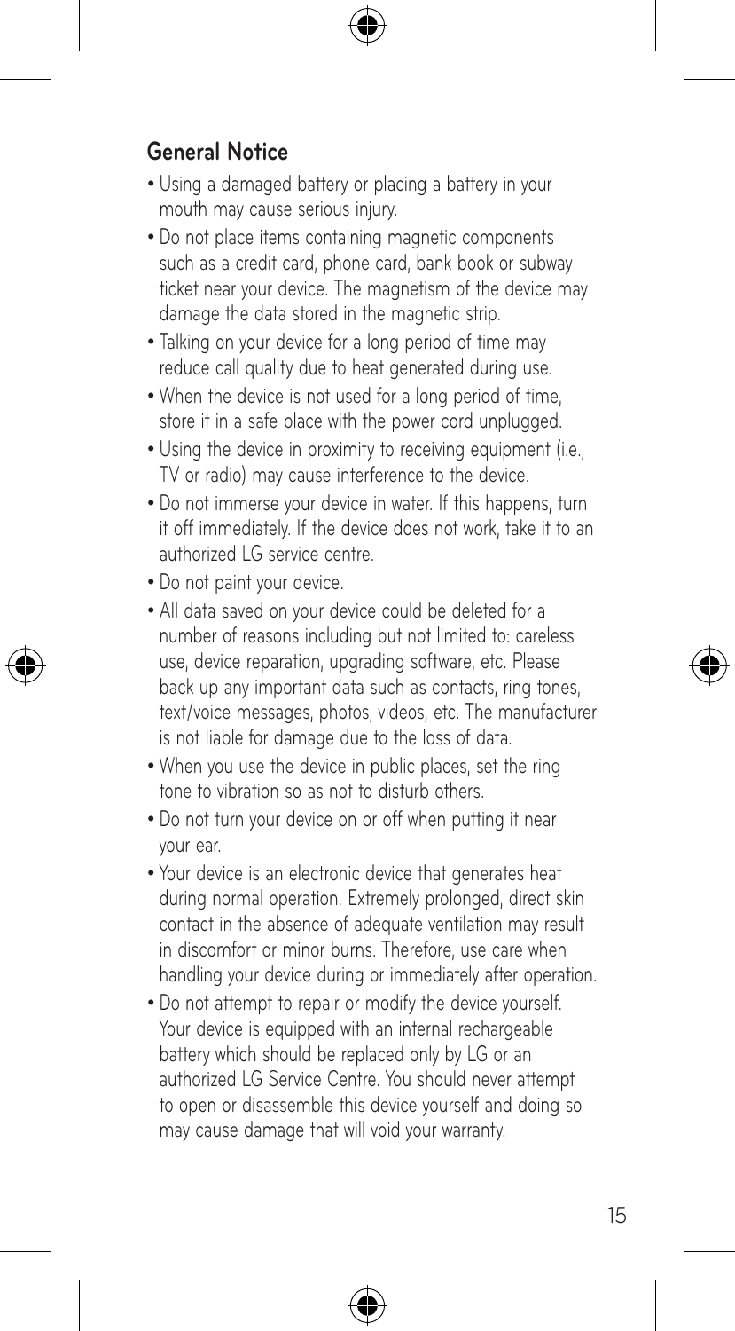## General Notice

- Using a damaged battery or placing a battery in your mouth may cause serious injury.
- Do not place items containing magnetic components such as a credit card, phone card, bank book or subway ticket near your device. The magnetism of the device may damage the data stored in the magnetic strip.
- Talking on your device for a long period of time may reduce call quality due to heat generated during use.
- When the device is not used for a long period of time, store it in a safe place with the power cord unplugged.
- Using the device in proximity to receiving equipment (i.e., TV or radio) may cause interference to the device.
- Do not immerse your device in water. If this happens, turn it off immediately. If the device does not work, take it to an authorized LG service centre.
- Do not paint your device.
- All data saved on your device could be deleted for a number of reasons including but not limited to: careless use, device reparation, upgrading software, etc. Please back up any important data such as contacts, ring tones, text/voice messages, photos, videos, etc. The manufacturer is not liable for damage due to the loss of data.
- When you use the device in public places, set the ring tone to vibration so as not to disturb others.
- Do not turn your device on or off when putting it near your ear.
- Your device is an electronic device that generates heat during normal operation. Extremely prolonged, direct skin contact in the absence of adequate ventilation may result in discomfort or minor burns. Therefore, use care when handling your device during or immediately after operation.
- Do not attempt to repair or modify the device yourself. Your device is equipped with an internal rechargeable battery which should be replaced only by LG or an authorized LG Service Centre. You should never attempt to open or disassemble this device yourself and doing so may cause damage that will void your warranty.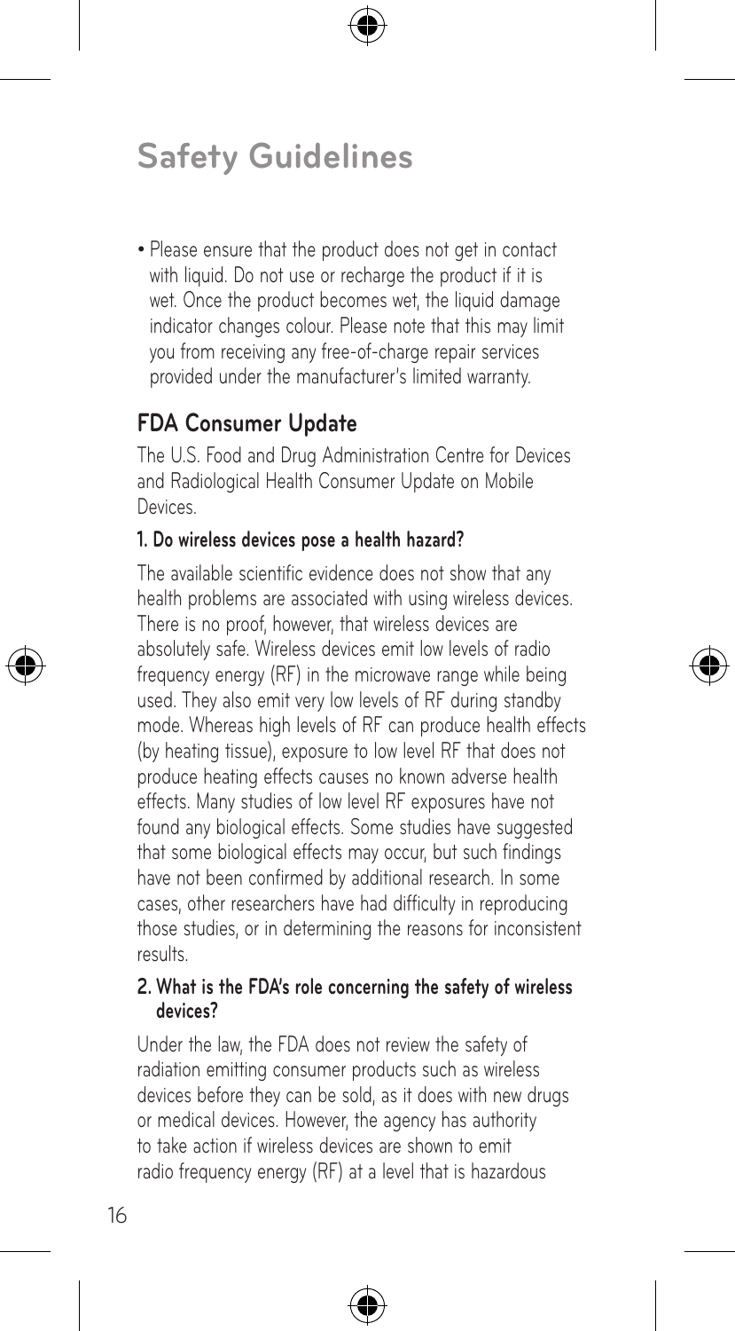# Safety Guidelines

- Please ensure that the product does not get in contact with liquid. Do not use or recharge the product if it is wet. Once the product becomes wet, the liquid damage indicator changes colour. Please note that this may limit you from receiving any free-of-charge repair services provided under the manufacturer's limited warranty.

## FDA Consumer Update

The U.S. Food and Drug Administration Centre for Devices and Radiological Health Consumer Update on Mobile Devices.

### 1. Do wireless devices pose a health hazard?

The available scientific evidence does not show that any health problems are associated with using wireless devices. There is no proof, however, that wireless devices are absolutely safe. Wireless devices emit low levels of radio frequency energy (RF) in the microwave range while being used. They also emit very low levels of RF during standby mode. Whereas high levels of RF can produce health effects (by heating tissue), exposure to low level RF that does not produce heating effects causes no known adverse health effects. Many studies of low level RF exposures have not found any biological effects. Some studies have suggested that some biological effects may occur, but such findings have not been confirmed by additional research. In some cases, other researchers have had difficulty in reproducing those studies, or in determining the reasons for inconsistent results.

### 2. What is the FDA's role concerning the safety of wireless devices?

Under the law, the FDA does not review the safety of radiation emitting consumer products such as wireless devices before they can be sold, as it does with new drugs or medical devices. However, the agency has authority to take action if wireless devices are shown to emit radio frequency energy (RF) at a level that is hazardous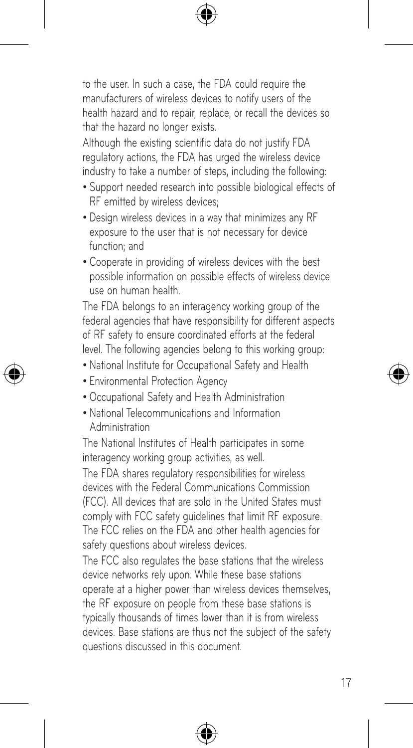to the user. In such a case, the FDA could require the manufacturers of wireless devices to notify users of the health hazard and to repair, replace, or recall the devices so that the hazard no longer exists.

Although the existing scientific data do not justify FDA regulatory actions, the FDA has urged the wireless device industry to take a number of steps, including the following:

- Support needed research into possible biological effects of RF emitted by wireless devices;
- Design wireless devices in a way that minimizes any RF exposure to the user that is not necessary for device function; and
- Cooperate in providing of wireless devices with the best possible information on possible effects of wireless device use on human health.

The FDA belongs to an interagency working group of the federal agencies that have responsibility for different aspects of RF safety to ensure coordinated efforts at the federal level. The following agencies belong to this working group:

- National Institute for Occupational Safety and Health
- Environmental Protection Agency
- Occupational Safety and Health Administration
- National Telecommunications and Information Administration

The National Institutes of Health participates in some interagency working group activities, as well.

The FDA shares regulatory responsibilities for wireless devices with the Federal Communications Commission (FCC). All devices that are sold in the United States must comply with FCC safety guidelines that limit RF exposure. The FCC relies on the FDA and other health agencies for safety questions about wireless devices.

The FCC also regulates the base stations that the wireless device networks rely upon. While these base stations operate at a higher power than wireless devices themselves, the RF exposure on people from these base stations is typically thousands of times lower than it is from wireless devices. Base stations are thus not the subject of the safety questions discussed in this document.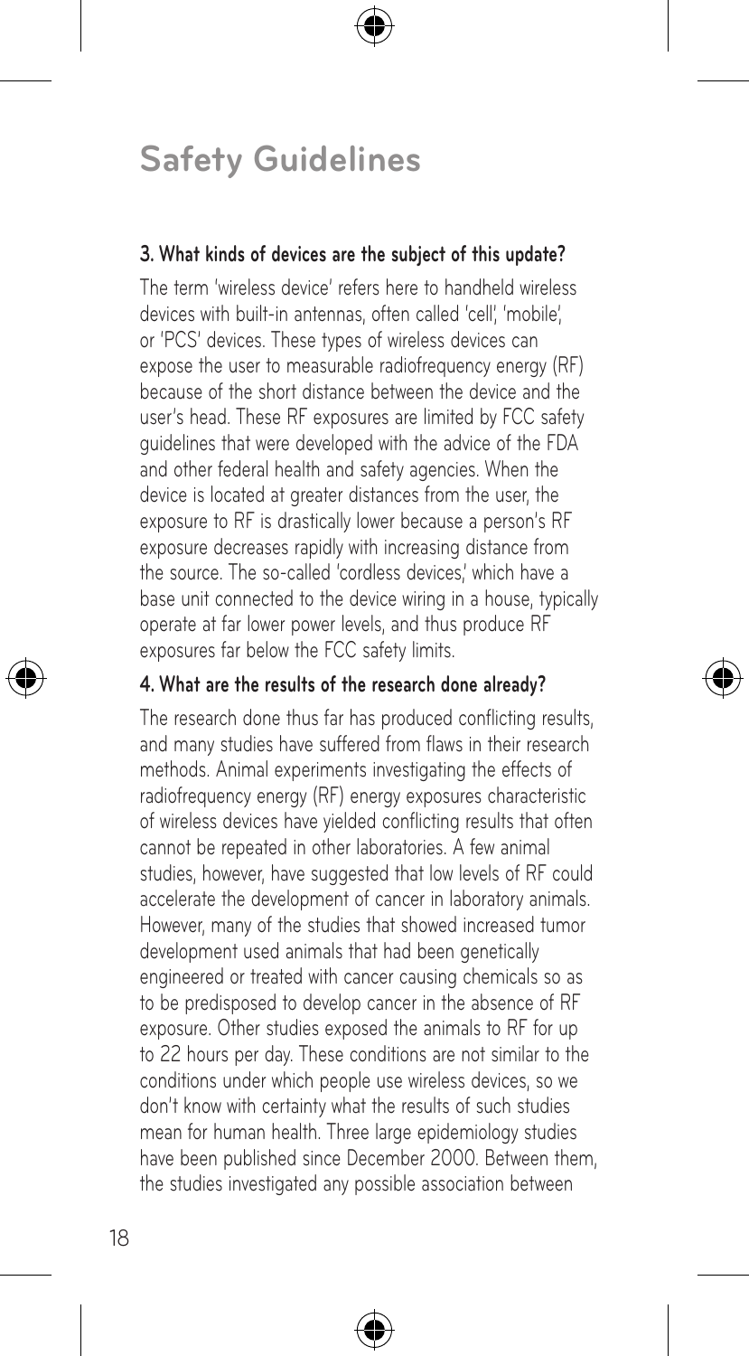# Safety Guidelines

**3. What kinds of devices are the subject of this update?**

The term 'wireless device' refers here to handheld wireless devices with built-in antennas, often called 'cell', 'mobile', or 'PCS' devices. These types of wireless devices can expose the user to measurable radiofrequency energy (RF) because of the short distance between the device and the user's head. These RF exposures are limited by FCC safety guidelines that were developed with the advice of the FDA and other federal health and safety agencies. When the device is located at greater distances from the user, the exposure to RF is drastically lower because a person's RF exposure decreases rapidly with increasing distance from the source. The so-called 'cordless devices,' which have a base unit connected to the device wiring in a house, typically operate at far lower power levels, and thus produce RF exposures far below the FCC safety limits.

**4. What are the results of the research done already?**

The research done thus far has produced conflicting results, and many studies have suffered from flaws in their research methods. Animal experiments investigating the effects of radiofrequency energy (RF) energy exposures characteristic of wireless devices have yielded conflicting results that often cannot be repeated in other laboratories. A few animal studies, however, have suggested that low levels of RF could accelerate the development of cancer in laboratory animals. However, many of the studies that showed increased tumor development used animals that had been genetically engineered or treated with cancer causing chemicals so as to be predisposed to develop cancer in the absence of RF exposure. Other studies exposed the animals to RF for up to 22 hours per day. These conditions are not similar to the conditions under which people use wireless devices, so we don't know with certainty what the results of such studies mean for human health. Three large epidemiology studies have been published since December 2000. Between them, the studies investigated any possible association between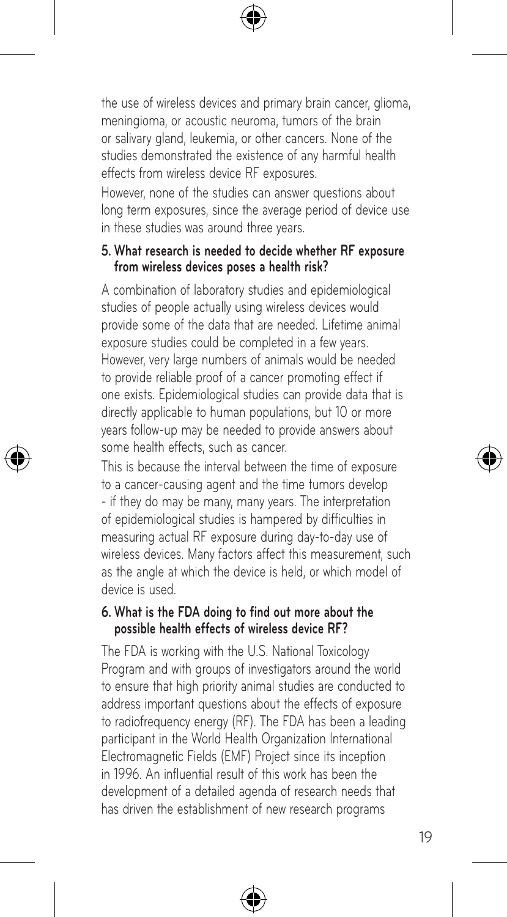the use of wireless devices and primary brain cancer, glioma, meningioma, or acoustic neuroma, tumors of the brain or salivary gland, leukemia, or other cancers. None of the studies demonstrated the existence of any harmful health effects from wireless device RF exposures.

However, none of the studies can answer questions about long term exposures, since the average period of device use in these studies was around three years.

**5. What research is needed to decide whether RF exposure from wireless devices poses a health risk?**

A combination of laboratory studies and epidemiological studies of people actually using wireless devices would provide some of the data that are needed. Lifetime animal exposure studies could be completed in a few years. However, very large numbers of animals would be needed to provide reliable proof of a cancer promoting effect if one exists. Epidemiological studies can provide data that is directly applicable to human populations, but 10 or more years follow-up may be needed to provide answers about some health effects, such as cancer.

This is because the interval between the time of exposure to a cancer-causing agent and the time tumors develop - if they do may be many, many years. The interpretation of epidemiological studies is hampered by difficulties in measuring actual RF exposure during day-to-day use of wireless devices. Many factors affect this measurement, such as the angle at which the device is held, or which model of device is used.

**6. What is the FDA doing to find out more about the possible health effects of wireless device RF?**

The FDA is working with the U.S. National Toxicology Program and with groups of investigators around the world to ensure that high priority animal studies are conducted to address important questions about the effects of exposure to radiofrequency energy (RF). The FDA has been a leading participant in the World Health Organization International Electromagnetic Fields (EMF) Project since its inception in 1996. An influential result of this work has been the development of a detailed agenda of research needs that has driven the establishment of new research programs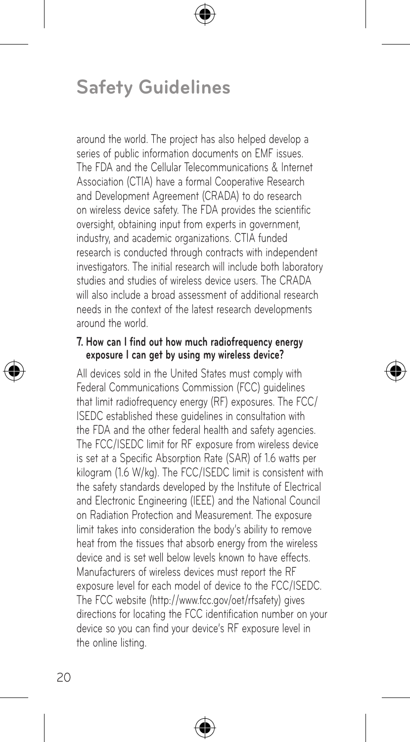around the world. The project has also helped develop a series of public information documents on EMF issues. The FDA and the Cellular Telecommunications & Internet Association (CTIA) have a formal Cooperative Research and Development Agreement (CRADA) to do research on wireless device safety. The FDA provides the scientific oversight, obtaining input from experts in government, industry, and academic organizations. CTIA funded research is conducted through contracts with independent investigators. The initial research will include both laboratory studies and studies of wireless device users. The CRADA will also include a broad assessment of additional research needs in the context of the latest research developments around the world.

**7. How can I find out how much radiofrequency energy exposure I can get by using my wireless device?**

All devices sold in the United States must comply with Federal Communications Commission (FCC) guidelines that limit radiofrequency energy (RF) exposures. The FCC/ISEDC established these guidelines in consultation with the FDA and the other federal health and safety agencies. The FCC/ISEDC limit for RF exposure from wireless device is set at a Specific Absorption Rate (SAR) of 1.6 watts per kilogram (1.6 W/kg). The FCC/ISEDC limit is consistent with the safety standards developed by the Institute of Electrical and Electronic Engineering (IEEE) and the National Council on Radiation Protection and Measurement. The exposure limit takes into consideration the body's ability to remove heat from the tissues that absorb energy from the wireless device and is set well below levels known to have effects. Manufacturers of wireless devices must report the RF exposure level for each model of device to the FCC/ISEDC. The FCC website (http://www.fcc.gov/oet/rfsafety) gives directions for locating the FCC identification number on your device so you can find your device's RF exposure level in the online listing.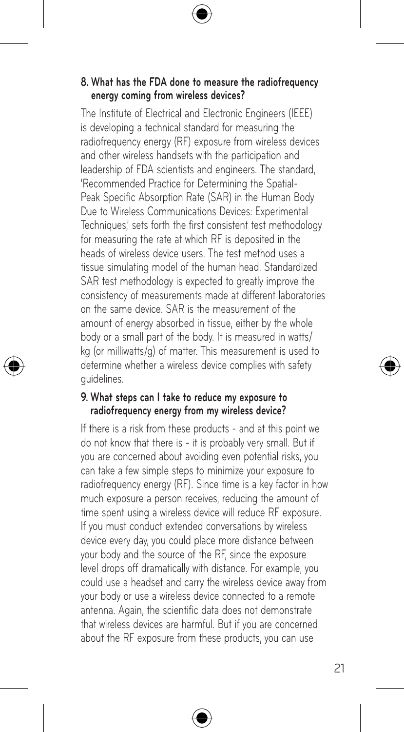**8. What has the FDA done to measure the radiofrequency energy coming from wireless devices?**

The Institute of Electrical and Electronic Engineers (IEEE) is developing a technical standard for measuring the radiofrequency energy (RF) exposure from wireless devices and other wireless handsets with the participation and leadership of FDA scientists and engineers. The standard, 'Recommended Practice for Determining the Spatial-Peak Specific Absorption Rate (SAR) in the Human Body Due to Wireless Communications Devices: Experimental Techniques,' sets forth the first consistent test methodology for measuring the rate at which RF is deposited in the heads of wireless device users. The test method uses a tissue simulating model of the human head. Standardized SAR test methodology is expected to greatly improve the consistency of measurements made at different laboratories on the same device. SAR is the measurement of the amount of energy absorbed in tissue, either by the whole body or a small part of the body. It is measured in watts/kg (or milliwatts/g) of matter. This measurement is used to determine whether a wireless device complies with safety guidelines.

**9. What steps can I take to reduce my exposure to radiofrequency energy from my wireless device?**

If there is a risk from these products - and at this point we do not know that there is - it is probably very small. But if you are concerned about avoiding even potential risks, you can take a few simple steps to minimize your exposure to radiofrequency energy (RF). Since time is a key factor in how much exposure a person receives, reducing the amount of time spent using a wireless device will reduce RF exposure. If you must conduct extended conversations by wireless device every day, you could place more distance between your body and the source of the RF, since the exposure level drops off dramatically with distance. For example, you could use a headset and carry the wireless device away from your body or use a wireless device connected to a remote antenna. Again, the scientific data does not demonstrate that wireless devices are harmful. But if you are concerned about the RF exposure from these products, you can use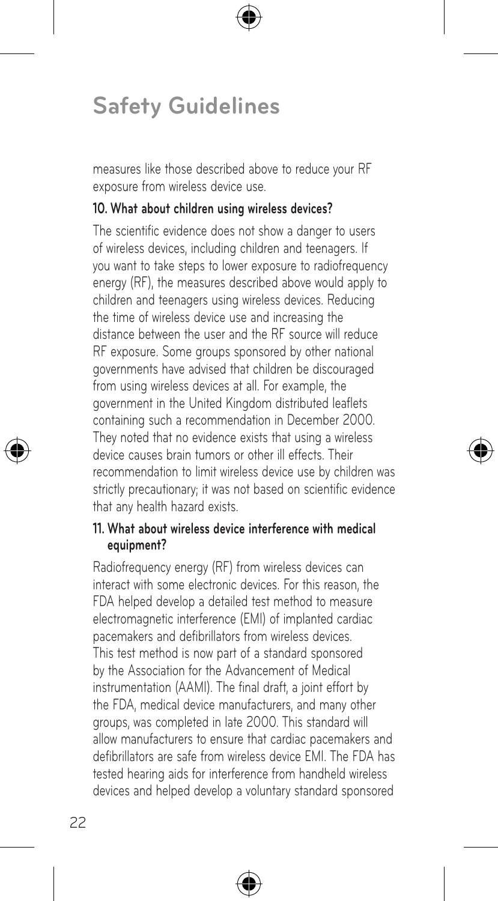# Safety Guidelines

measures like those described above to reduce your RF exposure from wireless device use.

**10. What about children using wireless devices?**

The scientific evidence does not show a danger to users of wireless devices, including children and teenagers. If you want to take steps to lower exposure to radiofrequency energy (RF), the measures described above would apply to children and teenagers using wireless devices. Reducing the time of wireless device use and increasing the distance between the user and the RF source will reduce RF exposure. Some groups sponsored by other national governments have advised that children be discouraged from using wireless devices at all. For example, the government in the United Kingdom distributed leaflets containing such a recommendation in December 2000. They noted that no evidence exists that using a wireless device causes brain tumors or other ill effects. Their recommendation to limit wireless device use by children was strictly precautionary; it was not based on scientific evidence that any health hazard exists.

**11. What about wireless device interference with medical equipment?**

Radiofrequency energy (RF) from wireless devices can interact with some electronic devices. For this reason, the FDA helped develop a detailed test method to measure electromagnetic interference (EMI) of implanted cardiac pacemakers and defibrillators from wireless devices. This test method is now part of a standard sponsored by the Association for the Advancement of Medical instrumentation (AAMI). The final draft, a joint effort by the FDA, medical device manufacturers, and many other groups, was completed in late 2000. This standard will allow manufacturers to ensure that cardiac pacemakers and defibrillators are safe from wireless device EMI. The FDA has tested hearing aids for interference from handheld wireless devices and helped develop a voluntary standard sponsored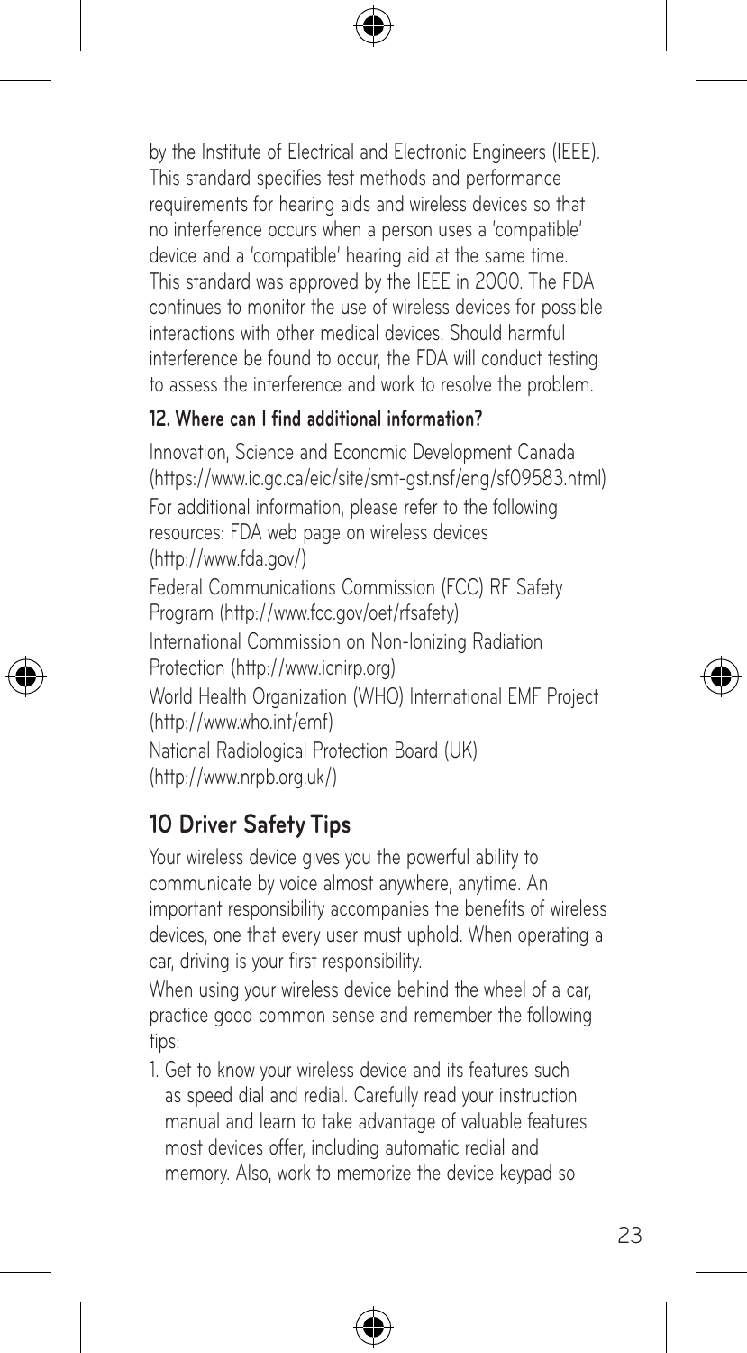by the Institute of Electrical and Electronic Engineers (IEEE). This standard specifies test methods and performance requirements for hearing aids and wireless devices so that no interference occurs when a person uses a 'compatible' device and a 'compatible' hearing aid at the same time. This standard was approved by the IEEE in 2000. The FDA continues to monitor the use of wireless devices for possible interactions with other medical devices. Should harmful interference be found to occur, the FDA will conduct testing to assess the interference and work to resolve the problem.

**12. Where can I find additional information?**

Innovation, Science and Economic Development Canada (https://www.ic.gc.ca/eic/site/smt-gst.nsf/eng/sf09583.html)

For additional information, please refer to the following resources: FDA web page on wireless devices (http://www.fda.gov/)

Federal Communications Commission (FCC) RF Safety Program (http://www.fcc.gov/oet/rfsafety)

International Commission on Non-Ionizing Radiation Protection (http://www.icnirp.org)

World Health Organization (WHO) International EMF Project (http://www.who.int/emf)

National Radiological Protection Board (UK) (http://www.nrpb.org.uk/)

## 10 Driver Safety Tips

Your wireless device gives you the powerful ability to communicate by voice almost anywhere, anytime. An important responsibility accompanies the benefits of wireless devices, one that every user must uphold. When operating a car, driving is your first responsibility.

When using your wireless device behind the wheel of a car, practice good common sense and remember the following tips:

1. Get to know your wireless device and its features such as speed dial and redial. Carefully read your instruction manual and learn to take advantage of valuable features most devices offer, including automatic redial and memory. Also, work to memorize the device keypad so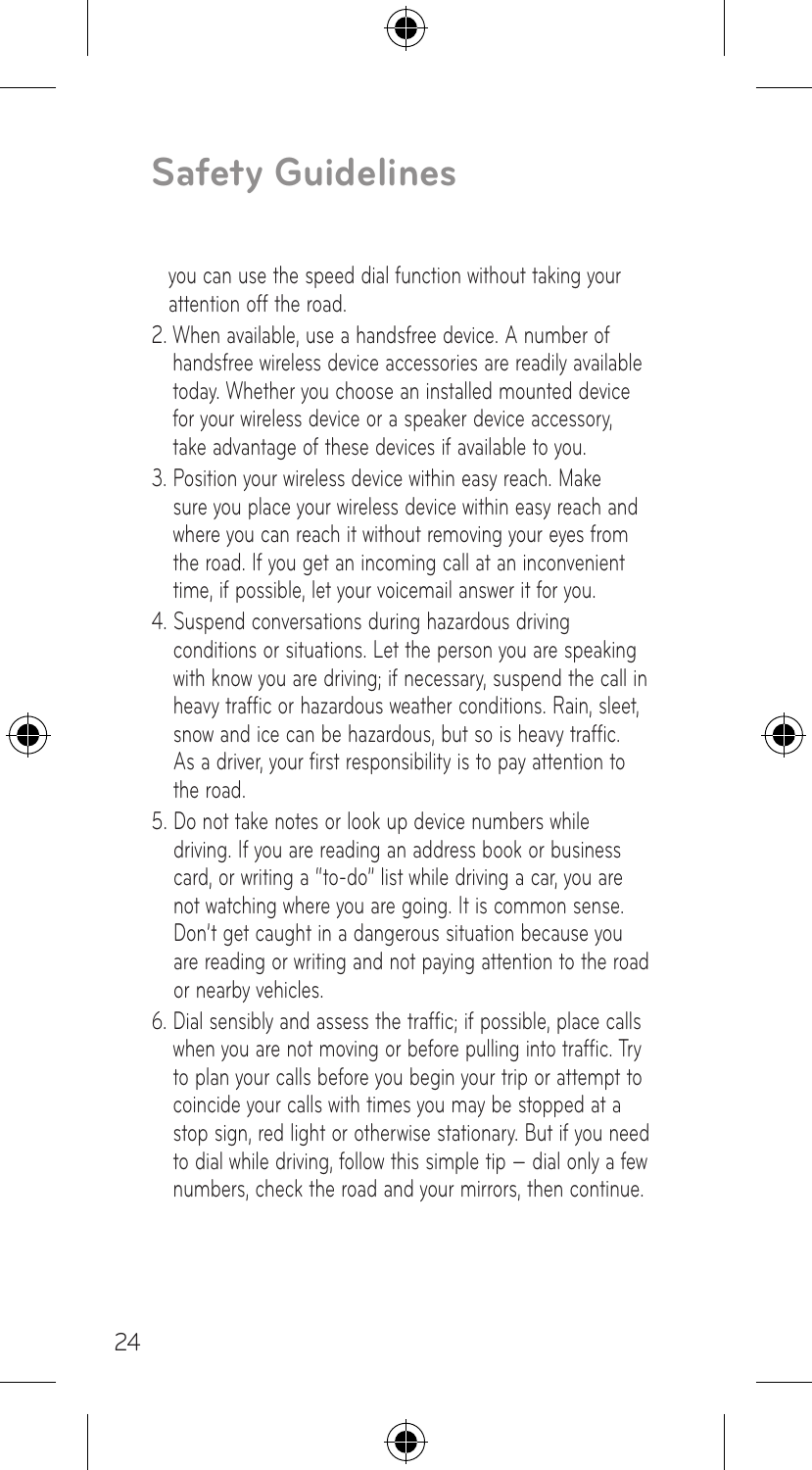# Safety Guidelines

you can use the speed dial function without taking your attention off the road.

2. When available, use a handsfree device. A number of handsfree wireless device accessories are readily available today. Whether you choose an installed mounted device for your wireless device or a speaker device accessory, take advantage of these devices if available to you.
3. Position your wireless device within easy reach. Make sure you place your wireless device within easy reach and where you can reach it without removing your eyes from the road. If you get an incoming call at an inconvenient time, if possible, let your voicemail answer it for you.
4. Suspend conversations during hazardous driving conditions or situations. Let the person you are speaking with know you are driving; if necessary, suspend the call in heavy traffic or hazardous weather conditions. Rain, sleet, snow and ice can be hazardous, but so is heavy traffic. As a driver, your first responsibility is to pay attention to the road.
5. Do not take notes or look up device numbers while driving. If you are reading an address book or business card, or writing a "to-do" list while driving a car, you are not watching where you are going. It is common sense. Don't get caught in a dangerous situation because you are reading or writing and not paying attention to the road or nearby vehicles.
6. Dial sensibly and assess the traffic; if possible, place calls when you are not moving or before pulling into traffic. Try to plan your calls before you begin your trip or attempt to coincide your calls with times you may be stopped at a stop sign, red light or otherwise stationary. But if you need to dial while driving, follow this simple tip — dial only a few numbers, check the road and your mirrors, then continue.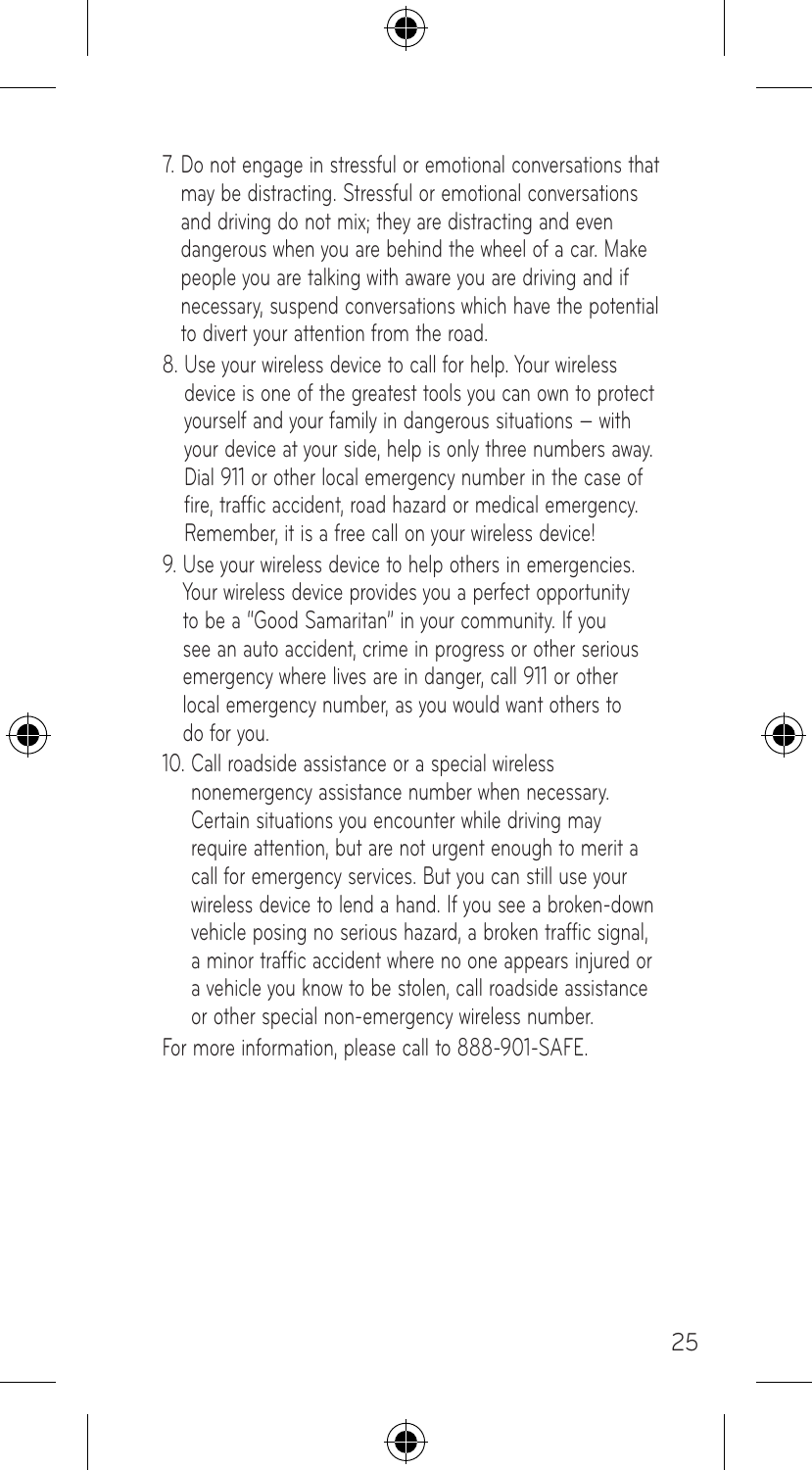7. Do not engage in stressful or emotional conversations that may be distracting. Stressful or emotional conversations and driving do not mix; they are distracting and even dangerous when you are behind the wheel of a car. Make people you are talking with aware you are driving and if necessary, suspend conversations which have the potential to divert your attention from the road.
8. Use your wireless device to call for help. Your wireless device is one of the greatest tools you can own to protect yourself and your family in dangerous situations – with your device at your side, help is only three numbers away. Dial 911 or other local emergency number in the case of fire, traffic accident, road hazard or medical emergency. Remember, it is a free call on your wireless device!
9. Use your wireless device to help others in emergencies. Your wireless device provides you a perfect opportunity to be a "Good Samaritan" in your community. If you see an auto accident, crime in progress or other serious emergency where lives are in danger, call 911 or other local emergency number, as you would want others to do for you.
10. Call roadside assistance or a special wireless nonemergency assistance number when necessary. Certain situations you encounter while driving may require attention, but are not urgent enough to merit a call for emergency services. But you can still use your wireless device to lend a hand. If you see a broken-down vehicle posing no serious hazard, a broken traffic signal, a minor traffic accident where no one appears injured or a vehicle you know to be stolen, call roadside assistance or other special non-emergency wireless number.

For more information, please call to 888-901-SAFE.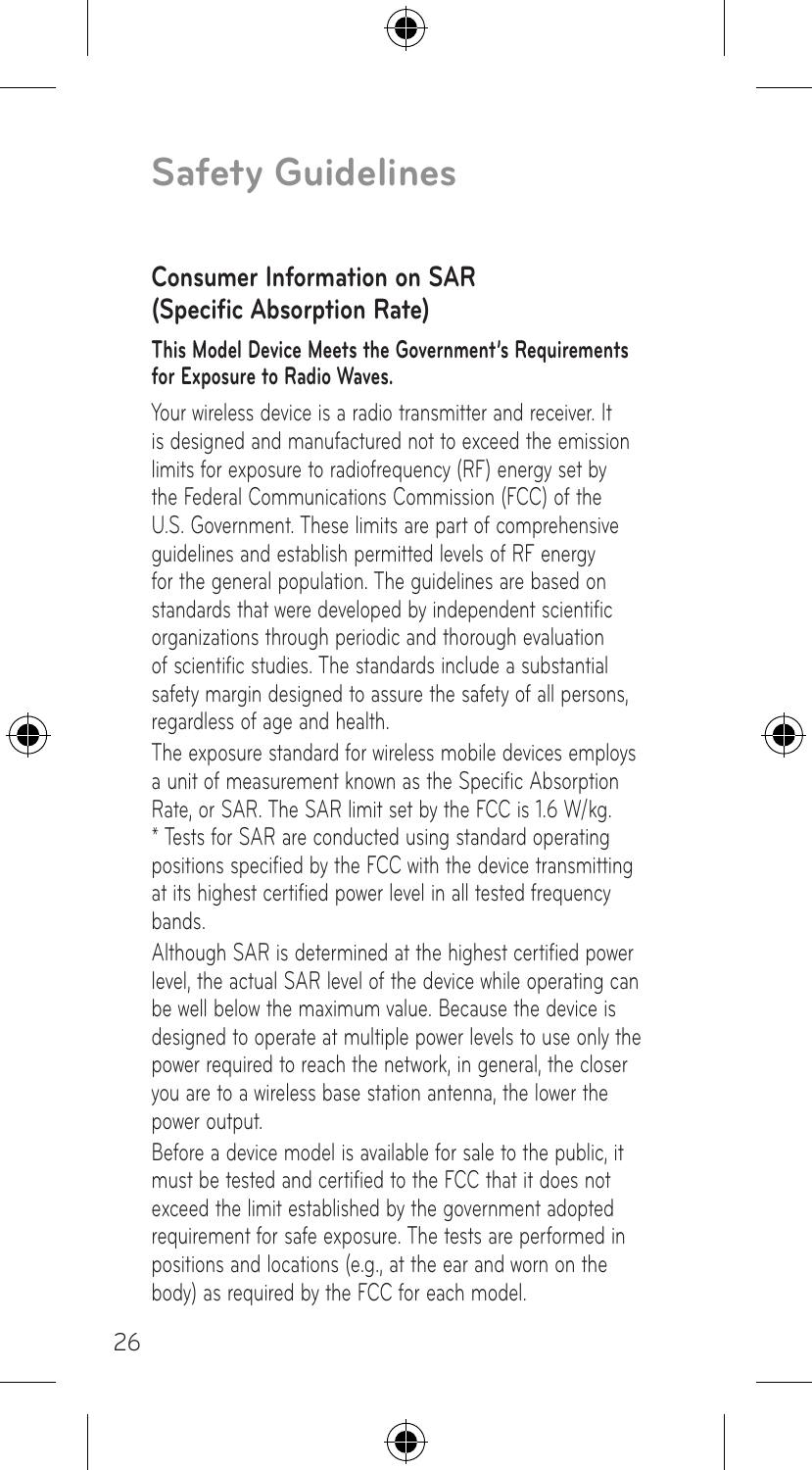# Safety Guidelines

## Consumer Information on SAR (Specific Absorption Rate)

**This Model Device Meets the Government's Requirements for Exposure to Radio Waves.**

Your wireless device is a radio transmitter and receiver. It is designed and manufactured not to exceed the emission limits for exposure to radiofrequency (RF) energy set by the Federal Communications Commission (FCC) of the U.S. Government. These limits are part of comprehensive guidelines and establish permitted levels of RF energy for the general population. The guidelines are based on standards that were developed by independent scientific organizations through periodic and thorough evaluation of scientific studies. The standards include a substantial safety margin designed to assure the safety of all persons, regardless of age and health.

The exposure standard for wireless mobile devices employs a unit of measurement known as the Specific Absorption Rate, or SAR. The SAR limit set by the FCC is 1.6 W/kg. * Tests for SAR are conducted using standard operating positions specified by the FCC with the device transmitting at its highest certified power level in all tested frequency bands.

Although SAR is determined at the highest certified power level, the actual SAR level of the device while operating can be well below the maximum value. Because the device is designed to operate at multiple power levels to use only the power required to reach the network, in general, the closer you are to a wireless base station antenna, the lower the power output.

Before a device model is available for sale to the public, it must be tested and certified to the FCC that it does not exceed the limit established by the government adopted requirement for safe exposure. The tests are performed in positions and locations (e.g., at the ear and worn on the body) as required by the FCC for each model.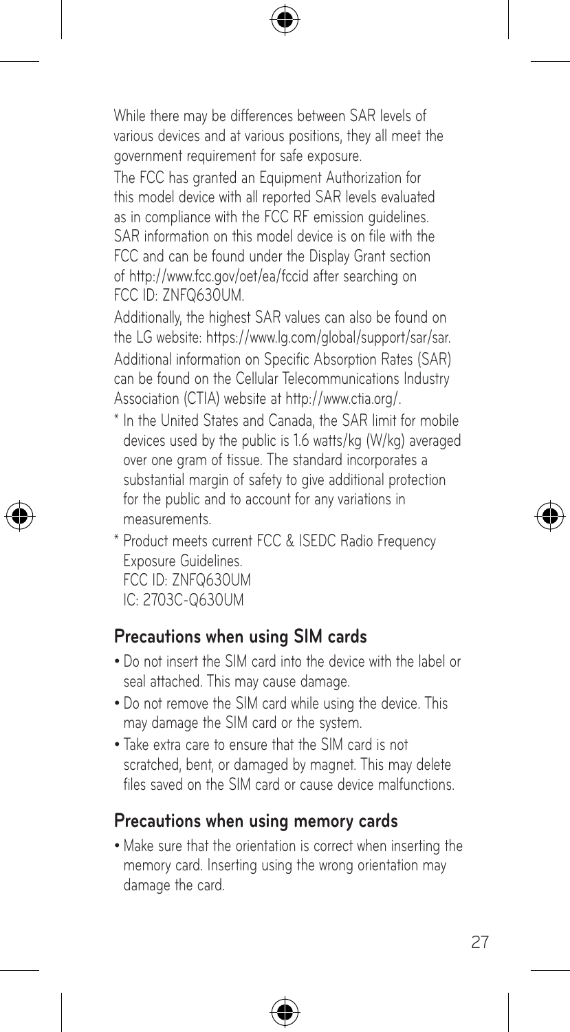While there may be differences between SAR levels of various devices and at various positions, they all meet the government requirement for safe exposure.

The FCC has granted an Equipment Authorization for this model device with all reported SAR levels evaluated as in compliance with the FCC RF emission guidelines. SAR information on this model device is on file with the FCC and can be found under the Display Grant section of http://www.fcc.gov/oet/ea/fccid after searching on FCC ID: ZNFQ630UM.

Additionally, the highest SAR values can also be found on the LG website: https://www.lg.com/global/support/sar/sar.

Additional information on Specific Absorption Rates (SAR) can be found on the Cellular Telecommunications Industry Association (CTIA) website at http://www.ctia.org/.

\* In the United States and Canada, the SAR limit for mobile devices used by the public is 1.6 watts/kg (W/kg) averaged over one gram of tissue. The standard incorporates a substantial margin of safety to give additional protection for the public and to account for any variations in measurements.

\* Product meets current FCC & ISEDC Radio Frequency Exposure Guidelines.
FCC ID: ZNFQ630UM
IC: 2703C-Q630UM

## Precautions when using SIM cards

- Do not insert the SIM card into the device with the label or seal attached. This may cause damage.
- Do not remove the SIM card while using the device. This may damage the SIM card or the system.
- Take extra care to ensure that the SIM card is not scratched, bent, or damaged by magnet. This may delete files saved on the SIM card or cause device malfunctions.

## Precautions when using memory cards

- Make sure that the orientation is correct when inserting the memory card. Inserting using the wrong orientation may damage the card.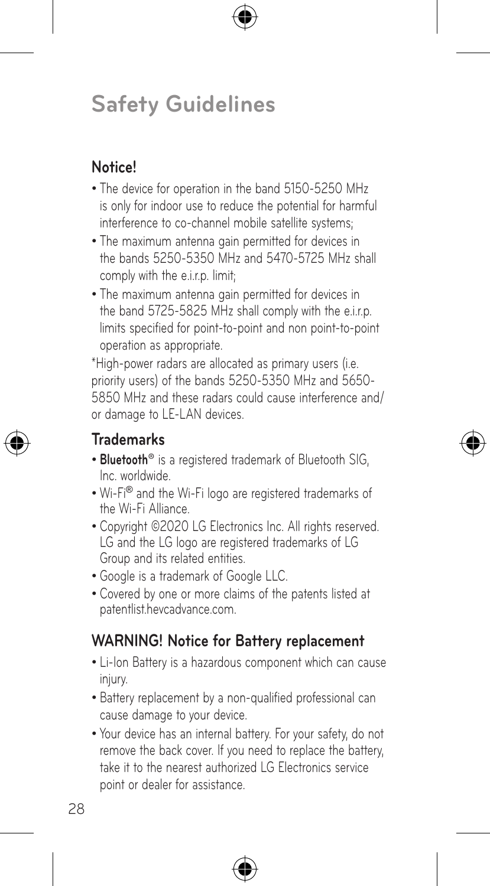# Safety Guidelines

## Notice!

- The device for operation in the band 5150-5250 MHz is only for indoor use to reduce the potential for harmful interference to co-channel mobile satellite systems;
- The maximum antenna gain permitted for devices in the bands 5250-5350 MHz and 5470-5725 MHz shall comply with the e.i.r.p. limit;
- The maximum antenna gain permitted for devices in the band 5725-5825 MHz shall comply with the e.i.r.p. limits specified for point-to-point and non point-to-point operation as appropriate.

*High-power radars are allocated as primary users (i.e. priority users) of the bands 5250-5350 MHz and 5650-5850 MHz and these radars could cause interference and/or damage to LE-LAN devices.

## Trademarks

- **Bluetooth**® is a registered trademark of Bluetooth SIG, Inc. worldwide.
- Wi-Fi® and the Wi-Fi logo are registered trademarks of the Wi-Fi Alliance.
- Copyright ©2020 LG Electronics Inc. All rights reserved. LG and the LG logo are registered trademarks of LG Group and its related entities.
- Google is a trademark of Google LLC.
- Covered by one or more claims of the patents listed at patentlist.hevcadvance.com.

## WARNING! Notice for Battery replacement

- Li-Ion Battery is a hazardous component which can cause injury.
- Battery replacement by a non-qualified professional can cause damage to your device.
- Your device has an internal battery. For your safety, do not remove the back cover. If you need to replace the battery, take it to the nearest authorized LG Electronics service point or dealer for assistance.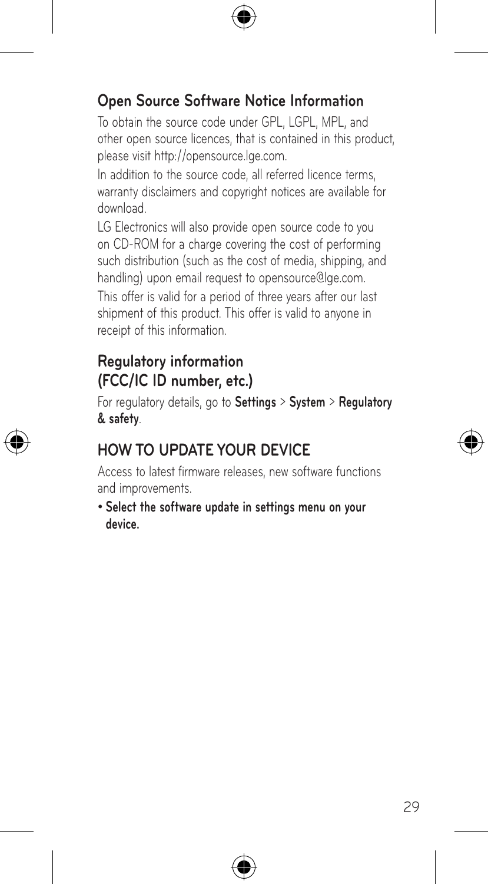## Open Source Software Notice Information

To obtain the source code under GPL, LGPL, MPL, and other open source licences, that is contained in this product, please visit http://opensource.lge.com.

In addition to the source code, all referred licence terms, warranty disclaimers and copyright notices are available for download.

LG Electronics will also provide open source code to you on CD-ROM for a charge covering the cost of performing such distribution (such as the cost of media, shipping, and handling) upon email request to opensource@lge.com.

This offer is valid for a period of three years after our last shipment of this product. This offer is valid to anyone in receipt of this information.

## Regulatory information (FCC/IC ID number, etc.)

For regulatory details, go to **Settings** > **System** > **Regulatory & safety**.

## HOW TO UPDATE YOUR DEVICE

Access to latest firmware releases, new software functions and improvements.

- **Select the software update in settings menu on your device.**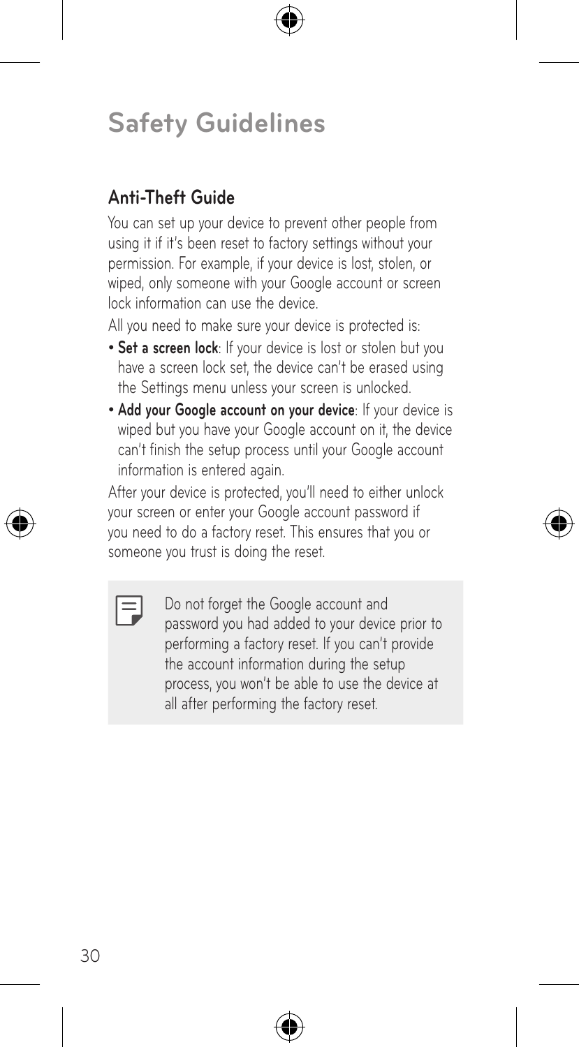# Safety Guidelines

## Anti-Theft Guide

You can set up your device to prevent other people from using it if it's been reset to factory settings without your permission. For example, if your device is lost, stolen, or wiped, only someone with your Google account or screen lock information can use the device.

All you need to make sure your device is protected is:

- **Set a screen lock**: If your device is lost or stolen but you have a screen lock set, the device can't be erased using the Settings menu unless your screen is unlocked.
- **Add your Google account on your device**: If your device is wiped but you have your Google account on it, the device can't finish the setup process until your Google account information is entered again.

After your device is protected, you'll need to either unlock your screen or enter your Google account password if you need to do a factory reset. This ensures that you or someone you trust is doing the reset.

> Do not forget the Google account and password you had added to your device prior to performing a factory reset. If you can't provide the account information during the setup process, you won't be able to use the device at all after performing the factory reset.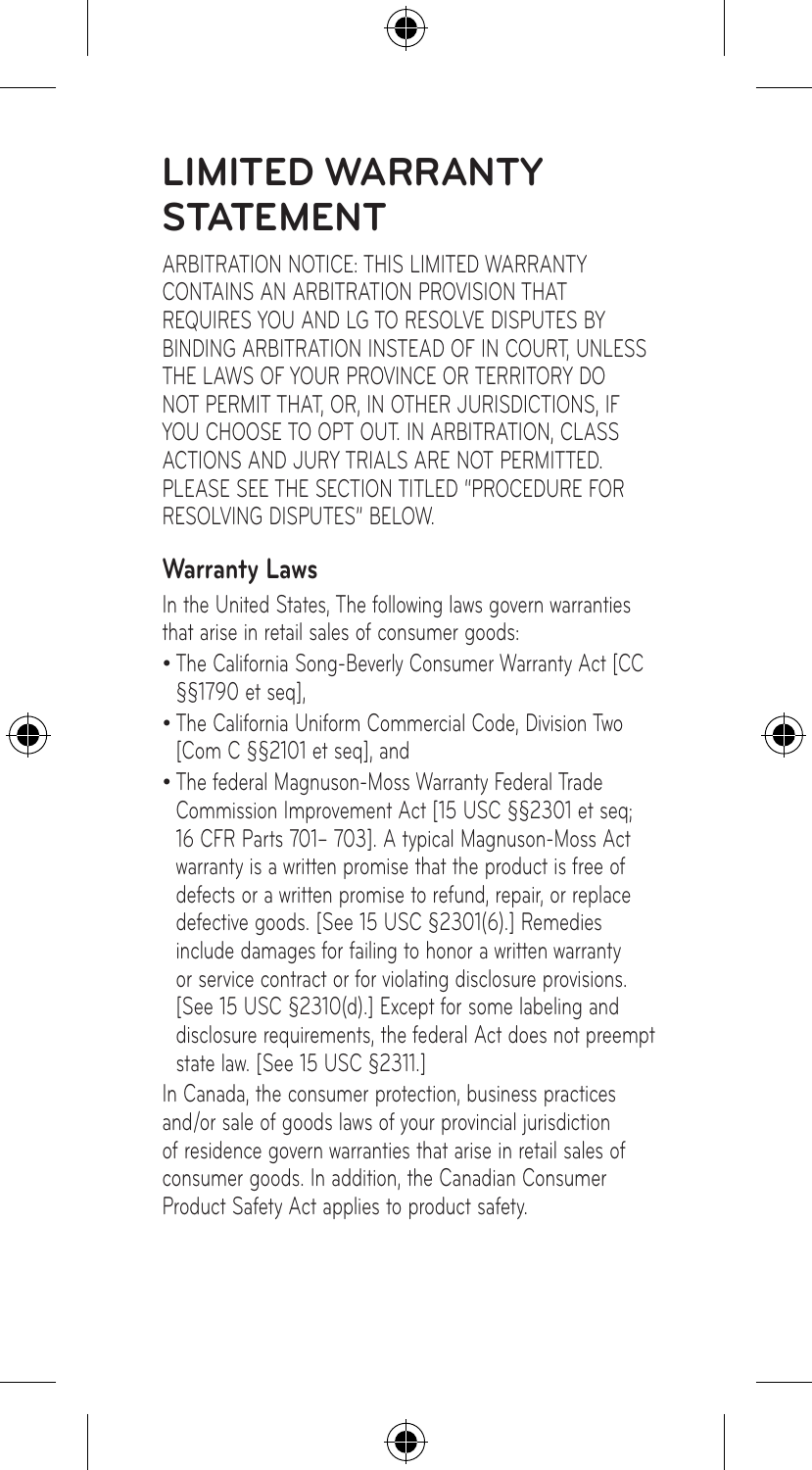# LIMITED WARRANTY STATEMENT

ARBITRATION NOTICE: THIS LIMITED WARRANTY CONTAINS AN ARBITRATION PROVISION THAT REQUIRES YOU AND LG TO RESOLVE DISPUTES BY BINDING ARBITRATION INSTEAD OF IN COURT, UNLESS THE LAWS OF YOUR PROVINCE OR TERRITORY DO NOT PERMIT THAT, OR, IN OTHER JURISDICTIONS, IF YOU CHOOSE TO OPT OUT. IN ARBITRATION, CLASS ACTIONS AND JURY TRIALS ARE NOT PERMITTED. PLEASE SEE THE SECTION TITLED "PROCEDURE FOR RESOLVING DISPUTES" BELOW.

## Warranty Laws

In the United States, The following laws govern warranties that arise in retail sales of consumer goods:

- The California Song-Beverly Consumer Warranty Act [CC §§1790 et seq],
- The California Uniform Commercial Code, Division Two [Com C §§2101 et seq], and
- The federal Magnuson-Moss Warranty Federal Trade Commission Improvement Act [15 USC §§2301 et seq; 16 CFR Parts 701– 703]. A typical Magnuson-Moss Act warranty is a written promise that the product is free of defects or a written promise to refund, repair, or replace defective goods. [See 15 USC §2301(6).] Remedies include damages for failing to honor a written warranty or service contract or for violating disclosure provisions. [See 15 USC §2310(d).] Except for some labeling and disclosure requirements, the federal Act does not preempt state law. [See 15 USC §2311.]

In Canada, the consumer protection, business practices and/or sale of goods laws of your provincial jurisdiction of residence govern warranties that arise in retail sales of consumer goods. In addition, the Canadian Consumer Product Safety Act applies to product safety.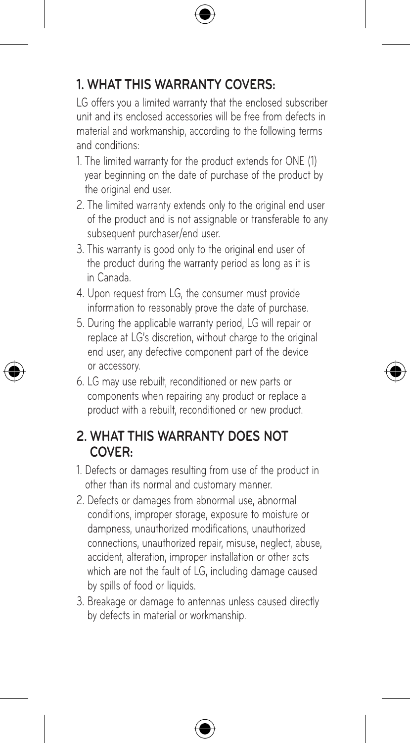## 1. WHAT THIS WARRANTY COVERS:

LG offers you a limited warranty that the enclosed subscriber unit and its enclosed accessories will be free from defects in material and workmanship, according to the following terms and conditions:

1. The limited warranty for the product extends for ONE (1) year beginning on the date of purchase of the product by the original end user.
2. The limited warranty extends only to the original end user of the product and is not assignable or transferable to any subsequent purchaser/end user.
3. This warranty is good only to the original end user of the product during the warranty period as long as it is in Canada.
4. Upon request from LG, the consumer must provide information to reasonably prove the date of purchase.
5. During the applicable warranty period, LG will repair or replace at LG's discretion, without charge to the original end user, any defective component part of the device or accessory.
6. LG may use rebuilt, reconditioned or new parts or components when repairing any product or replace a product with a rebuilt, reconditioned or new product.

## 2. WHAT THIS WARRANTY DOES NOT COVER:

1. Defects or damages resulting from use of the product in other than its normal and customary manner.
2. Defects or damages from abnormal use, abnormal conditions, improper storage, exposure to moisture or dampness, unauthorized modifications, unauthorized connections, unauthorized repair, misuse, neglect, abuse, accident, alteration, improper installation or other acts which are not the fault of LG, including damage caused by spills of food or liquids.
3. Breakage or damage to antennas unless caused directly by defects in material or workmanship.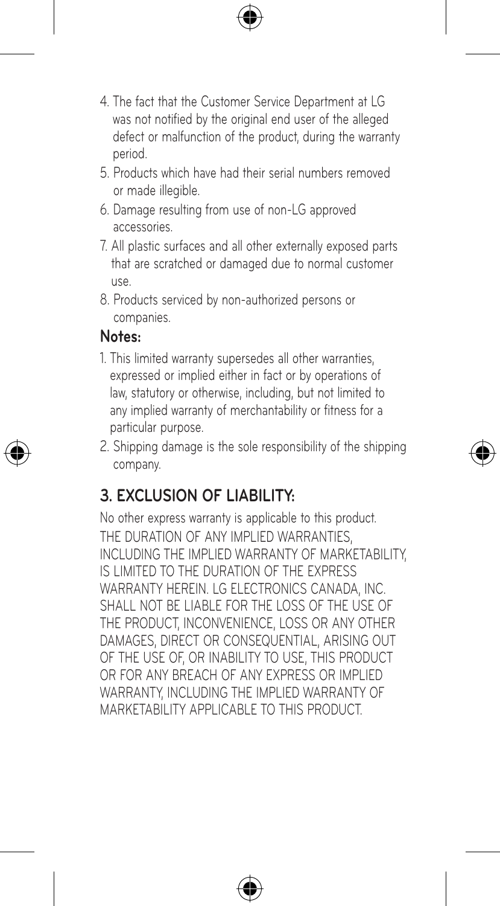4. The fact that the Customer Service Department at LG was not notified by the original end user of the alleged defect or malfunction of the product, during the warranty period.
5. Products which have had their serial numbers removed or made illegible.
6. Damage resulting from use of non-LG approved accessories.
7. All plastic surfaces and all other externally exposed parts that are scratched or damaged due to normal customer use.
8. Products serviced by non-authorized persons or companies.

**Notes:**

1. This limited warranty supersedes all other warranties, expressed or implied either in fact or by operations of law, statutory or otherwise, including, but not limited to any implied warranty of merchantability or fitness for a particular purpose.
2. Shipping damage is the sole responsibility of the shipping company.

## 3. EXCLUSION OF LIABILITY:

No other express warranty is applicable to this product. THE DURATION OF ANY IMPLIED WARRANTIES, INCLUDING THE IMPLIED WARRANTY OF MARKETABILITY, IS LIMITED TO THE DURATION OF THE EXPRESS WARRANTY HEREIN. LG ELECTRONICS CANADA, INC. SHALL NOT BE LIABLE FOR THE LOSS OF THE USE OF THE PRODUCT, INCONVENIENCE, LOSS OR ANY OTHER DAMAGES, DIRECT OR CONSEQUENTIAL, ARISING OUT OF THE USE OF, OR INABILITY TO USE, THIS PRODUCT OR FOR ANY BREACH OF ANY EXPRESS OR IMPLIED WARRANTY, INCLUDING THE IMPLIED WARRANTY OF MARKETABILITY APPLICABLE TO THIS PRODUCT.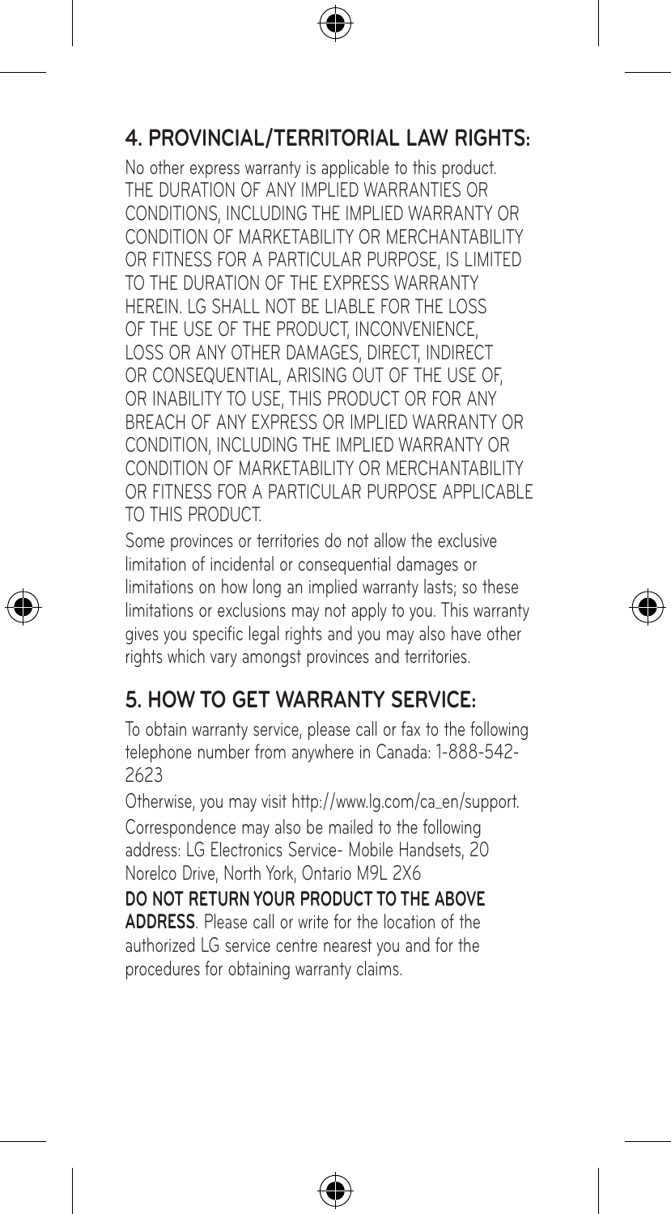## 4. PROVINCIAL/TERRITORIAL LAW RIGHTS:

No other express warranty is applicable to this product. THE DURATION OF ANY IMPLIED WARRANTIES OR CONDITIONS, INCLUDING THE IMPLIED WARRANTY OR CONDITION OF MARKETABILITY OR MERCHANTABILITY OR FITNESS FOR A PARTICULAR PURPOSE, IS LIMITED TO THE DURATION OF THE EXPRESS WARRANTY HEREIN. LG SHALL NOT BE LIABLE FOR THE LOSS OF THE USE OF THE PRODUCT, INCONVENIENCE, LOSS OR ANY OTHER DAMAGES, DIRECT, INDIRECT OR CONSEQUENTIAL, ARISING OUT OF THE USE OF, OR INABILITY TO USE, THIS PRODUCT OR FOR ANY BREACH OF ANY EXPRESS OR IMPLIED WARRANTY OR CONDITION, INCLUDING THE IMPLIED WARRANTY OR CONDITION OF MARKETABILITY OR MERCHANTABILITY OR FITNESS FOR A PARTICULAR PURPOSE APPLICABLE TO THIS PRODUCT.

Some provinces or territories do not allow the exclusive limitation of incidental or consequential damages or limitations on how long an implied warranty lasts; so these limitations or exclusions may not apply to you. This warranty gives you specific legal rights and you may also have other rights which vary amongst provinces and territories.

## 5. HOW TO GET WARRANTY SERVICE:

To obtain warranty service, please call or fax to the following telephone number from anywhere in Canada: 1-888-542-2623

Otherwise, you may visit http://www.lg.com/ca_en/support.

Correspondence may also be mailed to the following address: LG Electronics Service- Mobile Handsets, 20 Norelco Drive, North York, Ontario M9L 2X6

**DO NOT RETURN YOUR PRODUCT TO THE ABOVE ADDRESS**. Please call or write for the location of the authorized LG service centre nearest you and for the procedures for obtaining warranty claims.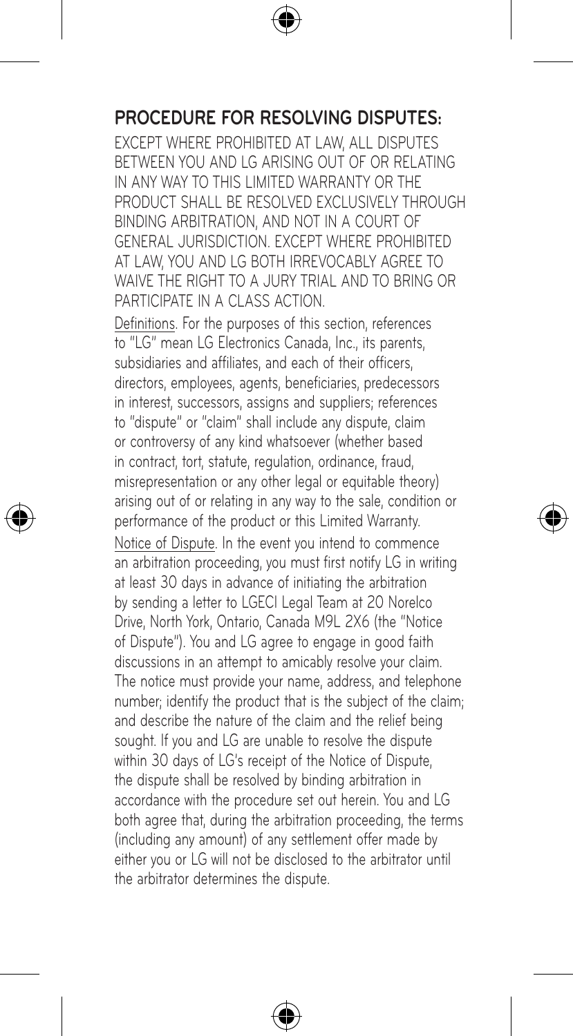## PROCEDURE FOR RESOLVING DISPUTES:

EXCEPT WHERE PROHIBITED AT LAW, ALL DISPUTES BETWEEN YOU AND LG ARISING OUT OF OR RELATING IN ANY WAY TO THIS LIMITED WARRANTY OR THE PRODUCT SHALL BE RESOLVED EXCLUSIVELY THROUGH BINDING ARBITRATION, AND NOT IN A COURT OF GENERAL JURISDICTION. EXCEPT WHERE PROHIBITED AT LAW, YOU AND LG BOTH IRREVOCABLY AGREE TO WAIVE THE RIGHT TO A JURY TRIAL AND TO BRING OR PARTICIPATE IN A CLASS ACTION.

Definitions. For the purposes of this section, references to "LG" mean LG Electronics Canada, Inc., its parents, subsidiaries and affiliates, and each of their officers, directors, employees, agents, beneficiaries, predecessors in interest, successors, assigns and suppliers; references to "dispute" or "claim" shall include any dispute, claim or controversy of any kind whatsoever (whether based in contract, tort, statute, regulation, ordinance, fraud, misrepresentation or any other legal or equitable theory) arising out of or relating in any way to the sale, condition or performance of the product or this Limited Warranty.

Notice of Dispute. In the event you intend to commence an arbitration proceeding, you must first notify LG in writing at least 30 days in advance of initiating the arbitration by sending a letter to LGECI Legal Team at 20 Norelco Drive, North York, Ontario, Canada M9L 2X6 (the "Notice of Dispute"). You and LG agree to engage in good faith discussions in an attempt to amicably resolve your claim. The notice must provide your name, address, and telephone number; identify the product that is the subject of the claim; and describe the nature of the claim and the relief being sought. If you and LG are unable to resolve the dispute within 30 days of LG's receipt of the Notice of Dispute, the dispute shall be resolved by binding arbitration in accordance with the procedure set out herein. You and LG both agree that, during the arbitration proceeding, the terms (including any amount) of any settlement offer made by either you or LG will not be disclosed to the arbitrator until the arbitrator determines the dispute.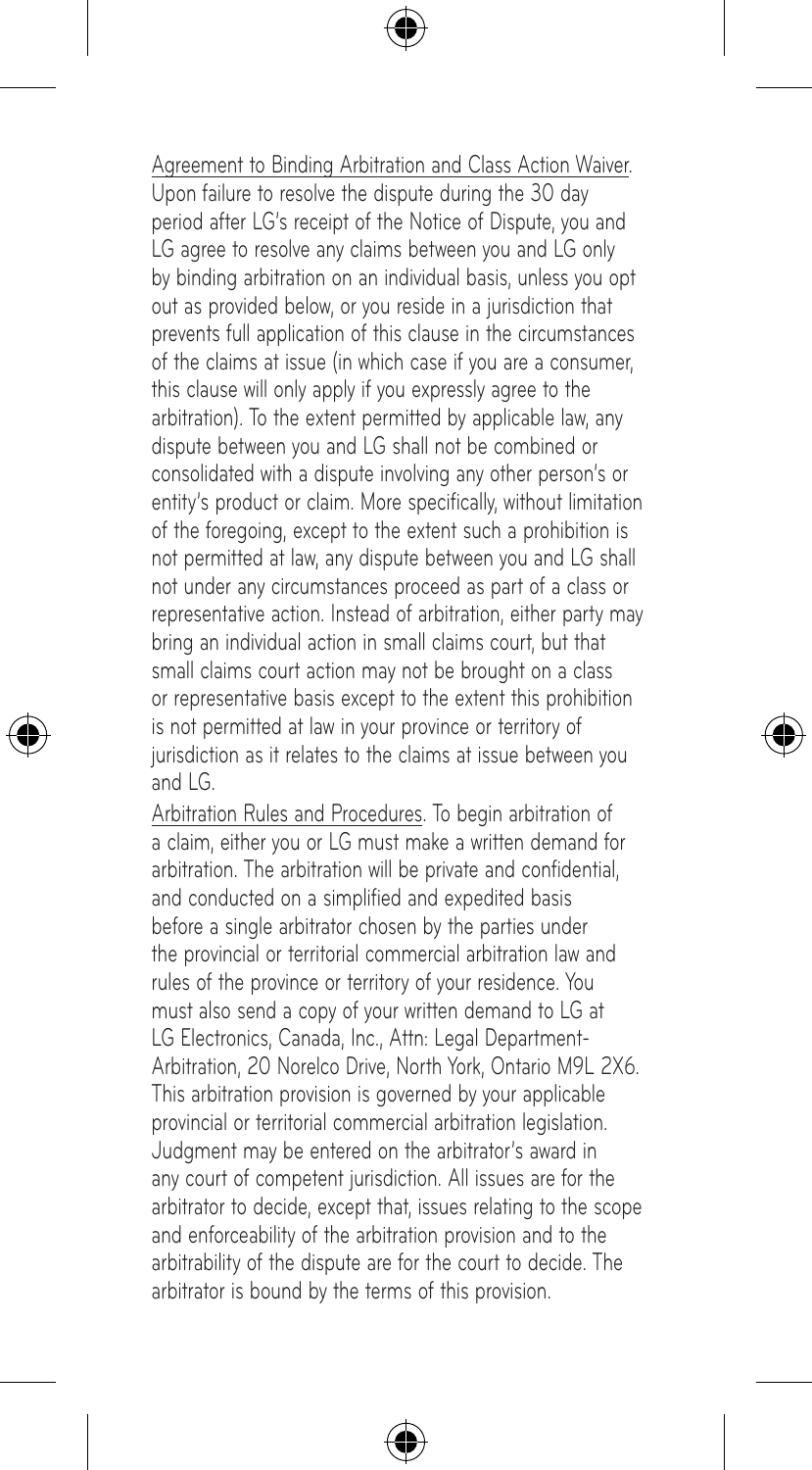Agreement to Binding Arbitration and Class Action Waiver. Upon failure to resolve the dispute during the 30 day period after LG's receipt of the Notice of Dispute, you and LG agree to resolve any claims between you and LG only by binding arbitration on an individual basis, unless you opt out as provided below, or you reside in a jurisdiction that prevents full application of this clause in the circumstances of the claims at issue (in which case if you are a consumer, this clause will only apply if you expressly agree to the arbitration). To the extent permitted by applicable law, any dispute between you and LG shall not be combined or consolidated with a dispute involving any other person's or entity's product or claim. More specifically, without limitation of the foregoing, except to the extent such a prohibition is not permitted at law, any dispute between you and LG shall not under any circumstances proceed as part of a class or representative action. Instead of arbitration, either party may bring an individual action in small claims court, but that small claims court action may not be brought on a class or representative basis except to the extent this prohibition is not permitted at law in your province or territory of jurisdiction as it relates to the claims at issue between you and LG.

Arbitration Rules and Procedures. To begin arbitration of a claim, either you or LG must make a written demand for arbitration. The arbitration will be private and confidential, and conducted on a simplified and expedited basis before a single arbitrator chosen by the parties under the provincial or territorial commercial arbitration law and rules of the province or territory of your residence. You must also send a copy of your written demand to LG at LG Electronics, Canada, Inc., Attn: Legal Department-Arbitration, 20 Norelco Drive, North York, Ontario M9L 2X6. This arbitration provision is governed by your applicable provincial or territorial commercial arbitration legislation. Judgment may be entered on the arbitrator's award in any court of competent jurisdiction. All issues are for the arbitrator to decide, except that, issues relating to the scope and enforceability of the arbitration provision and to the arbitrability of the dispute are for the court to decide. The arbitrator is bound by the terms of this provision.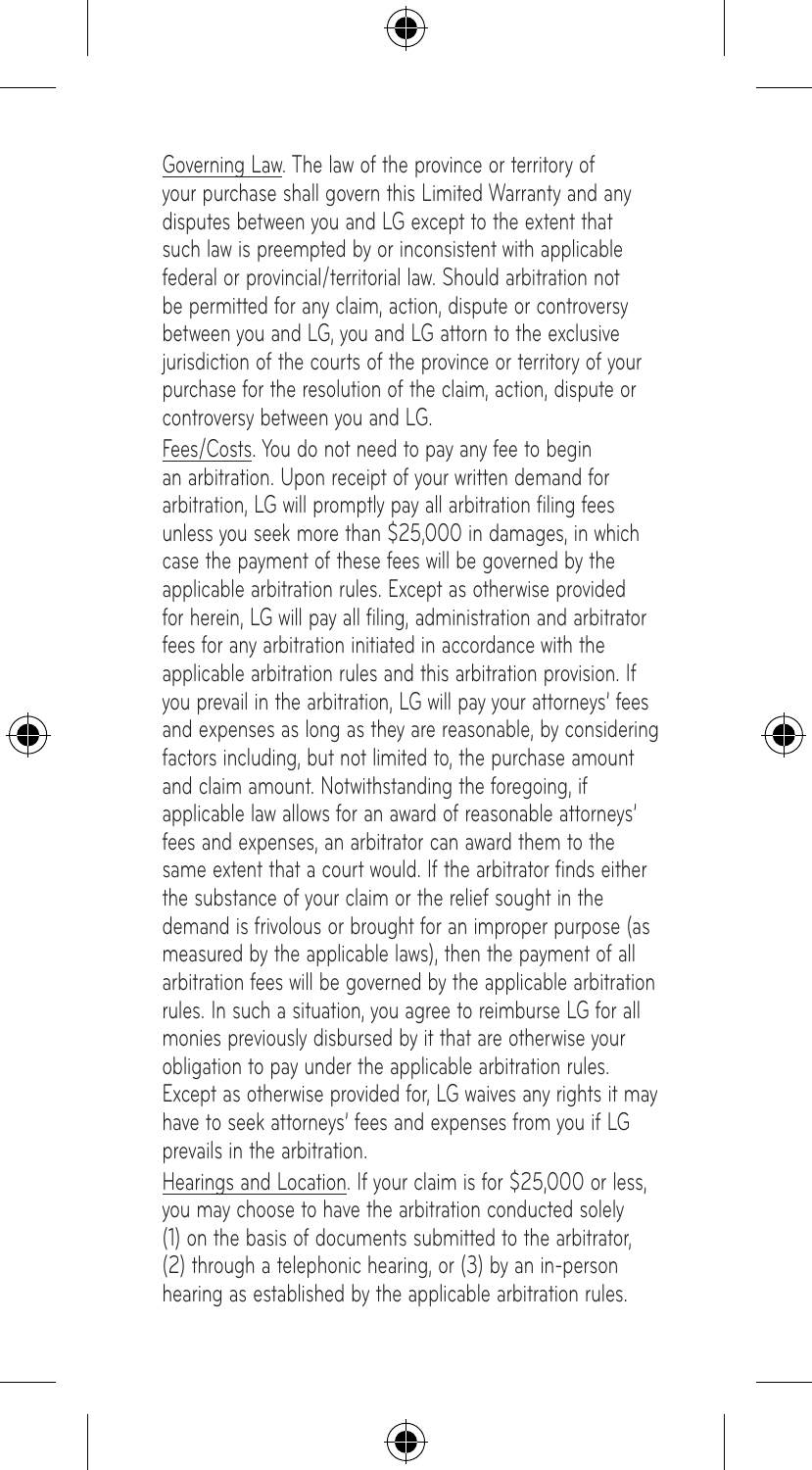Governing Law. The law of the province or territory of your purchase shall govern this Limited Warranty and any disputes between you and LG except to the extent that such law is preempted by or inconsistent with applicable federal or provincial/territorial law. Should arbitration not be permitted for any claim, action, dispute or controversy between you and LG, you and LG attorn to the exclusive jurisdiction of the courts of the province or territory of your purchase for the resolution of the claim, action, dispute or controversy between you and LG.

Fees/Costs. You do not need to pay any fee to begin an arbitration. Upon receipt of your written demand for arbitration, LG will promptly pay all arbitration filing fees unless you seek more than $25,000 in damages, in which case the payment of these fees will be governed by the applicable arbitration rules. Except as otherwise provided for herein, LG will pay all filing, administration and arbitrator fees for any arbitration initiated in accordance with the applicable arbitration rules and this arbitration provision. If you prevail in the arbitration, LG will pay your attorneys' fees and expenses as long as they are reasonable, by considering factors including, but not limited to, the purchase amount and claim amount. Notwithstanding the foregoing, if applicable law allows for an award of reasonable attorneys' fees and expenses, an arbitrator can award them to the same extent that a court would. If the arbitrator finds either the substance of your claim or the relief sought in the demand is frivolous or brought for an improper purpose (as measured by the applicable laws), then the payment of all arbitration fees will be governed by the applicable arbitration rules. In such a situation, you agree to reimburse LG for all monies previously disbursed by it that are otherwise your obligation to pay under the applicable arbitration rules. Except as otherwise provided for, LG waives any rights it may have to seek attorneys' fees and expenses from you if LG prevails in the arbitration.

Hearings and Location. If your claim is for $25,000 or less, you may choose to have the arbitration conducted solely (1) on the basis of documents submitted to the arbitrator, (2) through a telephonic hearing, or (3) by an in-person hearing as established by the applicable arbitration rules.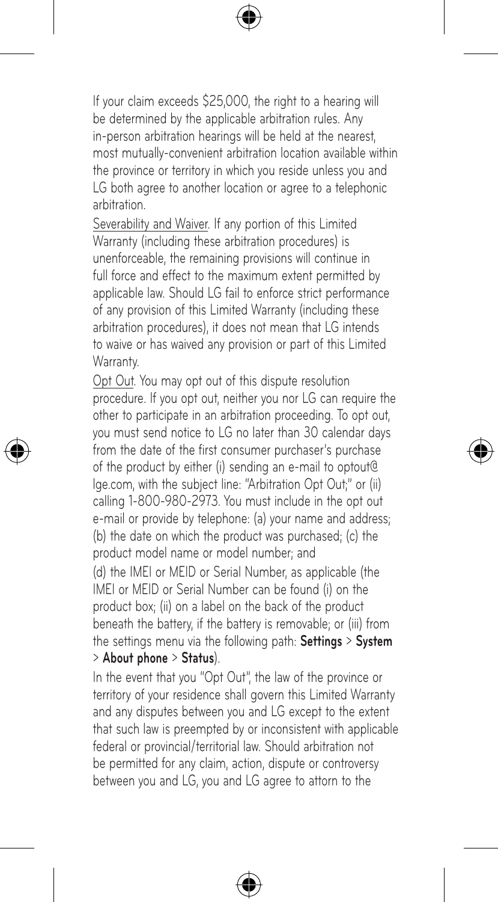If your claim exceeds $25,000, the right to a hearing will be determined by the applicable arbitration rules. Any in-person arbitration hearings will be held at the nearest, most mutually-convenient arbitration location available within the province or territory in which you reside unless you and LG both agree to another location or agree to a telephonic arbitration.

Severability and Waiver. If any portion of this Limited Warranty (including these arbitration procedures) is unenforceable, the remaining provisions will continue in full force and effect to the maximum extent permitted by applicable law. Should LG fail to enforce strict performance of any provision of this Limited Warranty (including these arbitration procedures), it does not mean that LG intends to waive or has waived any provision or part of this Limited Warranty.

Opt Out. You may opt out of this dispute resolution procedure. If you opt out, neither you nor LG can require the other to participate in an arbitration proceeding. To opt out, you must send notice to LG no later than 30 calendar days from the date of the first consumer purchaser's purchase of the product by either (i) sending an e-mail to optout@lge.com, with the subject line: "Arbitration Opt Out;" or (ii) calling 1-800-980-2973. You must include in the opt out e-mail or provide by telephone: (a) your name and address; (b) the date on which the product was purchased; (c) the product model name or model number; and (d) the IMEI or MEID or Serial Number, as applicable (the IMEI or MEID or Serial Number can be found (i) on the product box; (ii) on a label on the back of the product beneath the battery, if the battery is removable; or (iii) from the settings menu via the following path: **Settings** > **System** > **About phone** > **Status**).

In the event that you "Opt Out", the law of the province or territory of your residence shall govern this Limited Warranty and any disputes between you and LG except to the extent that such law is preempted by or inconsistent with applicable federal or provincial/territorial law. Should arbitration not be permitted for any claim, action, dispute or controversy between you and LG, you and LG agree to attorn to the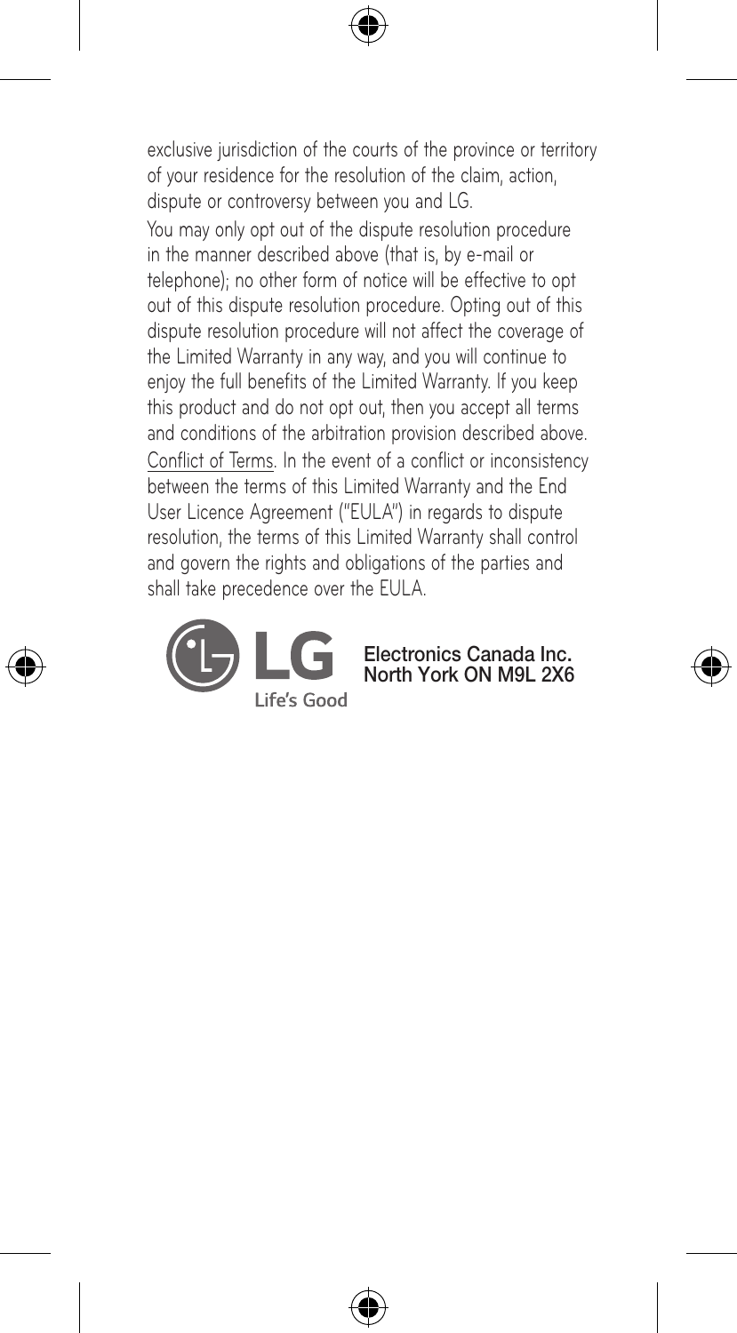exclusive jurisdiction of the courts of the province or territory of your residence for the resolution of the claim, action, dispute or controversy between you and LG.

You may only opt out of the dispute resolution procedure in the manner described above (that is, by e-mail or telephone); no other form of notice will be effective to opt out of this dispute resolution procedure. Opting out of this dispute resolution procedure will not affect the coverage of the Limited Warranty in any way, and you will continue to enjoy the full benefits of the Limited Warranty. If you keep this product and do not opt out, then you accept all terms and conditions of the arbitration provision described above.

Conflict of Terms. In the event of a conflict or inconsistency between the terms of this Limited Warranty and the End User Licence Agreement ("EULA") in regards to dispute resolution, the terms of this Limited Warranty shall control and govern the rights and obligations of the parties and shall take precedence over the EULA.

LG Life's Good

Electronics Canada Inc.
North York ON M9L 2X6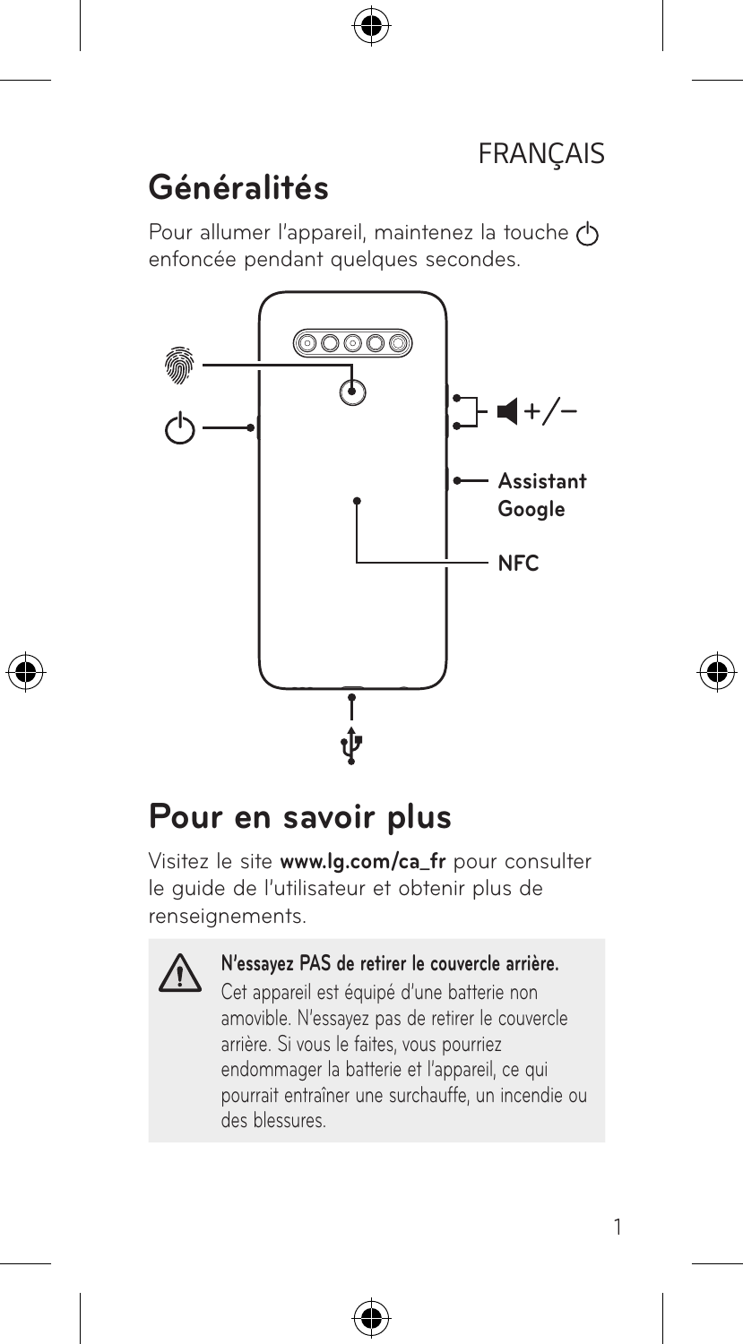FRANÇAIS

# Généralités

Pour allumer l'appareil, maintenez la touche ⏻ enfoncée pendant quelques secondes.

Assistant Google

NFC

# Pour en savoir plus

Visitez le site **www.lg.com/ca_fr** pour consulter le guide de l'utilisateur et obtenir plus de renseignements.

**N'essayez PAS de retirer le couvercle arrière.**
Cet appareil est équipé d'une batterie non amovible. N'essayez pas de retirer le couvercle arrière. Si vous le faites, vous pourriez endommager la batterie et l'appareil, ce qui pourrait entraîner une surchauffe, un incendie ou des blessures.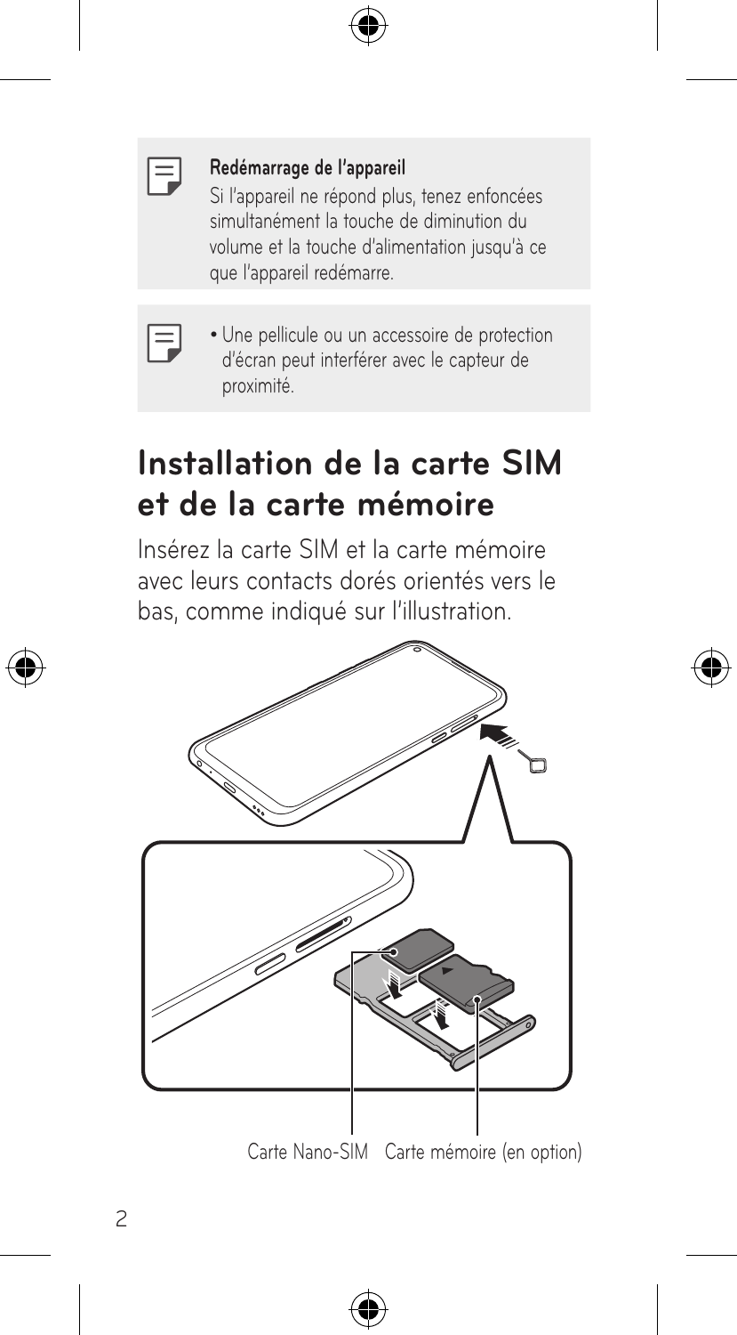**Redémarrage de l'appareil**

Si l'appareil ne répond plus, tenez enfoncées simultanément la touche de diminution du volume et la touche d'alimentation jusqu'à ce que l'appareil redémarre.

- Une pellicule ou un accessoire de protection d'écran peut interférer avec le capteur de proximité.

## Installation de la carte SIM et de la carte mémoire

Insérez la carte SIM et la carte mémoire avec leurs contacts dorés orientés vers le bas, comme indiqué sur l'illustration.

Carte Nano-SIM    Carte mémoire (en option)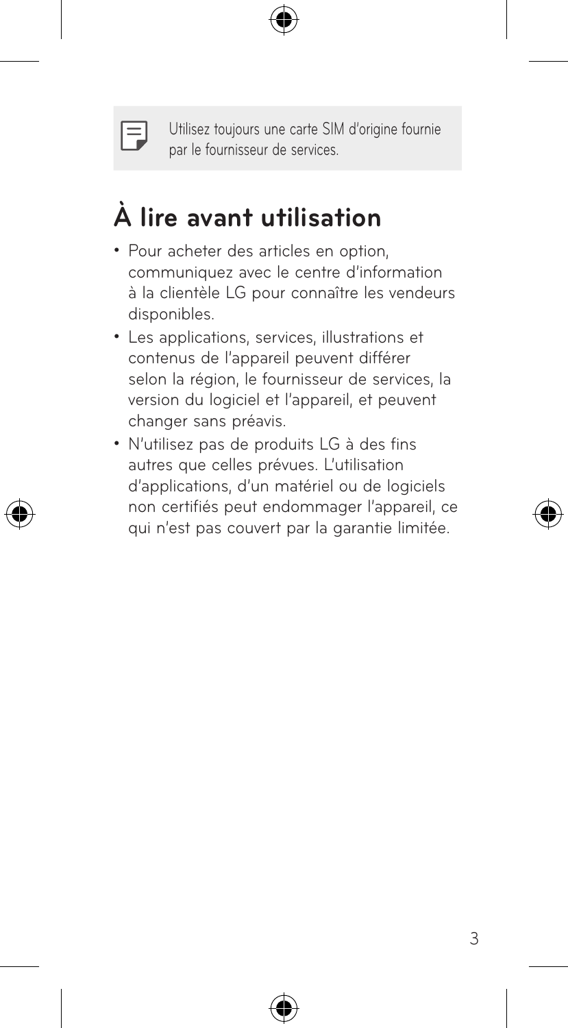Utilisez toujours une carte SIM d'origine fournie par le fournisseur de services.

# À lire avant utilisation

- Pour acheter des articles en option, communiquez avec le centre d'information à la clientèle LG pour connaître les vendeurs disponibles.
- Les applications, services, illustrations et contenus de l'appareil peuvent différer selon la région, le fournisseur de services, la version du logiciel et l'appareil, et peuvent changer sans préavis.
- N'utilisez pas de produits LG à des fins autres que celles prévues. L'utilisation d'applications, d'un matériel ou de logiciels non certifiés peut endommager l'appareil, ce qui n'est pas couvert par la garantie limitée.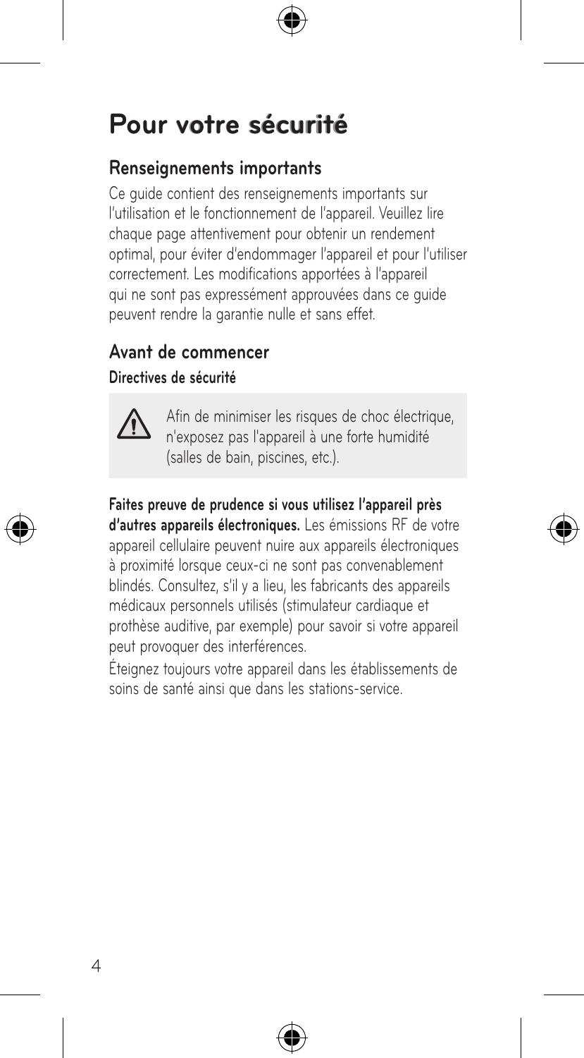# Pour votre sécurité

## Renseignements importants

Ce guide contient des renseignements importants sur l'utilisation et le fonctionnement de l'appareil. Veuillez lire chaque page attentivement pour obtenir un rendement optimal, pour éviter d'endommager l'appareil et pour l'utiliser correctement. Les modifications apportées à l'appareil qui ne sont pas expressément approuvées dans ce guide peuvent rendre la garantie nulle et sans effet.

## Avant de commencer

### Directives de sécurité

⚠ Afin de minimiser les risques de choc électrique, n'exposez pas l'appareil à une forte humidité (salles de bain, piscines, etc.).

**Faites preuve de prudence si vous utilisez l'appareil près d'autres appareils électroniques.** Les émissions RF de votre appareil cellulaire peuvent nuire aux appareils électroniques à proximité lorsque ceux-ci ne sont pas convenablement blindés. Consultez, s'il y a lieu, les fabricants des appareils médicaux personnels utilisés (stimulateur cardiaque et prothèse auditive, par exemple) pour savoir si votre appareil peut provoquer des interférences.

Éteignez toujours votre appareil dans les établissements de soins de santé ainsi que dans les stations-service.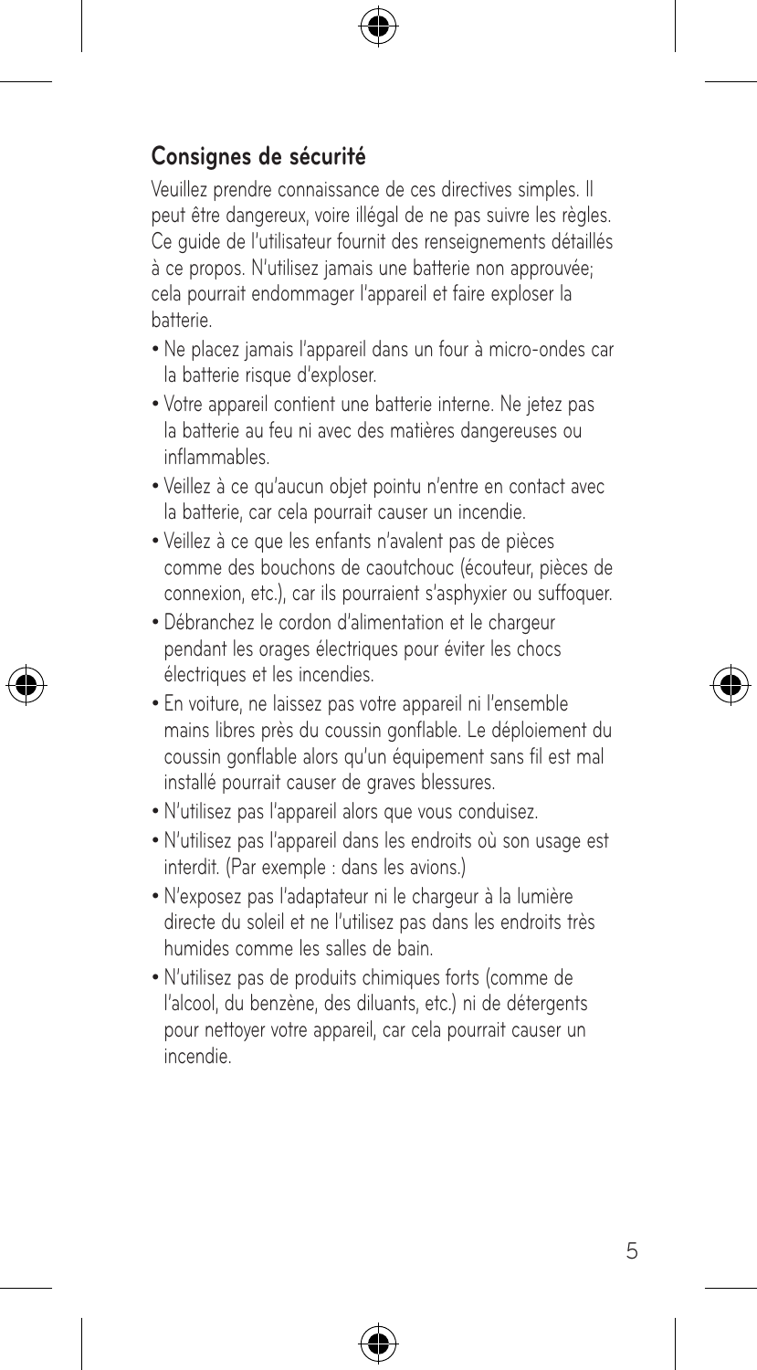## Consignes de sécurité

Veuillez prendre connaissance de ces directives simples. Il peut être dangereux, voire illégal de ne pas suivre les règles. Ce guide de l'utilisateur fournit des renseignements détaillés à ce propos. N'utilisez jamais une batterie non approuvée; cela pourrait endommager l'appareil et faire exploser la batterie.

- Ne placez jamais l'appareil dans un four à micro-ondes car la batterie risque d'exploser.
- Votre appareil contient une batterie interne. Ne jetez pas la batterie au feu ni avec des matières dangereuses ou inflammables.
- Veillez à ce qu'aucun objet pointu n'entre en contact avec la batterie, car cela pourrait causer un incendie.
- Veillez à ce que les enfants n'avalent pas de pièces comme des bouchons de caoutchouc (écouteur, pièces de connexion, etc.), car ils pourraient s'asphyxier ou suffoquer.
- Débranchez le cordon d'alimentation et le chargeur pendant les orages électriques pour éviter les chocs électriques et les incendies.
- En voiture, ne laissez pas votre appareil ni l'ensemble mains libres près du coussin gonflable. Le déploiement du coussin gonflable alors qu'un équipement sans fil est mal installé pourrait causer de graves blessures.
- N'utilisez pas l'appareil alors que vous conduisez.
- N'utilisez pas l'appareil dans les endroits où son usage est interdit. (Par exemple : dans les avions.)
- N'exposez pas l'adaptateur ni le chargeur à la lumière directe du soleil et ne l'utilisez pas dans les endroits très humides comme les salles de bain.
- N'utilisez pas de produits chimiques forts (comme de l'alcool, du benzène, des diluants, etc.) ni de détergents pour nettoyer votre appareil, car cela pourrait causer un incendie.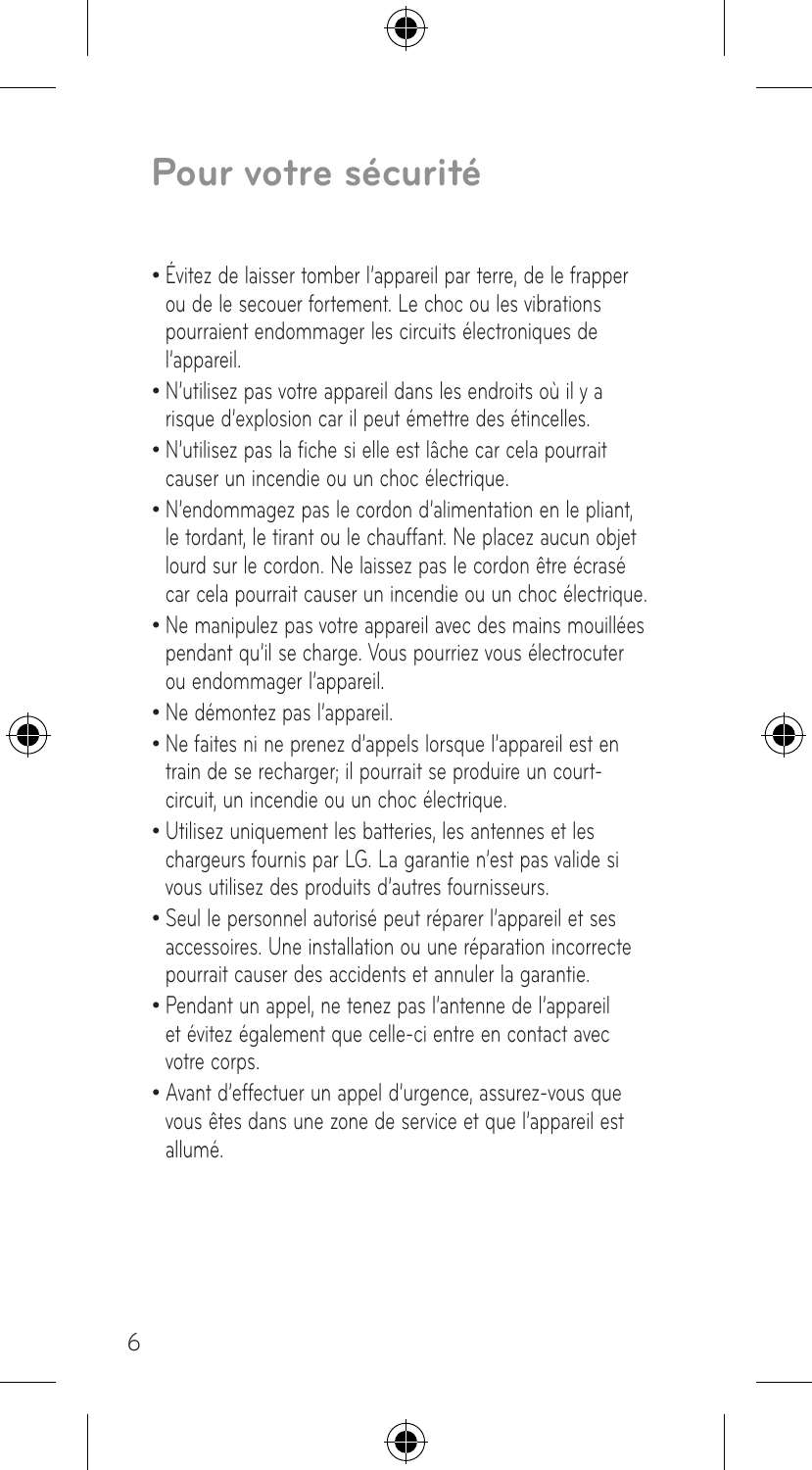# Pour votre sécurité

- Évitez de laisser tomber l'appareil par terre, de le frapper ou de le secouer fortement. Le choc ou les vibrations pourraient endommager les circuits électroniques de l'appareil.
- N'utilisez pas votre appareil dans les endroits où il y a risque d'explosion car il peut émettre des étincelles.
- N'utilisez pas la fiche si elle est lâche car cela pourrait causer un incendie ou un choc électrique.
- N'endommagez pas le cordon d'alimentation en le pliant, le tordant, le tirant ou le chauffant. Ne placez aucun objet lourd sur le cordon. Ne laissez pas le cordon être écrasé car cela pourrait causer un incendie ou un choc électrique.
- Ne manipulez pas votre appareil avec des mains mouillées pendant qu'il se charge. Vous pourriez vous électrocuter ou endommager l'appareil.
- Ne démontez pas l'appareil.
- Ne faites ni ne prenez d'appels lorsque l'appareil est en train de se recharger; il pourrait se produire un court-circuit, un incendie ou un choc électrique.
- Utilisez uniquement les batteries, les antennes et les chargeurs fournis par LG. La garantie n'est pas valide si vous utilisez des produits d'autres fournisseurs.
- Seul le personnel autorisé peut réparer l'appareil et ses accessoires. Une installation ou une réparation incorrecte pourrait causer des accidents et annuler la garantie.
- Pendant un appel, ne tenez pas l'antenne de l'appareil et évitez également que celle-ci entre en contact avec votre corps.
- Avant d'effectuer un appel d'urgence, assurez-vous que vous êtes dans une zone de service et que l'appareil est allumé.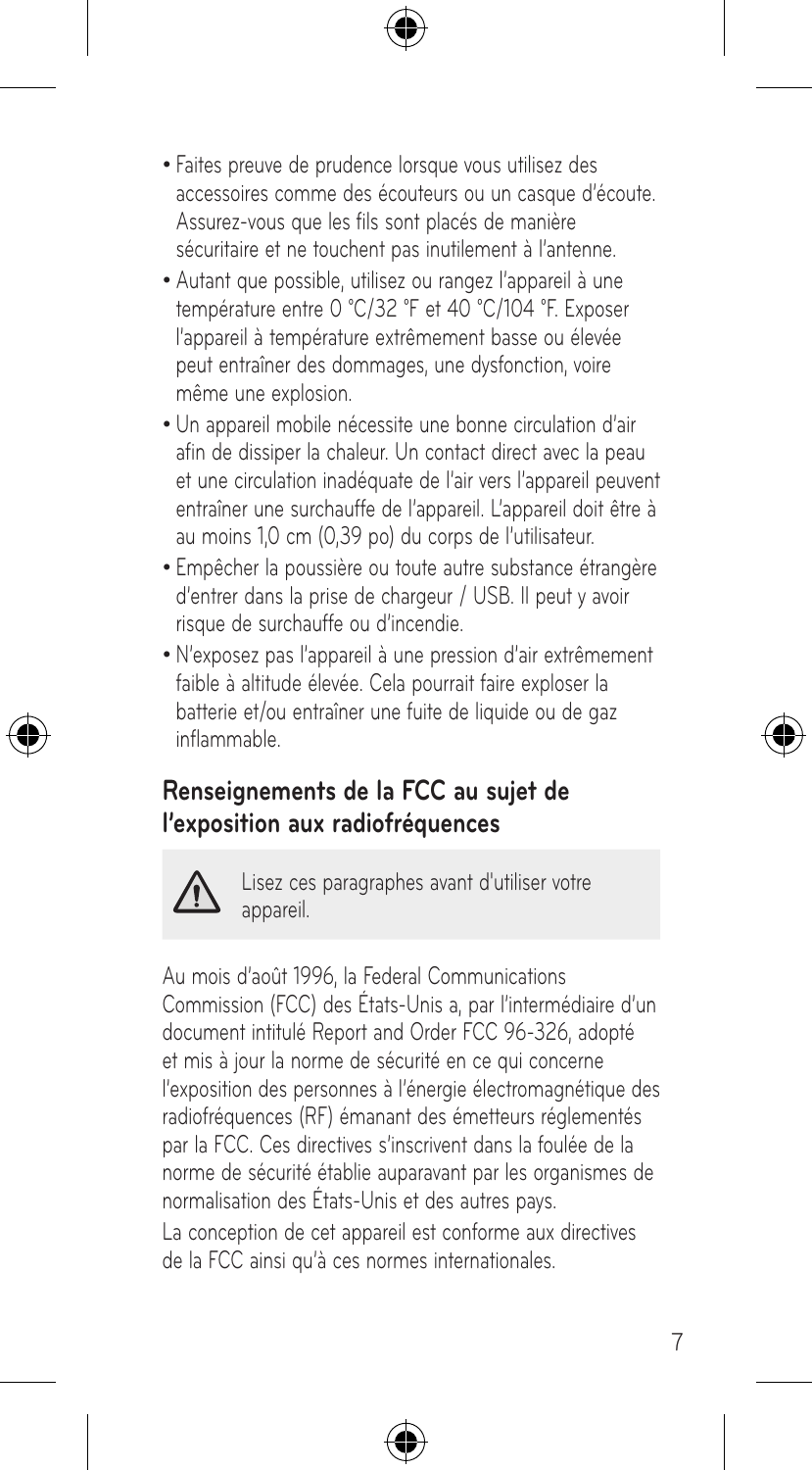- Faites preuve de prudence lorsque vous utilisez des accessoires comme des écouteurs ou un casque d'écoute. Assurez-vous que les fils sont placés de manière sécuritaire et ne touchent pas inutilement à l'antenne.
- Autant que possible, utilisez ou rangez l'appareil à une température entre 0 °C/32 °F et 40 °C/104 °F. Exposer l'appareil à température extrêmement basse ou élevée peut entraîner des dommages, une dysfonction, voire même une explosion.
- Un appareil mobile nécessite une bonne circulation d'air afin de dissiper la chaleur. Un contact direct avec la peau et une circulation inadéquate de l'air vers l'appareil peuvent entraîner une surchauffe de l'appareil. L'appareil doit être à au moins 1,0 cm (0,39 po) du corps de l'utilisateur.
- Empêcher la poussière ou toute autre substance étrangère d'entrer dans la prise de chargeur / USB. Il peut y avoir risque de surchauffe ou d'incendie.
- N'exposez pas l'appareil à une pression d'air extrêmement faible à altitude élevée. Cela pourrait faire exploser la batterie et/ou entraîner une fuite de liquide ou de gaz inflammable.

## Renseignements de la FCC au sujet de l'exposition aux radiofréquences

⚠ Lisez ces paragraphes avant d'utiliser votre appareil.

Au mois d'août 1996, la Federal Communications Commission (FCC) des États-Unis a, par l'intermédiaire d'un document intitulé Report and Order FCC 96-326, adopté et mis à jour la norme de sécurité en ce qui concerne l'exposition des personnes à l'énergie électromagnétique des radiofréquences (RF) émanant des émetteurs réglementés par la FCC. Ces directives s'inscrivent dans la foulée de la norme de sécurité établie auparavant par les organismes de normalisation des États-Unis et des autres pays.

La conception de cet appareil est conforme aux directives de la FCC ainsi qu'à ces normes internationales.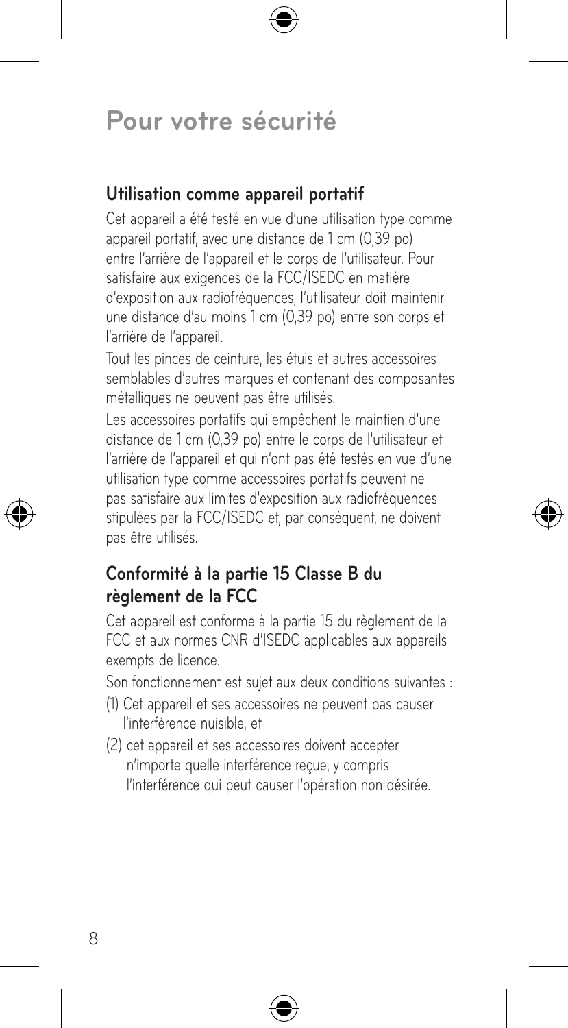# Pour votre sécurité

## Utilisation comme appareil portatif

Cet appareil a été testé en vue d'une utilisation type comme appareil portatif, avec une distance de 1 cm (0,39 po) entre l'arrière de l'appareil et le corps de l'utilisateur. Pour satisfaire aux exigences de la FCC/ISEDC en matière d'exposition aux radiofréquences, l'utilisateur doit maintenir une distance d'au moins 1 cm (0,39 po) entre son corps et l'arrière de l'appareil.

Tout les pinces de ceinture, les étuis et autres accessoires semblables d'autres marques et contenant des composantes métalliques ne peuvent pas être utilisés.

Les accessoires portatifs qui empêchent le maintien d'une distance de 1 cm (0,39 po) entre le corps de l'utilisateur et l'arrière de l'appareil et qui n'ont pas été testés en vue d'une utilisation type comme accessoires portatifs peuvent ne pas satisfaire aux limites d'exposition aux radiofréquences stipulées par la FCC/ISEDC et, par conséquent, ne doivent pas être utilisés.

## Conformité à la partie 15 Classe B du règlement de la FCC

Cet appareil est conforme à la partie 15 du règlement de la FCC et aux normes CNR d'ISEDC applicables aux appareils exempts de licence.

Son fonctionnement est sujet aux deux conditions suivantes :

(1) Cet appareil et ses accessoires ne peuvent pas causer l'interférence nuisible, et

(2) cet appareil et ses accessoires doivent accepter n'importe quelle interférence reçue, y compris l'interférence qui peut causer l'opération non désirée.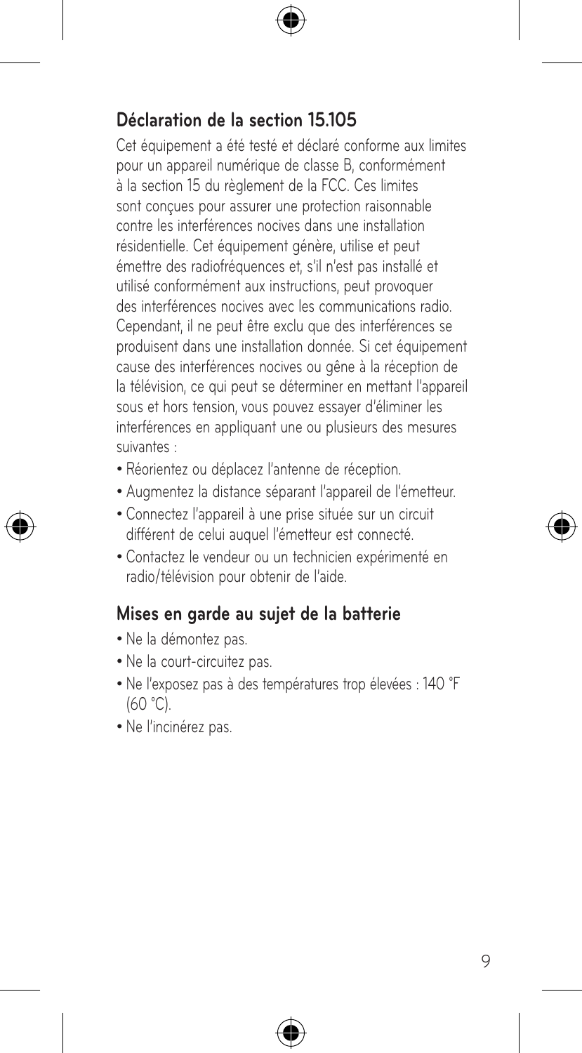## Déclaration de la section 15.105

Cet équipement a été testé et déclaré conforme aux limites pour un appareil numérique de classe B, conformément à la section 15 du règlement de la FCC. Ces limites sont conçues pour assurer une protection raisonnable contre les interférences nocives dans une installation résidentielle. Cet équipement génère, utilise et peut émettre des radiofréquences et, s'il n'est pas installé et utilisé conformément aux instructions, peut provoquer des interférences nocives avec les communications radio. Cependant, il ne peut être exclu que des interférences se produisent dans une installation donnée. Si cet équipement cause des interférences nocives ou gêne à la réception de la télévision, ce qui peut se déterminer en mettant l'appareil sous et hors tension, vous pouvez essayer d'éliminer les interférences en appliquant une ou plusieurs des mesures suivantes :

- Réorientez ou déplacez l'antenne de réception.
- Augmentez la distance séparant l'appareil de l'émetteur.
- Connectez l'appareil à une prise située sur un circuit différent de celui auquel l'émetteur est connecté.
- Contactez le vendeur ou un technicien expérimenté en radio/télévision pour obtenir de l'aide.

## Mises en garde au sujet de la batterie

- Ne la démontez pas.
- Ne la court-circuitez pas.
- Ne l'exposez pas à des températures trop élevées : 140 °F (60 °C).
- Ne l'incinérez pas.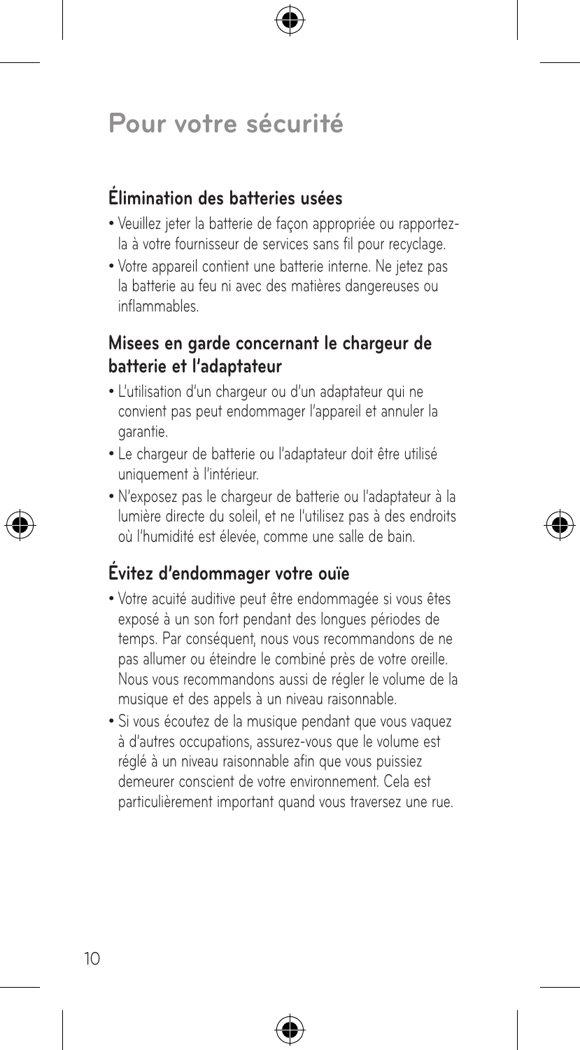# Pour votre sécurité

## Élimination des batteries usées

- Veuillez jeter la batterie de façon appropriée ou rapportez-la à votre fournisseur de services sans fil pour recyclage.
- Votre appareil contient une batterie interne. Ne jetez pas la batterie au feu ni avec des matières dangereuses ou inflammables.

## Misees en garde concernant le chargeur de batterie et l'adaptateur

- L'utilisation d'un chargeur ou d'un adaptateur qui ne convient pas peut endommager l'appareil et annuler la garantie.
- Le chargeur de batterie ou l'adaptateur doit être utilisé uniquement à l'intérieur.
- N'exposez pas le chargeur de batterie ou l'adaptateur à la lumière directe du soleil, et ne l'utilisez pas à des endroits où l'humidité est élevée, comme une salle de bain.

## Évitez d'endommager votre ouïe

- Votre acuité auditive peut être endommagée si vous êtes exposé à un son fort pendant des longues périodes de temps. Par conséquent, nous vous recommandons de ne pas allumer ou éteindre le combiné près de votre oreille. Nous vous recommandons aussi de régler le volume de la musique et des appels à un niveau raisonnable.
- Si vous écoutez de la musique pendant que vous vaquez à d'autres occupations, assurez-vous que le volume est réglé à un niveau raisonnable afin que vous puissiez demeurer conscient de votre environnement. Cela est particulièrement important quand vous traversez une rue.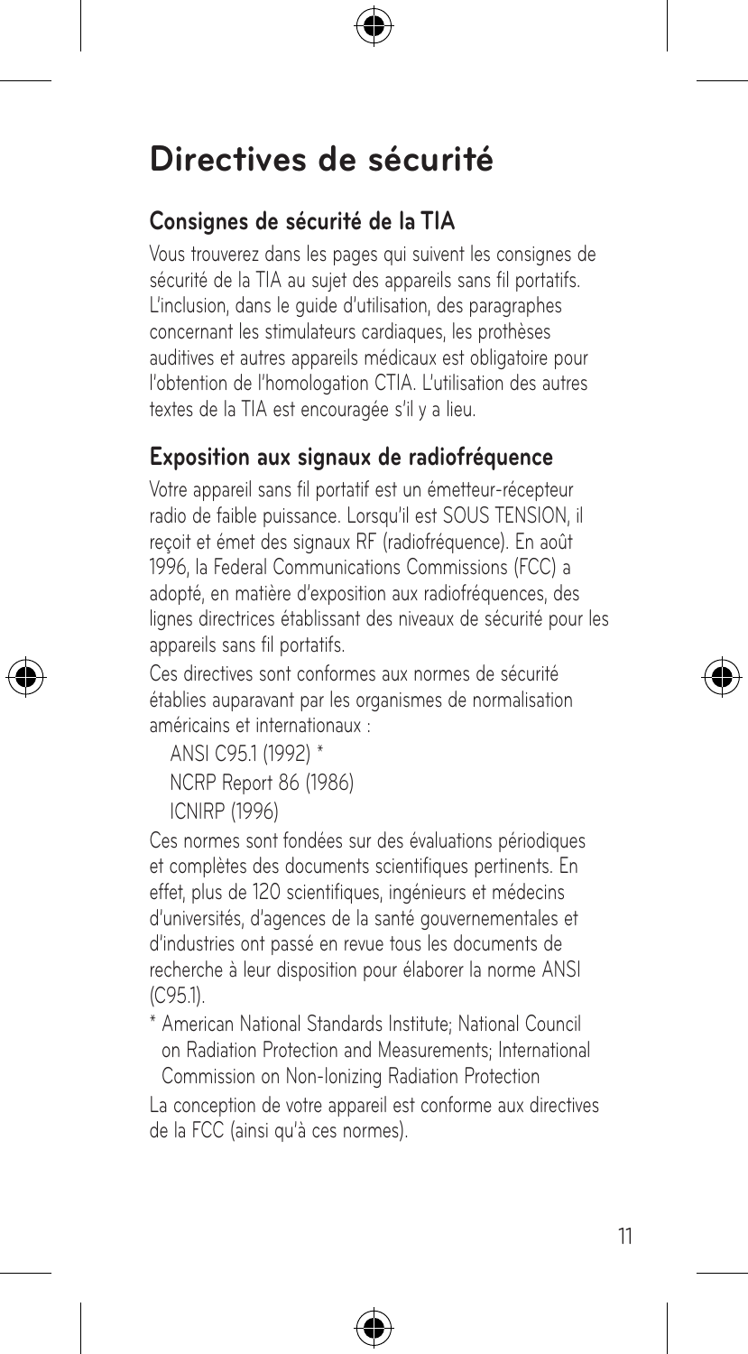# Directives de sécurité

## Consignes de sécurité de la TIA

Vous trouverez dans les pages qui suivent les consignes de sécurité de la TIA au sujet des appareils sans fil portatifs. L'inclusion, dans le guide d'utilisation, des paragraphes concernant les stimulateurs cardiaques, les prothèses auditives et autres appareils médicaux est obligatoire pour l'obtention de l'homologation CTIA. L'utilisation des autres textes de la TIA est encouragée s'il y a lieu.

## Exposition aux signaux de radiofréquence

Votre appareil sans fil portatif est un émetteur-récepteur radio de faible puissance. Lorsqu'il est SOUS TENSION, il reçoit et émet des signaux RF (radiofréquence). En août 1996, la Federal Communications Commissions (FCC) a adopté, en matière d'exposition aux radiofréquences, des lignes directrices établissant des niveaux de sécurité pour les appareils sans fil portatifs.

Ces directives sont conformes aux normes de sécurité établies auparavant par les organismes de normalisation américains et internationaux :

ANSI C95.1 (1992) *  
NCRP Report 86 (1986)  
ICNIRP (1996)

Ces normes sont fondées sur des évaluations périodiques et complètes des documents scientifiques pertinents. En effet, plus de 120 scientifiques, ingénieurs et médecins d'universités, d'agences de la santé gouvernementales et d'industries ont passé en revue tous les documents de recherche à leur disposition pour élaborer la norme ANSI (C95.1).

\* American National Standards Institute; National Council on Radiation Protection and Measurements; International Commission on Non-Ionizing Radiation Protection

La conception de votre appareil est conforme aux directives de la FCC (ainsi qu'à ces normes).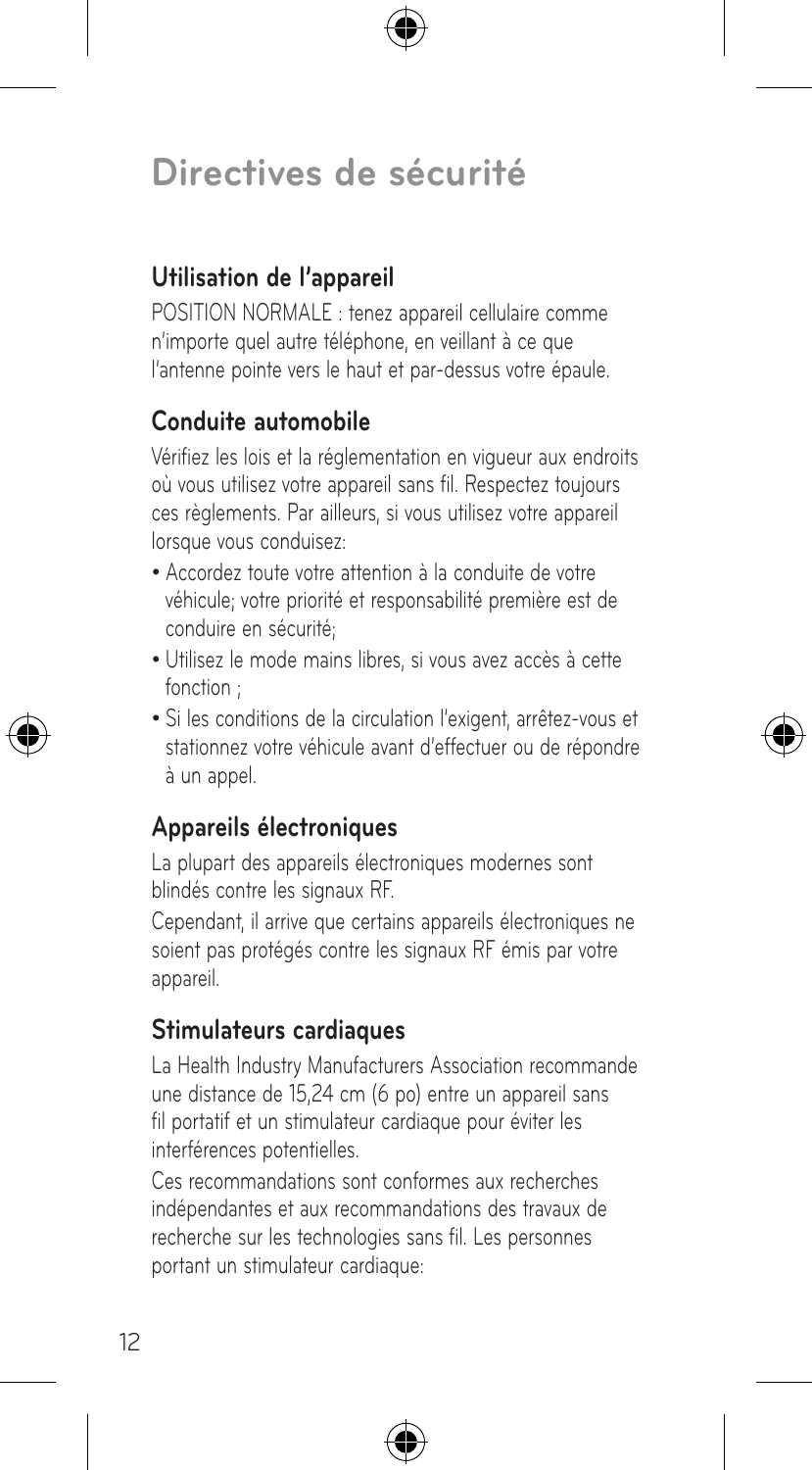# Directives de sécurité

## Utilisation de l'appareil

POSITION NORMALE : tenez appareil cellulaire comme n'importe quel autre téléphone, en veillant à ce que l'antenne pointe vers le haut et par-dessus votre épaule.

## Conduite automobile

Vérifiez les lois et la réglementation en vigueur aux endroits où vous utilisez votre appareil sans fil. Respectez toujours ces règlements. Par ailleurs, si vous utilisez votre appareil lorsque vous conduisez:

- Accordez toute votre attention à la conduite de votre véhicule; votre priorité et responsabilité première est de conduire en sécurité;
- Utilisez le mode mains libres, si vous avez accès à cette fonction ;
- Si les conditions de la circulation l'exigent, arrêtez-vous et stationnez votre véhicule avant d'effectuer ou de répondre à un appel.

## Appareils électroniques

La plupart des appareils électroniques modernes sont blindés contre les signaux RF.

Cependant, il arrive que certains appareils électroniques ne soient pas protégés contre les signaux RF émis par votre appareil.

## Stimulateurs cardiaques

La Health Industry Manufacturers Association recommande une distance de 15,24 cm (6 po) entre un appareil sans fil portatif et un stimulateur cardiaque pour éviter les interférences potentielles.

Ces recommandations sont conformes aux recherches indépendantes et aux recommandations des travaux de recherche sur les technologies sans fil. Les personnes portant un stimulateur cardiaque: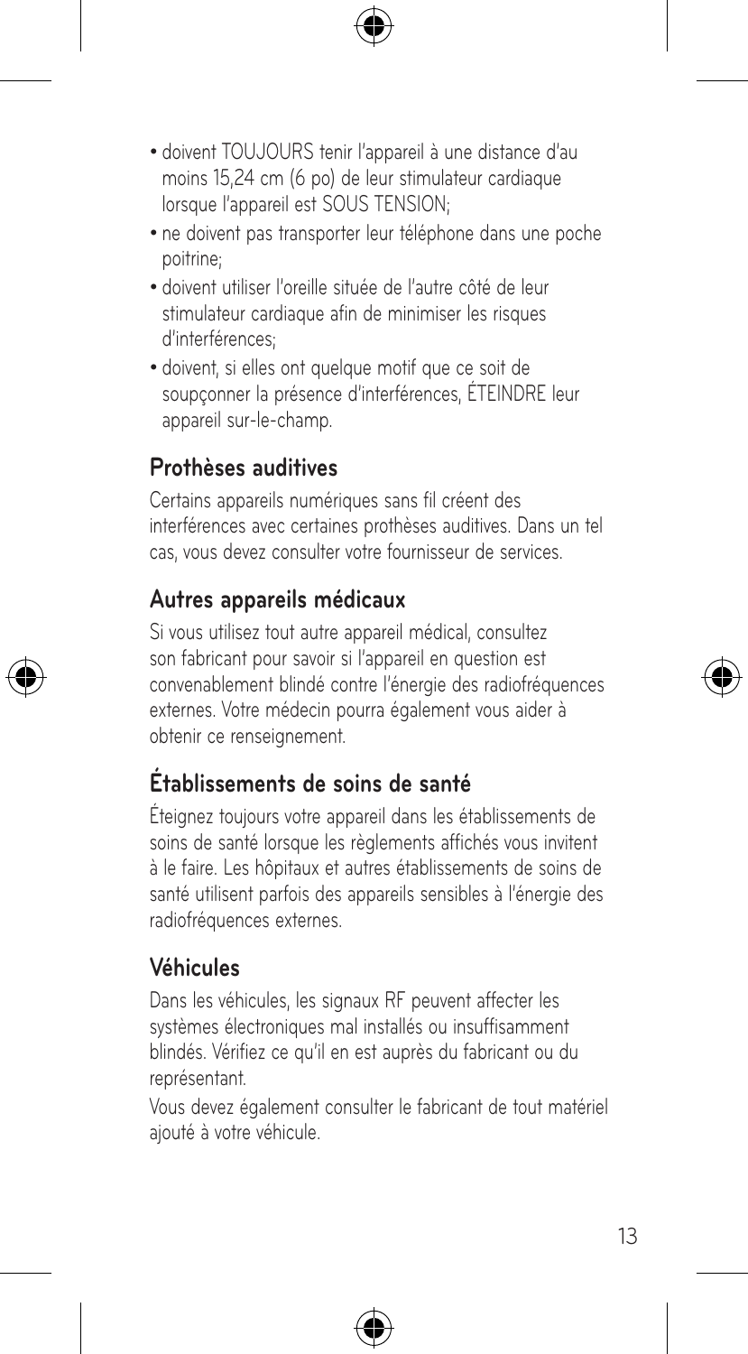- doivent TOUJOURS tenir l'appareil à une distance d'au moins 15,24 cm (6 po) de leur stimulateur cardiaque lorsque l'appareil est SOUS TENSION;
- ne doivent pas transporter leur téléphone dans une poche poitrine;
- doivent utiliser l'oreille située de l'autre côté de leur stimulateur cardiaque afin de minimiser les risques d'interférences;
- doivent, si elles ont quelque motif que ce soit de soupçonner la présence d'interférences, ÉTEINDRE leur appareil sur-le-champ.

## Prothèses auditives

Certains appareils numériques sans fil créent des interférences avec certaines prothèses auditives. Dans un tel cas, vous devez consulter votre fournisseur de services.

## Autres appareils médicaux

Si vous utilisez tout autre appareil médical, consultez son fabricant pour savoir si l'appareil en question est convenablement blindé contre l'énergie des radiofréquences externes. Votre médecin pourra également vous aider à obtenir ce renseignement.

## Établissements de soins de santé

Éteignez toujours votre appareil dans les établissements de soins de santé lorsque les règlements affichés vous invitent à le faire. Les hôpitaux et autres établissements de soins de santé utilisent parfois des appareils sensibles à l'énergie des radiofréquences externes.

## Véhicules

Dans les véhicules, les signaux RF peuvent affecter les systèmes électroniques mal installés ou insuffisamment blindés. Vérifiez ce qu'il en est auprès du fabricant ou du représentant.

Vous devez également consulter le fabricant de tout matériel ajouté à votre véhicule.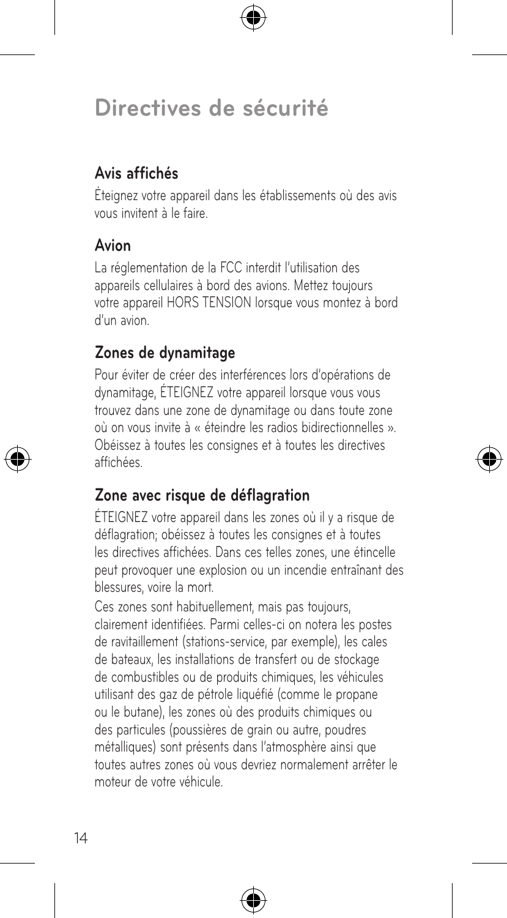# Directives de sécurité

## Avis affichés

Éteignez votre appareil dans les établissements où des avis vous invitent à le faire.

## Avion

La réglementation de la FCC interdit l'utilisation des appareils cellulaires à bord des avions. Mettez toujours votre appareil HORS TENSION lorsque vous montez à bord d'un avion.

## Zones de dynamitage

Pour éviter de créer des interférences lors d'opérations de dynamitage, ÉTEIGNEZ votre appareil lorsque vous vous trouvez dans une zone de dynamitage ou dans toute zone où on vous invite à « éteindre les radios bidirectionnelles ». Obéissez à toutes les consignes et à toutes les directives affichées.

## Zone avec risque de déflagration

ÉTEIGNEZ votre appareil dans les zones où il y a risque de déflagration; obéissez à toutes les consignes et à toutes les directives affichées. Dans ces telles zones, une étincelle peut provoquer une explosion ou un incendie entraînant des blessures, voire la mort.

Ces zones sont habituellement, mais pas toujours, clairement identifiées. Parmi celles-ci on notera les postes de ravitaillement (stations-service, par exemple), les cales de bateaux, les installations de transfert ou de stockage de combustibles ou de produits chimiques, les véhicules utilisant des gaz de pétrole liquéfié (comme le propane ou le butane), les zones où des produits chimiques ou des particules (poussières de grain ou autre, poudres métalliques) sont présents dans l'atmosphère ainsi que toutes autres zones où vous devriez normalement arrêter le moteur de votre véhicule.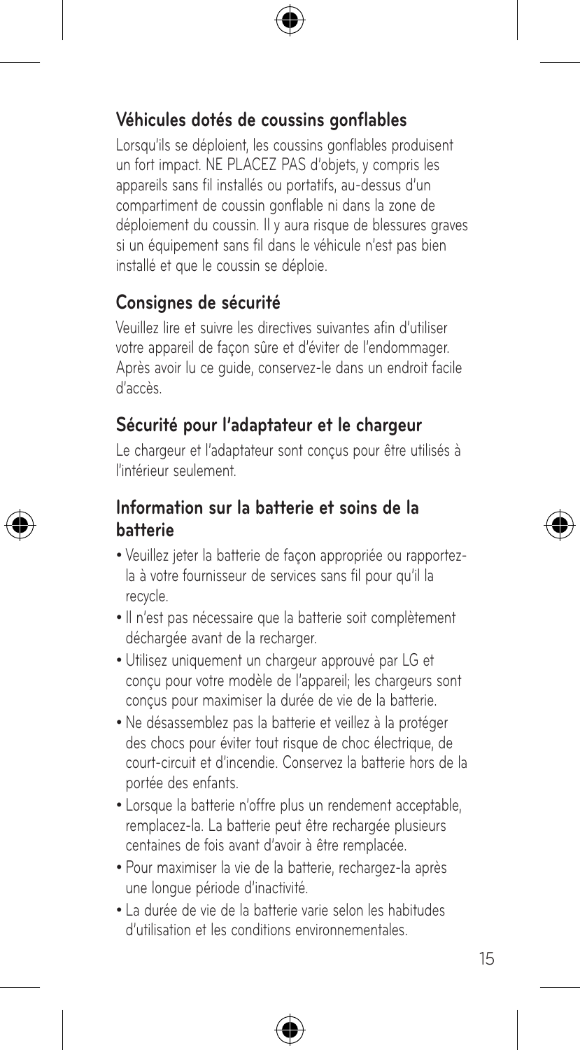## Véhicules dotés de coussins gonflables

Lorsqu'ils se déploient, les coussins gonflables produisent un fort impact. NE PLACEZ PAS d'objets, y compris les appareils sans fil installés ou portatifs, au-dessus d'un compartiment de coussin gonflable ni dans la zone de déploiement du coussin. Il y aura risque de blessures graves si un équipement sans fil dans le véhicule n'est pas bien installé et que le coussin se déploie.

## Consignes de sécurité

Veuillez lire et suivre les directives suivantes afin d'utiliser votre appareil de façon sûre et d'éviter de l'endommager. Après avoir lu ce guide, conservez-le dans un endroit facile d'accès.

## Sécurité pour l'adaptateur et le chargeur

Le chargeur et l'adaptateur sont conçus pour être utilisés à l'intérieur seulement.

## Information sur la batterie et soins de la batterie

- Veuillez jeter la batterie de façon appropriée ou rapportez-la à votre fournisseur de services sans fil pour qu'il la recycle.
- Il n'est pas nécessaire que la batterie soit complètement déchargée avant de la recharger.
- Utilisez uniquement un chargeur approuvé par LG et conçu pour votre modèle de l'appareil; les chargeurs sont conçus pour maximiser la durée de vie de la batterie.
- Ne désassemblez pas la batterie et veillez à la protéger des chocs pour éviter tout risque de choc électrique, de court-circuit et d'incendie. Conservez la batterie hors de la portée des enfants.
- Lorsque la batterie n'offre plus un rendement acceptable, remplacez-la. La batterie peut être rechargée plusieurs centaines de fois avant d'avoir à être remplacée.
- Pour maximiser la vie de la batterie, rechargez-la après une longue période d'inactivité.
- La durée de vie de la batterie varie selon les habitudes d'utilisation et les conditions environnementales.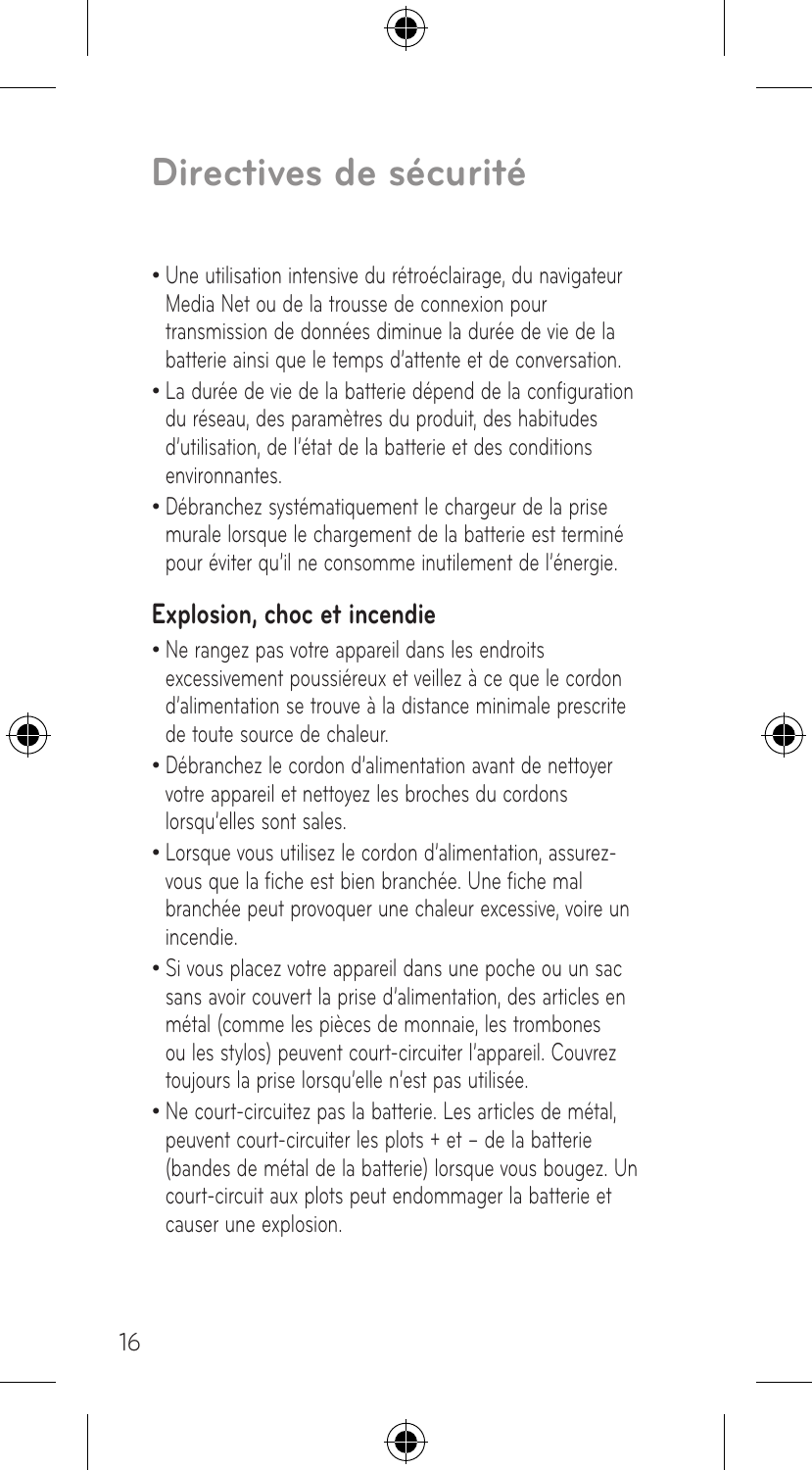# Directives de sécurité

- Une utilisation intensive du rétroéclairage, du navigateur Media Net ou de la trousse de connexion pour transmission de données diminue la durée de vie de la batterie ainsi que le temps d'attente et de conversation.
- La durée de vie de la batterie dépend de la configuration du réseau, des paramètres du produit, des habitudes d'utilisation, de l'état de la batterie et des conditions environnantes.
- Débranchez systématiquement le chargeur de la prise murale lorsque le chargement de la batterie est terminé pour éviter qu'il ne consomme inutilement de l'énergie.

## Explosion, choc et incendie

- Ne rangez pas votre appareil dans les endroits excessivement poussiéreux et veillez à ce que le cordon d'alimentation se trouve à la distance minimale prescrite de toute source de chaleur.
- Débranchez le cordon d'alimentation avant de nettoyer votre appareil et nettoyez les broches du cordons lorsqu'elles sont sales.
- Lorsque vous utilisez le cordon d'alimentation, assurez-vous que la fiche est bien branchée. Une fiche mal branchée peut provoquer une chaleur excessive, voire un incendie.
- Si vous placez votre appareil dans une poche ou un sac sans avoir couvert la prise d'alimentation, des articles en métal (comme les pièces de monnaie, les trombones ou les stylos) peuvent court-circuiter l'appareil. Couvrez toujours la prise lorsqu'elle n'est pas utilisée.
- Ne court-circuitez pas la batterie. Les articles de métal, peuvent court-circuiter les plots + et – de la batterie (bandes de métal de la batterie) lorsque vous bougez. Un court-circuit aux plots peut endommager la batterie et causer une explosion.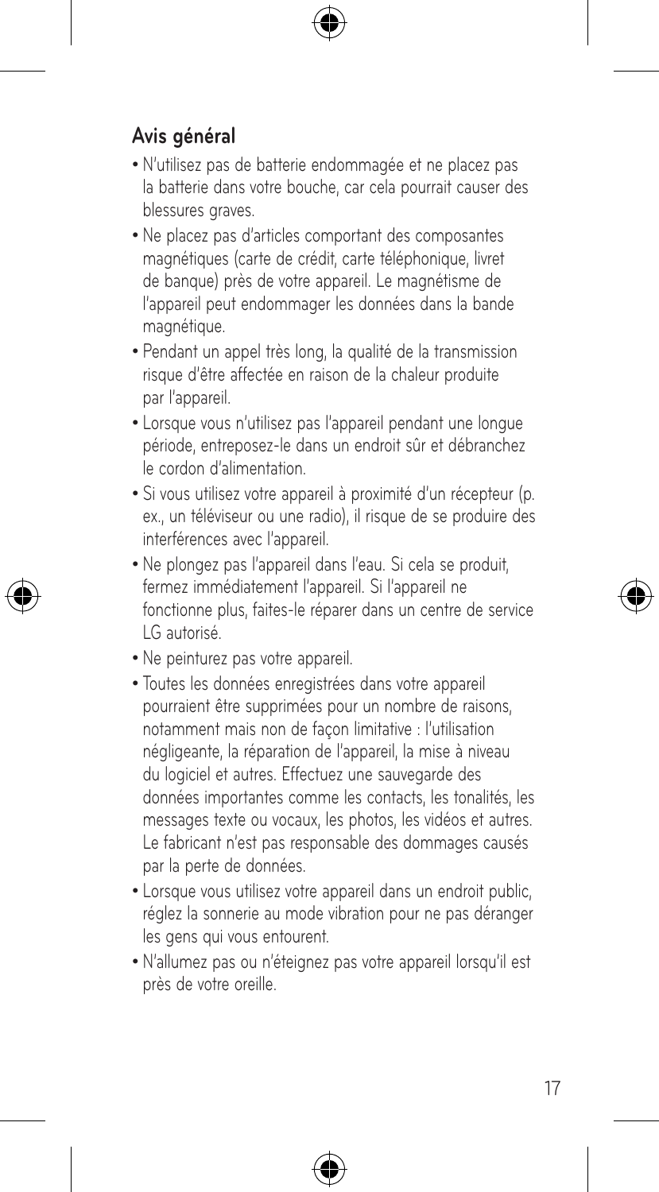## Avis général

- N'utilisez pas de batterie endommagée et ne placez pas la batterie dans votre bouche, car cela pourrait causer des blessures graves.
- Ne placez pas d'articles comportant des composantes magnétiques (carte de crédit, carte téléphonique, livret de banque) près de votre appareil. Le magnétisme de l'appareil peut endommager les données dans la bande magnétique.
- Pendant un appel très long, la qualité de la transmission risque d'être affectée en raison de la chaleur produite par l'appareil.
- Lorsque vous n'utilisez pas l'appareil pendant une longue période, entreposez-le dans un endroit sûr et débranchez le cordon d'alimentation.
- Si vous utilisez votre appareil à proximité d'un récepteur (p. ex., un téléviseur ou une radio), il risque de se produire des interférences avec l'appareil.
- Ne plongez pas l'appareil dans l'eau. Si cela se produit, fermez immédiatement l'appareil. Si l'appareil ne fonctionne plus, faites-le réparer dans un centre de service LG autorisé.
- Ne peinturez pas votre appareil.
- Toutes les données enregistrées dans votre appareil pourraient être supprimées pour un nombre de raisons, notamment mais non de façon limitative : l'utilisation négligeante, la réparation de l'appareil, la mise à niveau du logiciel et autres. Effectuez une sauvegarde des données importantes comme les contacts, les tonalités, les messages texte ou vocaux, les photos, les vidéos et autres. Le fabricant n'est pas responsable des dommages causés par la perte de données.
- Lorsque vous utilisez votre appareil dans un endroit public, réglez la sonnerie au mode vibration pour ne pas déranger les gens qui vous entourent.
- N'allumez pas ou n'éteignez pas votre appareil lorsqu'il est près de votre oreille.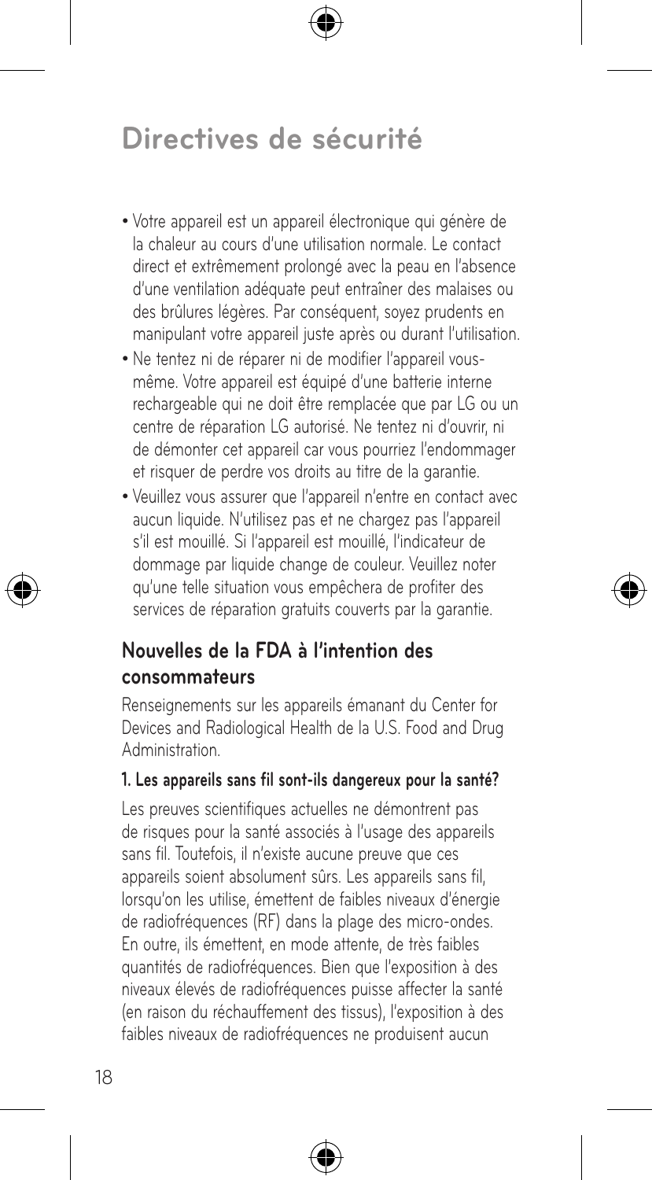# Directives de sécurité

- Votre appareil est un appareil électronique qui génère de la chaleur au cours d'une utilisation normale. Le contact direct et extrêmement prolongé avec la peau en l'absence d'une ventilation adéquate peut entraîner des malaises ou des brûlures légères. Par conséquent, soyez prudents en manipulant votre appareil juste après ou durant l'utilisation.
- Ne tentez ni de réparer ni de modifier l'appareil vous-même. Votre appareil est équipé d'une batterie interne rechargeable qui ne doit être remplacée que par LG ou un centre de réparation LG autorisé. Ne tentez ni d'ouvrir, ni de démonter cet appareil car vous pourriez l'endommager et risquer de perdre vos droits au titre de la garantie.
- Veuillez vous assurer que l'appareil n'entre en contact avec aucun liquide. N'utilisez pas et ne chargez pas l'appareil s'il est mouillé. Si l'appareil est mouillé, l'indicateur de dommage par liquide change de couleur. Veuillez noter qu'une telle situation vous empêchera de profiter des services de réparation gratuits couverts par la garantie.

## Nouvelles de la FDA à l'intention des consommateurs

Renseignements sur les appareils émanant du Center for Devices and Radiological Health de la U.S. Food and Drug Administration.

### 1. Les appareils sans fil sont-ils dangereux pour la santé?

Les preuves scientifiques actuelles ne démontrent pas de risques pour la santé associés à l'usage des appareils sans fil. Toutefois, il n'existe aucune preuve que ces appareils soient absolument sûrs. Les appareils sans fil, lorsqu'on les utilise, émettent de faibles niveaux d'énergie de radiofréquences (RF) dans la plage des micro-ondes. En outre, ils émettent, en mode attente, de très faibles quantités de radiofréquences. Bien que l'exposition à des niveaux élevés de radiofréquences puisse affecter la santé (en raison du réchauffement des tissus), l'exposition à des faibles niveaux de radiofréquences ne produisent aucun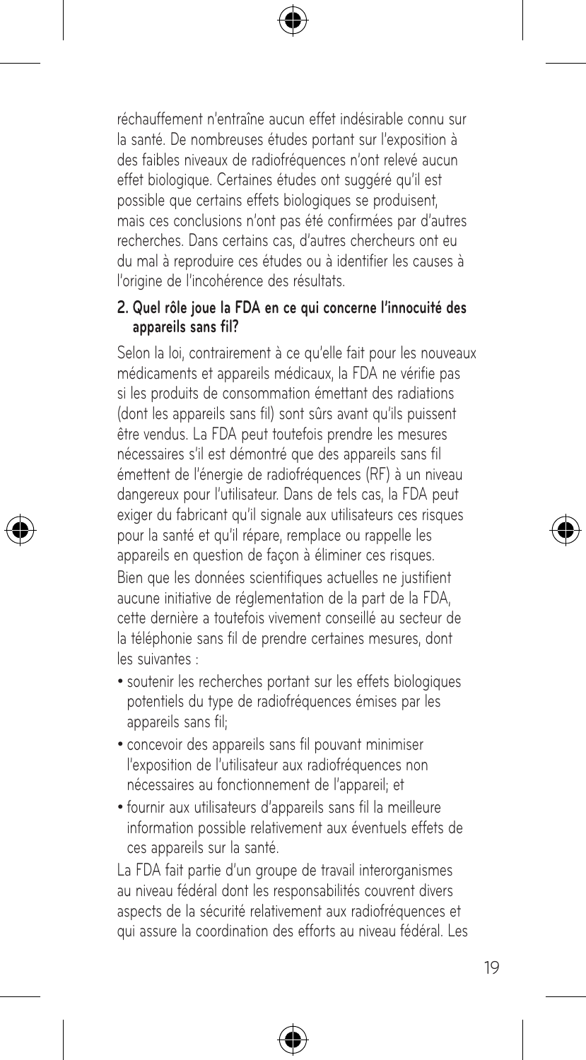réchauffement n'entraîne aucun effet indésirable connu sur la santé. De nombreuses études portant sur l'exposition à des faibles niveaux de radiofréquences n'ont relevé aucun effet biologique. Certaines études ont suggéré qu'il est possible que certains effets biologiques se produisent, mais ces conclusions n'ont pas été confirmées par d'autres recherches. Dans certains cas, d'autres chercheurs ont eu du mal à reproduire ces études ou à identifier les causes à l'origine de l'incohérence des résultats.

**2. Quel rôle joue la FDA en ce qui concerne l'innocuité des appareils sans fil?**

Selon la loi, contrairement à ce qu'elle fait pour les nouveaux médicaments et appareils médicaux, la FDA ne vérifie pas si les produits de consommation émettant des radiations (dont les appareils sans fil) sont sûrs avant qu'ils puissent être vendus. La FDA peut toutefois prendre les mesures nécessaires s'il est démontré que des appareils sans fil émettent de l'énergie de radiofréquences (RF) à un niveau dangereux pour l'utilisateur. Dans de tels cas, la FDA peut exiger du fabricant qu'il signale aux utilisateurs ces risques pour la santé et qu'il répare, remplace ou rappelle les appareils en question de façon à éliminer ces risques.

Bien que les données scientifiques actuelles ne justifient aucune initiative de réglementation de la part de la FDA, cette dernière a toutefois vivement conseillé au secteur de la téléphonie sans fil de prendre certaines mesures, dont les suivantes :

- soutenir les recherches portant sur les effets biologiques potentiels du type de radiofréquences émises par les appareils sans fil;
- concevoir des appareils sans fil pouvant minimiser l'exposition de l'utilisateur aux radiofréquences non nécessaires au fonctionnement de l'appareil; et
- fournir aux utilisateurs d'appareils sans fil la meilleure information possible relativement aux éventuels effets de ces appareils sur la santé.

La FDA fait partie d'un groupe de travail interorganismes au niveau fédéral dont les responsabilités couvrent divers aspects de la sécurité relativement aux radiofréquences et qui assure la coordination des efforts au niveau fédéral. Les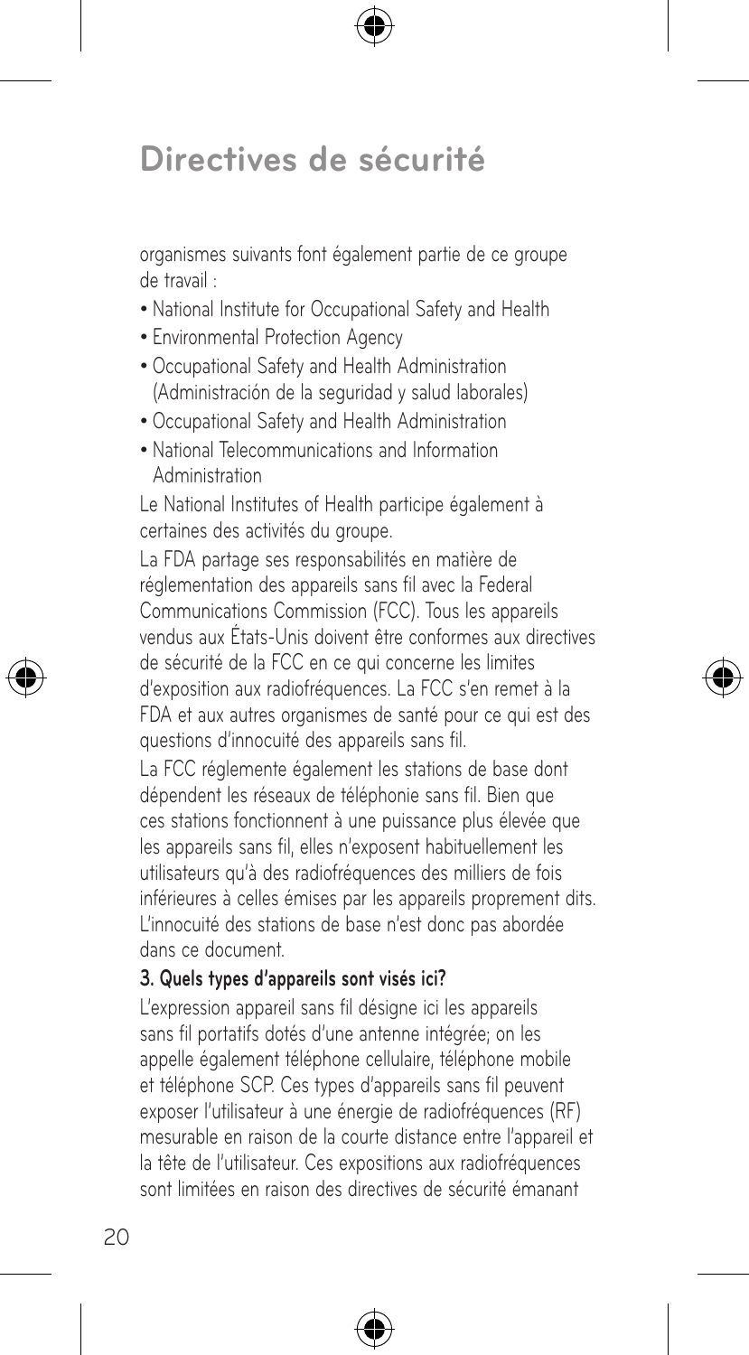organismes suivants font également partie de ce groupe de travail :

- National Institute for Occupational Safety and Health
- Environmental Protection Agency
- Occupational Safety and Health Administration (Administración de la seguridad y salud laborales)
- Occupational Safety and Health Administration
- National Telecommunications and Information Administration

Le National Institutes of Health participe également à certaines des activités du groupe.

La FDA partage ses responsabilités en matière de réglementation des appareils sans fil avec la Federal Communications Commission (FCC). Tous les appareils vendus aux États-Unis doivent être conformes aux directives de sécurité de la FCC en ce qui concerne les limites d'exposition aux radiofréquences. La FCC s'en remet à la FDA et aux autres organismes de santé pour ce qui est des questions d'innocuité des appareils sans fil.

La FCC réglemente également les stations de base dont dépendent les réseaux de téléphonie sans fil. Bien que ces stations fonctionnent à une puissance plus élevée que les appareils sans fil, elles n'exposent habituellement les utilisateurs qu'à des radiofréquences des milliers de fois inférieures à celles émises par les appareils proprement dits. L'innocuité des stations de base n'est donc pas abordée dans ce document.

**3. Quels types d'appareils sont visés ici?**

L'expression appareil sans fil désigne ici les appareils sans fil portatifs dotés d'une antenne intégrée; on les appelle également téléphone cellulaire, téléphone mobile et téléphone SCP. Ces types d'appareils sans fil peuvent exposer l'utilisateur à une énergie de radiofréquences (RF) mesurable en raison de la courte distance entre l'appareil et la tête de l'utilisateur. Ces expositions aux radiofréquences sont limitées en raison des directives de sécurité émanant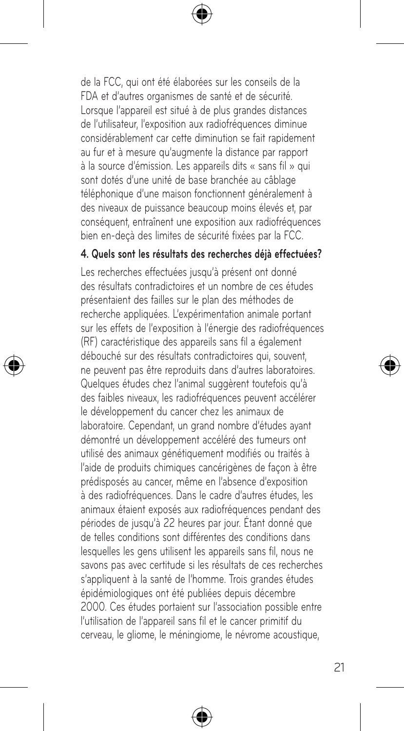de la FCC, qui ont été élaborées sur les conseils de la FDA et d'autres organismes de santé et de sécurité. Lorsque l'appareil est situé à de plus grandes distances de l'utilisateur, l'exposition aux radiofréquences diminue considérablement car cette diminution se fait rapidement au fur et à mesure qu'augmente la distance par rapport à la source d'émission. Les appareils dits « sans fil » qui sont dotés d'une unité de base branchée au câblage téléphonique d'une maison fonctionnent généralement à des niveaux de puissance beaucoup moins élevés et, par conséquent, entraînent une exposition aux radiofréquences bien en-deçà des limites de sécurité fixées par la FCC.

**4. Quels sont les résultats des recherches déjà effectuées?**

Les recherches effectuées jusqu'à présent ont donné des résultats contradictoires et un nombre de ces études présentaient des failles sur le plan des méthodes de recherche appliquées. L'expérimentation animale portant sur les effets de l'exposition à l'énergie des radiofréquences (RF) caractéristique des appareils sans fil a également débouché sur des résultats contradictoires qui, souvent, ne peuvent pas être reproduits dans d'autres laboratoires. Quelques études chez l'animal suggèrent toutefois qu'à des faibles niveaux, les radiofréquences peuvent accélérer le développement du cancer chez les animaux de laboratoire. Cependant, un grand nombre d'études ayant démontré un développement accéléré des tumeurs ont utilisé des animaux génétiquement modifiés ou traités à l'aide de produits chimiques cancérigènes de façon à être prédisposés au cancer, même en l'absence d'exposition à des radiofréquences. Dans le cadre d'autres études, les animaux étaient exposés aux radiofréquences pendant des périodes de jusqu'à 22 heures par jour. Étant donné que de telles conditions sont différentes des conditions dans lesquelles les gens utilisent les appareils sans fil, nous ne savons pas avec certitude si les résultats de ces recherches s'appliquent à la santé de l'homme. Trois grandes études épidémiologiques ont été publiées depuis décembre 2000. Ces études portaient sur l'association possible entre l'utilisation de l'appareil sans fil et le cancer primitif du cerveau, le gliome, le méningiome, le névrome acoustique,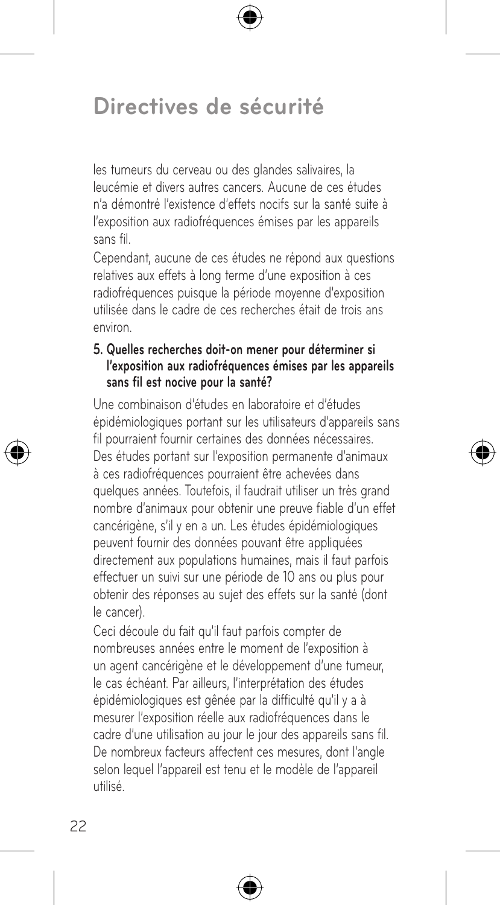## Directives de sécurité

les tumeurs du cerveau ou des glandes salivaires, la leucémie et divers autres cancers. Aucune de ces études n'a démontré l'existence d'effets nocifs sur la santé suite à l'exposition aux radiofréquences émises par les appareils sans fil.

Cependant, aucune de ces études ne répond aux questions relatives aux effets à long terme d'une exposition à ces radiofréquences puisque la période moyenne d'exposition utilisée dans le cadre de ces recherches était de trois ans environ.

**5. Quelles recherches doit-on mener pour déterminer si l'exposition aux radiofréquences émises par les appareils sans fil est nocive pour la santé?**

Une combinaison d'études en laboratoire et d'études épidémiologiques portant sur les utilisateurs d'appareils sans fil pourraient fournir certaines des données nécessaires. Des études portant sur l'exposition permanente d'animaux à ces radiofréquences pourraient être achevées dans quelques années. Toutefois, il faudrait utiliser un très grand nombre d'animaux pour obtenir une preuve fiable d'un effet cancérigène, s'il y en a un. Les études épidémiologiques peuvent fournir des données pouvant être appliquées directement aux populations humaines, mais il faut parfois effectuer un suivi sur une période de 10 ans ou plus pour obtenir des réponses au sujet des effets sur la santé (dont le cancer).

Ceci découle du fait qu'il faut parfois compter de nombreuses années entre le moment de l'exposition à un agent cancérigène et le développement d'une tumeur, le cas échéant. Par ailleurs, l'interprétation des études épidémiologiques est gênée par la difficulté qu'il y a à mesurer l'exposition réelle aux radiofréquences dans le cadre d'une utilisation au jour le jour des appareils sans fil. De nombreux facteurs affectent ces mesures, dont l'angle selon lequel l'appareil est tenu et le modèle de l'appareil utilisé.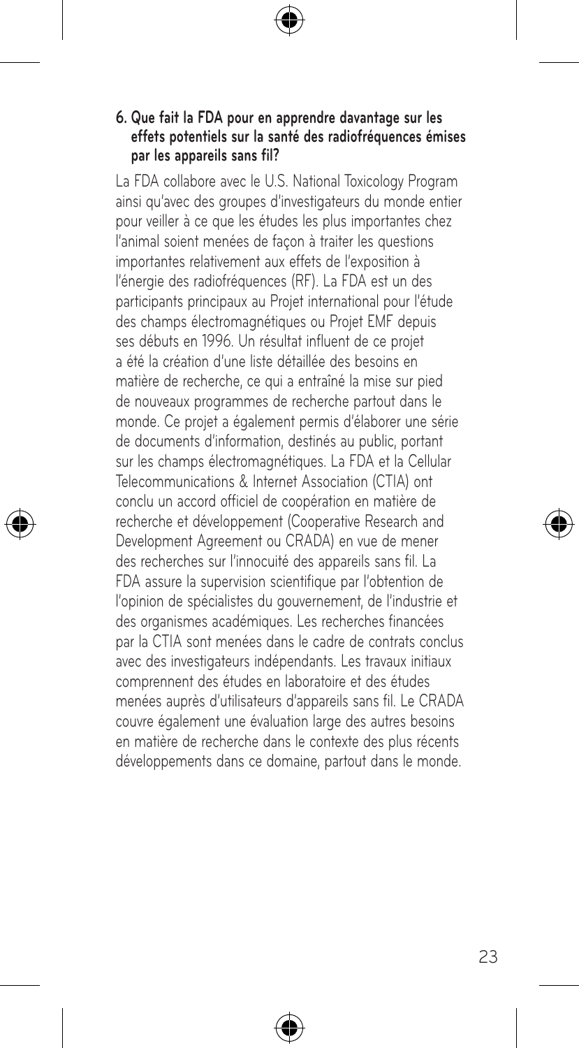**6. Que fait la FDA pour en apprendre davantage sur les effets potentiels sur la santé des radiofréquences émises par les appareils sans fil?**

La FDA collabore avec le U.S. National Toxicology Program ainsi qu'avec des groupes d'investigateurs du monde entier pour veiller à ce que les études les plus importantes chez l'animal soient menées de façon à traiter les questions importantes relativement aux effets de l'exposition à l'énergie des radiofréquences (RF). La FDA est un des participants principaux au Projet international pour l'étude des champs électromagnétiques ou Projet EMF depuis ses débuts en 1996. Un résultat influent de ce projet a été la création d'une liste détaillée des besoins en matière de recherche, ce qui a entraîné la mise sur pied de nouveaux programmes de recherche partout dans le monde. Ce projet a également permis d'élaborer une série de documents d'information, destinés au public, portant sur les champs électromagnétiques. La FDA et la Cellular Telecommunications & Internet Association (CTIA) ont conclu un accord officiel de coopération en matière de recherche et développement (Cooperative Research and Development Agreement ou CRADA) en vue de mener des recherches sur l'innocuité des appareils sans fil. La FDA assure la supervision scientifique par l'obtention de l'opinion de spécialistes du gouvernement, de l'industrie et des organismes académiques. Les recherches financées par la CTIA sont menées dans le cadre de contrats conclus avec des investigateurs indépendants. Les travaux initiaux comprennent des études en laboratoire et des études menées auprès d'utilisateurs d'appareils sans fil. Le CRADA couvre également une évaluation large des autres besoins en matière de recherche dans le contexte des plus récents développements dans ce domaine, partout dans le monde.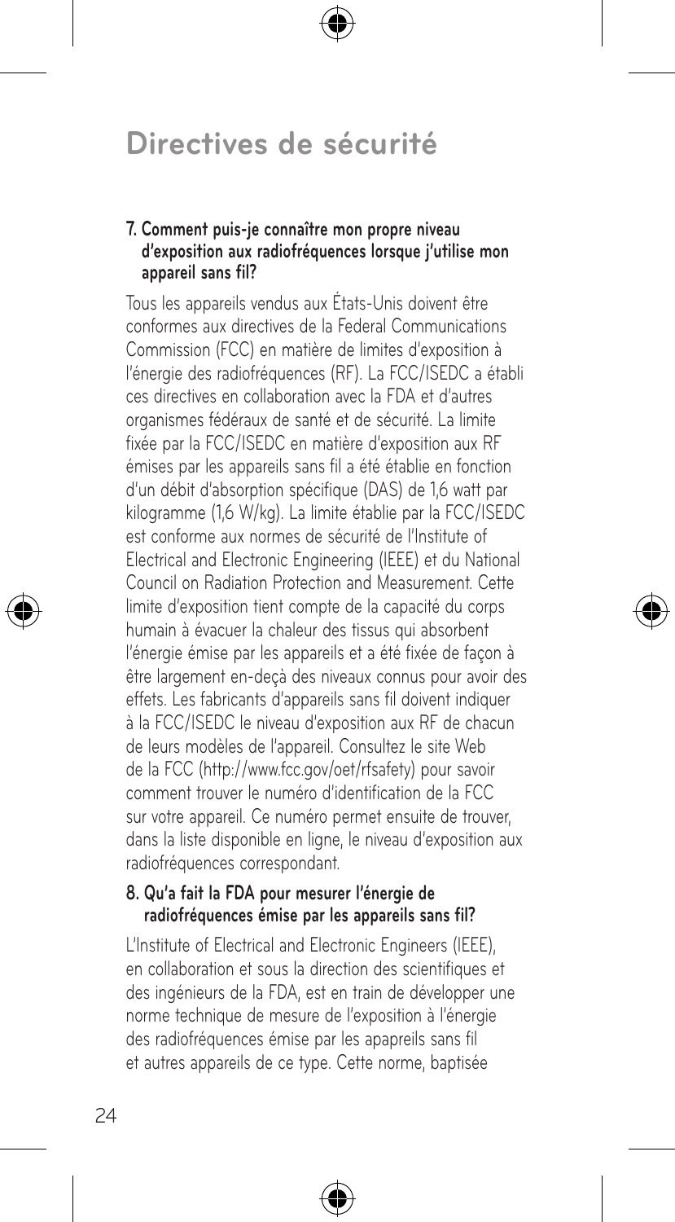# Directives de sécurité

**7. Comment puis-je connaître mon propre niveau d'exposition aux radiofréquences lorsque j'utilise mon appareil sans fil?**

Tous les appareils vendus aux États-Unis doivent être conformes aux directives de la Federal Communications Commission (FCC) en matière de limites d'exposition à l'énergie des radiofréquences (RF). La FCC/ISEDC a établi ces directives en collaboration avec la FDA et d'autres organismes fédéraux de santé et de sécurité. La limite fixée par la FCC/ISEDC en matière d'exposition aux RF émises par les appareils sans fil a été établie en fonction d'un débit d'absorption spécifique (DAS) de 1,6 watt par kilogramme (1,6 W/kg). La limite établie par la FCC/ISEDC est conforme aux normes de sécurité de l'Institute of Electrical and Electronic Engineering (IEEE) et du National Council on Radiation Protection and Measurement. Cette limite d'exposition tient compte de la capacité du corps humain à évacuer la chaleur des tissus qui absorbent l'énergie émise par les appareils et a été fixée de façon à être largement en-deçà des niveaux connus pour avoir des effets. Les fabricants d'appareils sans fil doivent indiquer à la FCC/ISEDC le niveau d'exposition aux RF de chacun de leurs modèles de l'appareil. Consultez le site Web de la FCC (http://www.fcc.gov/oet/rfsafety) pour savoir comment trouver le numéro d'identification de la FCC sur votre appareil. Ce numéro permet ensuite de trouver, dans la liste disponible en ligne, le niveau d'exposition aux radiofréquences correspondant.

**8. Qu'a fait la FDA pour mesurer l'énergie de radiofréquences émise par les appareils sans fil?**

L'Institute of Electrical and Electronic Engineers (IEEE), en collaboration et sous la direction des scientifiques et des ingénieurs de la FDA, est en train de développer une norme technique de mesure de l'exposition à l'énergie des radiofréquences émise par les apapreils sans fil et autres appareils de ce type. Cette norme, baptisée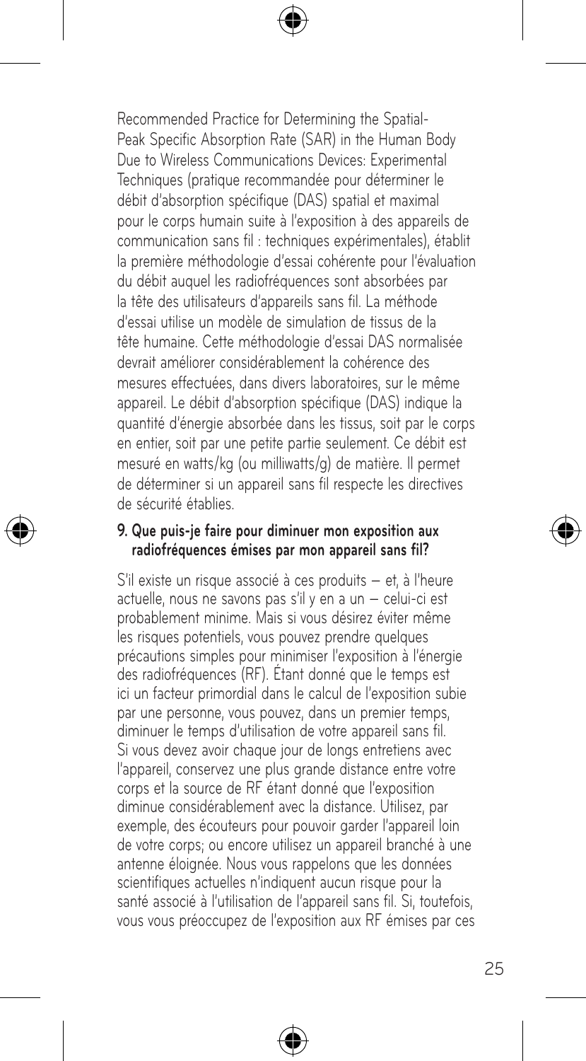Recommended Practice for Determining the Spatial-Peak Specific Absorption Rate (SAR) in the Human Body Due to Wireless Communications Devices: Experimental Techniques (pratique recommandée pour déterminer le débit d'absorption spécifique (DAS) spatial et maximal pour le corps humain suite à l'exposition à des appareils de communication sans fil : techniques expérimentales), établit la première méthodologie d'essai cohérente pour l'évaluation du débit auquel les radiofréquences sont absorbées par la tête des utilisateurs d'appareils sans fil. La méthode d'essai utilise un modèle de simulation de tissus de la tête humaine. Cette méthodologie d'essai DAS normalisée devrait améliorer considérablement la cohérence des mesures effectuées, dans divers laboratoires, sur le même appareil. Le débit d'absorption spécifique (DAS) indique la quantité d'énergie absorbée dans les tissus, soit par le corps en entier, soit par une petite partie seulement. Ce débit est mesuré en watts/kg (ou milliwatts/g) de matière. Il permet de déterminer si un appareil sans fil respecte les directives de sécurité établies.

**9. Que puis-je faire pour diminuer mon exposition aux radiofréquences émises par mon appareil sans fil?**

S'il existe un risque associé à ces produits — et, à l'heure actuelle, nous ne savons pas s'il y en a un — celui-ci est probablement minime. Mais si vous désirez éviter même les risques potentiels, vous pouvez prendre quelques précautions simples pour minimiser l'exposition à l'énergie des radiofréquences (RF). Étant donné que le temps est ici un facteur primordial dans le calcul de l'exposition subie par une personne, vous pouvez, dans un premier temps, diminuer le temps d'utilisation de votre appareil sans fil. Si vous devez avoir chaque jour de longs entretiens avec l'appareil, conservez une plus grande distance entre votre corps et la source de RF étant donné que l'exposition diminue considérablement avec la distance. Utilisez, par exemple, des écouteurs pour pouvoir garder l'appareil loin de votre corps; ou encore utilisez un appareil branché à une antenne éloignée. Nous vous rappelons que les données scientifiques actuelles n'indiquent aucun risque pour la santé associé à l'utilisation de l'appareil sans fil. Si, toutefois, vous vous préoccupez de l'exposition aux RF émises par ces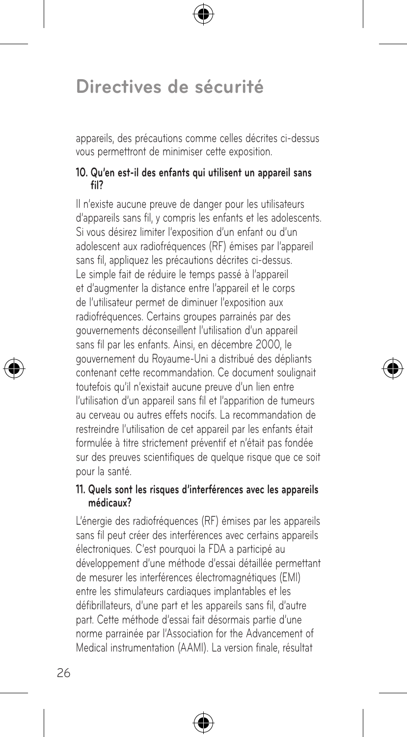appareils, des précautions comme celles décrites ci-dessus vous permettront de minimiser cette exposition.

**10. Qu'en est-il des enfants qui utilisent un appareil sans fil?**

Il n'existe aucune preuve de danger pour les utilisateurs d'appareils sans fil, y compris les enfants et les adolescents. Si vous désirez limiter l'exposition d'un enfant ou d'un adolescent aux radiofréquences (RF) émises par l'appareil sans fil, appliquez les précautions décrites ci-dessus. Le simple fait de réduire le temps passé à l'appareil et d'augmenter la distance entre l'appareil et le corps de l'utilisateur permet de diminuer l'exposition aux radiofréquences. Certains groupes parrainés par des gouvernements déconseillent l'utilisation d'un appareil sans fil par les enfants. Ainsi, en décembre 2000, le gouvernement du Royaume-Uni a distribué des dépliants contenant cette recommandation. Ce document soulignait toutefois qu'il n'existait aucune preuve d'un lien entre l'utilisation d'un appareil sans fil et l'apparition de tumeurs au cerveau ou autres effets nocifs. La recommandation de restreindre l'utilisation de cet appareil par les enfants était formulée à titre strictement préventif et n'était pas fondée sur des preuves scientifiques de quelque risque que ce soit pour la santé.

**11. Quels sont les risques d'interférences avec les appareils médicaux?**

L'énergie des radiofréquences (RF) émises par les appareils sans fil peut créer des interférences avec certains appareils électroniques. C'est pourquoi la FDA a participé au développement d'une méthode d'essai détaillée permettant de mesurer les interférences électromagnétiques (EMI) entre les stimulateurs cardiaques implantables et les défibrillateurs, d'une part et les appareils sans fil, d'autre part. Cette méthode d'essai fait désormais partie d'une norme parrainée par l'Association for the Advancement of Medical instrumentation (AAMI). La version finale, résultat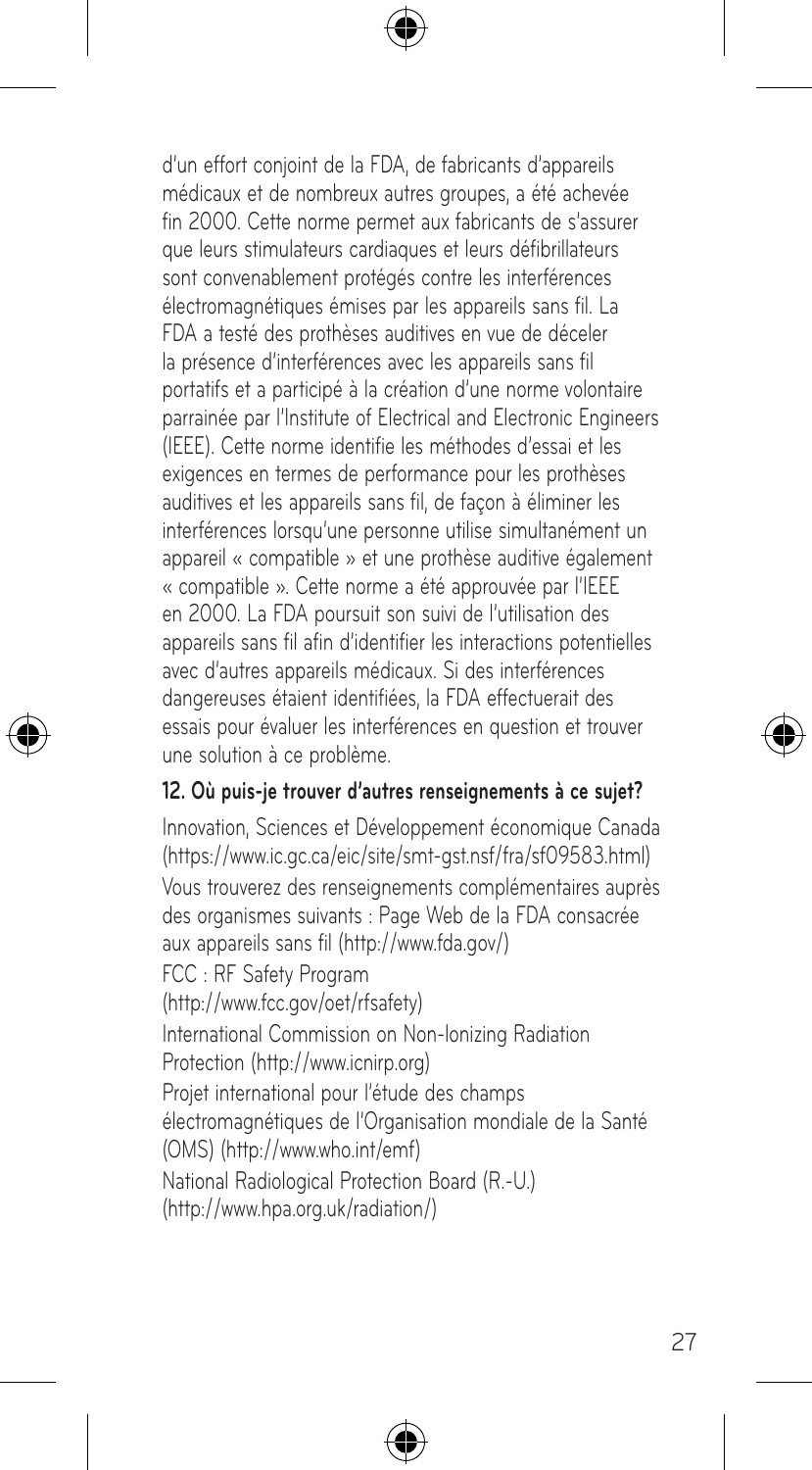d'un effort conjoint de la FDA, de fabricants d'appareils médicaux et de nombreux autres groupes, a été achevée fin 2000. Cette norme permet aux fabricants de s'assurer que leurs stimulateurs cardiaques et leurs défibrillateurs sont convenablement protégés contre les interférences électromagnétiques émises par les appareils sans fil. La FDA a testé des prothèses auditives en vue de déceler la présence d'interférences avec les appareils sans fil portatifs et a participé à la création d'une norme volontaire parrainée par l'Institute of Electrical and Electronic Engineers (IEEE). Cette norme identifie les méthodes d'essai et les exigences en termes de performance pour les prothèses auditives et les appareils sans fil, de façon à éliminer les interférences lorsqu'une personne utilise simultanément un appareil « compatible » et une prothèse auditive également « compatible ». Cette norme a été approuvée par l'IEEE en 2000. La FDA poursuit son suivi de l'utilisation des appareils sans fil afin d'identifier les interactions potentielles avec d'autres appareils médicaux. Si des interférences dangereuses étaient identifiées, la FDA effectuerait des essais pour évaluer les interférences en question et trouver une solution à ce problème.

**12. Où puis-je trouver d'autres renseignements à ce sujet?**

Innovation, Sciences et Développement économique Canada (https://www.ic.gc.ca/eic/site/smt-gst.nsf/fra/sf09583.html)

Vous trouverez des renseignements complémentaires auprès des organismes suivants : Page Web de la FDA consacrée aux appareils sans fil (http://www.fda.gov/)

FCC : RF Safety Program
(http://www.fcc.gov/oet/rfsafety)

International Commission on Non-Ionizing Radiation Protection (http://www.icnirp.org)

Projet international pour l'étude des champs électromagnétiques de l'Organisation mondiale de la Santé (OMS) (http://www.who.int/emf)

National Radiological Protection Board (R.-U.)
(http://www.hpa.org.uk/radiation/)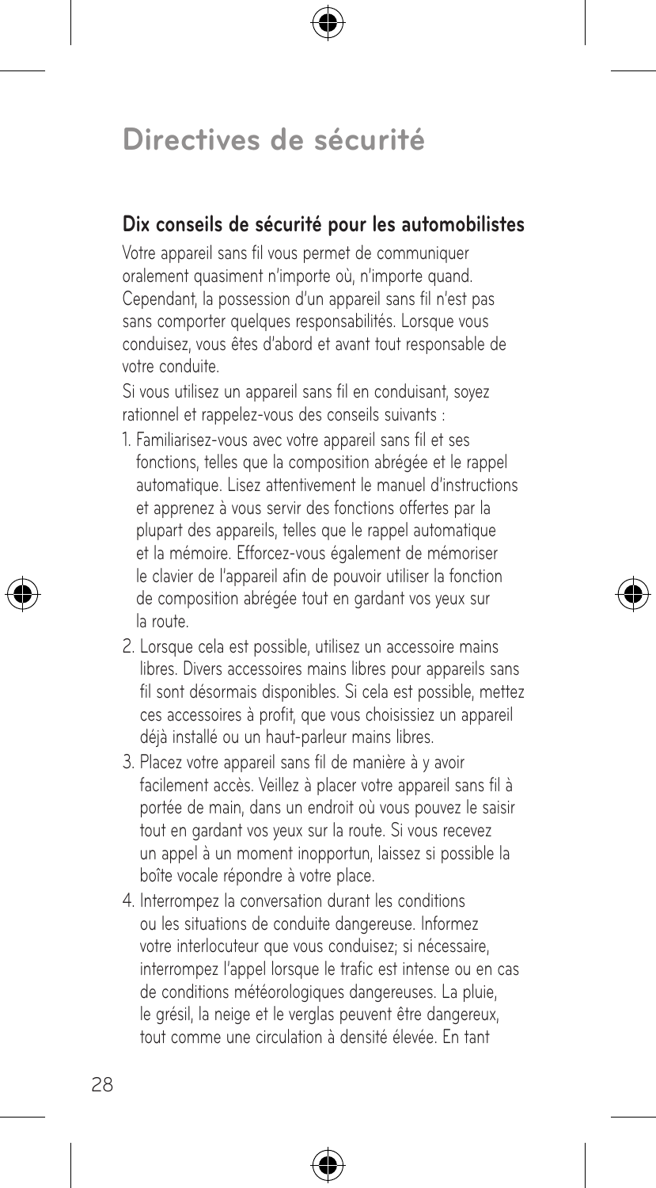# Directives de sécurité

## Dix conseils de sécurité pour les automobilistes

Votre appareil sans fil vous permet de communiquer oralement quasiment n'importe où, n'importe quand. Cependant, la possession d'un appareil sans fil n'est pas sans comporter quelques responsabilités. Lorsque vous conduisez, vous êtes d'abord et avant tout responsable de votre conduite.

Si vous utilisez un appareil sans fil en conduisant, soyez rationnel et rappelez-vous des conseils suivants :

1. Familiarisez-vous avec votre appareil sans fil et ses fonctions, telles que la composition abrégée et le rappel automatique. Lisez attentivement le manuel d'instructions et apprenez à vous servir des fonctions offertes par la plupart des appareils, telles que le rappel automatique et la mémoire. Efforcez-vous également de mémoriser le clavier de l'appareil afin de pouvoir utiliser la fonction de composition abrégée tout en gardant vos yeux sur la route.
2. Lorsque cela est possible, utilisez un accessoire mains libres. Divers accessoires mains libres pour appareils sans fil sont désormais disponibles. Si cela est possible, mettez ces accessoires à profit, que vous choisissiez un appareil déjà installé ou un haut-parleur mains libres.
3. Placez votre appareil sans fil de manière à y avoir facilement accès. Veillez à placer votre appareil sans fil à portée de main, dans un endroit où vous pouvez le saisir tout en gardant vos yeux sur la route. Si vous recevez un appel à un moment inopportun, laissez si possible la boîte vocale répondre à votre place.
4. Interrompez la conversation durant les conditions ou les situations de conduite dangereuse. Informez votre interlocuteur que vous conduisez; si nécessaire, interrompez l'appel lorsque le trafic est intense ou en cas de conditions météorologiques dangereuses. La pluie, le grésil, la neige et le verglas peuvent être dangereux, tout comme une circulation à densité élevée. En tant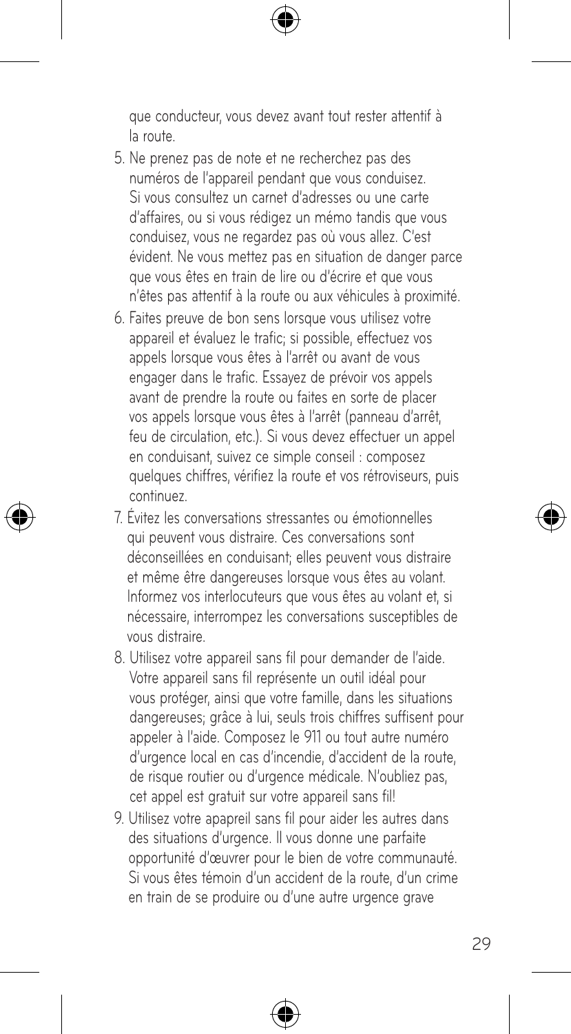que conducteur, vous devez avant tout rester attentif à la route.

5. Ne prenez pas de note et ne recherchez pas des numéros de l'appareil pendant que vous conduisez. Si vous consultez un carnet d'adresses ou une carte d'affaires, ou si vous rédigez un mémo tandis que vous conduisez, vous ne regardez pas où vous allez. C'est évident. Ne vous mettez pas en situation de danger parce que vous êtes en train de lire ou d'écrire et que vous n'êtes pas attentif à la route ou aux véhicules à proximité.
6. Faites preuve de bon sens lorsque vous utilisez votre appareil et évaluez le trafic; si possible, effectuez vos appels lorsque vous êtes à l'arrêt ou avant de vous engager dans le trafic. Essayez de prévoir vos appels avant de prendre la route ou faites en sorte de placer vos appels lorsque vous êtes à l'arrêt (panneau d'arrêt, feu de circulation, etc.). Si vous devez effectuer un appel en conduisant, suivez ce simple conseil : composez quelques chiffres, vérifiez la route et vos rétroviseurs, puis continuez.
7. Évitez les conversations stressantes ou émotionnelles qui peuvent vous distraire. Ces conversations sont déconseillées en conduisant; elles peuvent vous distraire et même être dangereuses lorsque vous êtes au volant. Informez vos interlocuteurs que vous êtes au volant et, si nécessaire, interrompez les conversations susceptibles de vous distraire.
8. Utilisez votre appareil sans fil pour demander de l'aide. Votre appareil sans fil représente un outil idéal pour vous protéger, ainsi que votre famille, dans les situations dangereuses; grâce à lui, seuls trois chiffres suffisent pour appeler à l'aide. Composez le 911 ou tout autre numéro d'urgence local en cas d'incendie, d'accident de la route, de risque routier ou d'urgence médicale. N'oubliez pas, cet appel est gratuit sur votre appareil sans fil!
9. Utilisez votre apapreil sans fil pour aider les autres dans des situations d'urgence. Il vous donne une parfaite opportunité d'œuvrer pour le bien de votre communauté. Si vous êtes témoin d'un accident de la route, d'un crime en train de se produire ou d'une autre urgence grave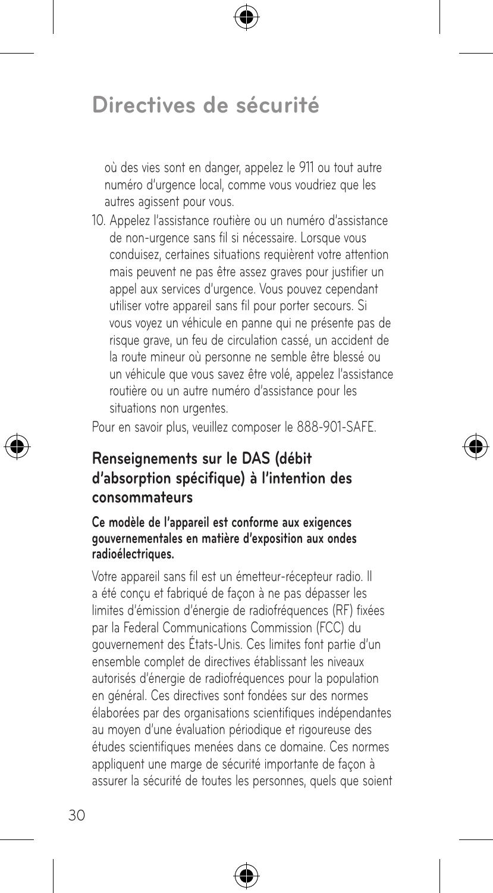où des vies sont en danger, appelez le 911 ou tout autre numéro d'urgence local, comme vous voudriez que les autres agissent pour vous.

10. Appelez l'assistance routière ou un numéro d'assistance de non-urgence sans fil si nécessaire. Lorsque vous conduisez, certaines situations requièrent votre attention mais peuvent ne pas être assez graves pour justifier un appel aux services d'urgence. Vous pouvez cependant utiliser votre appareil sans fil pour porter secours. Si vous voyez un véhicule en panne qui ne présente pas de risque grave, un feu de circulation cassé, un accident de la route mineur où personne ne semble être blessé ou un véhicule que vous savez être volé, appelez l'assistance routière ou un autre numéro d'assistance pour les situations non urgentes.

Pour en savoir plus, veuillez composer le 888-901-SAFE.

## Renseignements sur le DAS (débit d'absorption spécifique) à l'intention des consommateurs

**Ce modèle de l'appareil est conforme aux exigences gouvernementales en matière d'exposition aux ondes radioélectriques.**

Votre appareil sans fil est un émetteur-récepteur radio. Il a été conçu et fabriqué de façon à ne pas dépasser les limites d'émission d'énergie de radiofréquences (RF) fixées par la Federal Communications Commission (FCC) du gouvernement des États-Unis. Ces limites font partie d'un ensemble complet de directives établissant les niveaux autorisés d'énergie de radiofréquences pour la population en général. Ces directives sont fondées sur des normes élaborées par des organisations scientifiques indépendantes au moyen d'une évaluation périodique et rigoureuse des études scientifiques menées dans ce domaine. Ces normes appliquent une marge de sécurité importante de façon à assurer la sécurité de toutes les personnes, quels que soient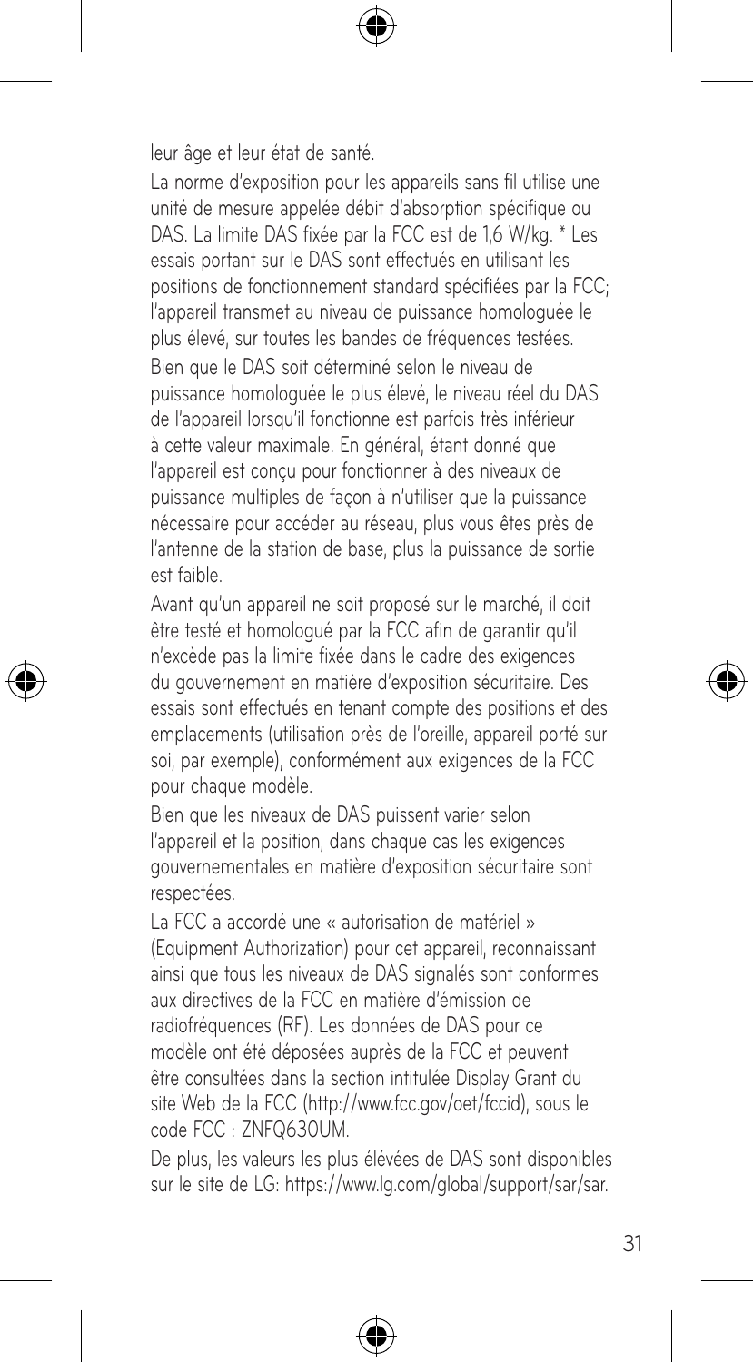leur âge et leur état de santé.

La norme d'exposition pour les appareils sans fil utilise une unité de mesure appelée débit d'absorption spécifique ou DAS. La limite DAS fixée par la FCC est de 1,6 W/kg. * Les essais portant sur le DAS sont effectués en utilisant les positions de fonctionnement standard spécifiées par la FCC; l'appareil transmet au niveau de puissance homologuée le plus élevé, sur toutes les bandes de fréquences testées. Bien que le DAS soit déterminé selon le niveau de puissance homologuée le plus élevé, le niveau réel du DAS de l'appareil lorsqu'il fonctionne est parfois très inférieur à cette valeur maximale. En général, étant donné que l'appareil est conçu pour fonctionner à des niveaux de puissance multiples de façon à n'utiliser que la puissance nécessaire pour accéder au réseau, plus vous êtes près de l'antenne de la station de base, plus la puissance de sortie est faible.

Avant qu'un appareil ne soit proposé sur le marché, il doit être testé et homologué par la FCC afin de garantir qu'il n'excède pas la limite fixée dans le cadre des exigences du gouvernement en matière d'exposition sécuritaire. Des essais sont effectués en tenant compte des positions et des emplacements (utilisation près de l'oreille, appareil porté sur soi, par exemple), conformément aux exigences de la FCC pour chaque modèle.

Bien que les niveaux de DAS puissent varier selon l'appareil et la position, dans chaque cas les exigences gouvernementales en matière d'exposition sécuritaire sont respectées.

La FCC a accordé une « autorisation de matériel » (Equipment Authorization) pour cet appareil, reconnaissant ainsi que tous les niveaux de DAS signalés sont conformes aux directives de la FCC en matière d'émission de radiofréquences (RF). Les données de DAS pour ce modèle ont été déposées auprès de la FCC et peuvent être consultées dans la section intitulée Display Grant du site Web de la FCC (http://www.fcc.gov/oet/fccid), sous le code FCC : ZNFQ630UM.

De plus, les valeurs les plus élevées de DAS sont disponibles sur le site de LG: https://www.lg.com/global/support/sar/sar.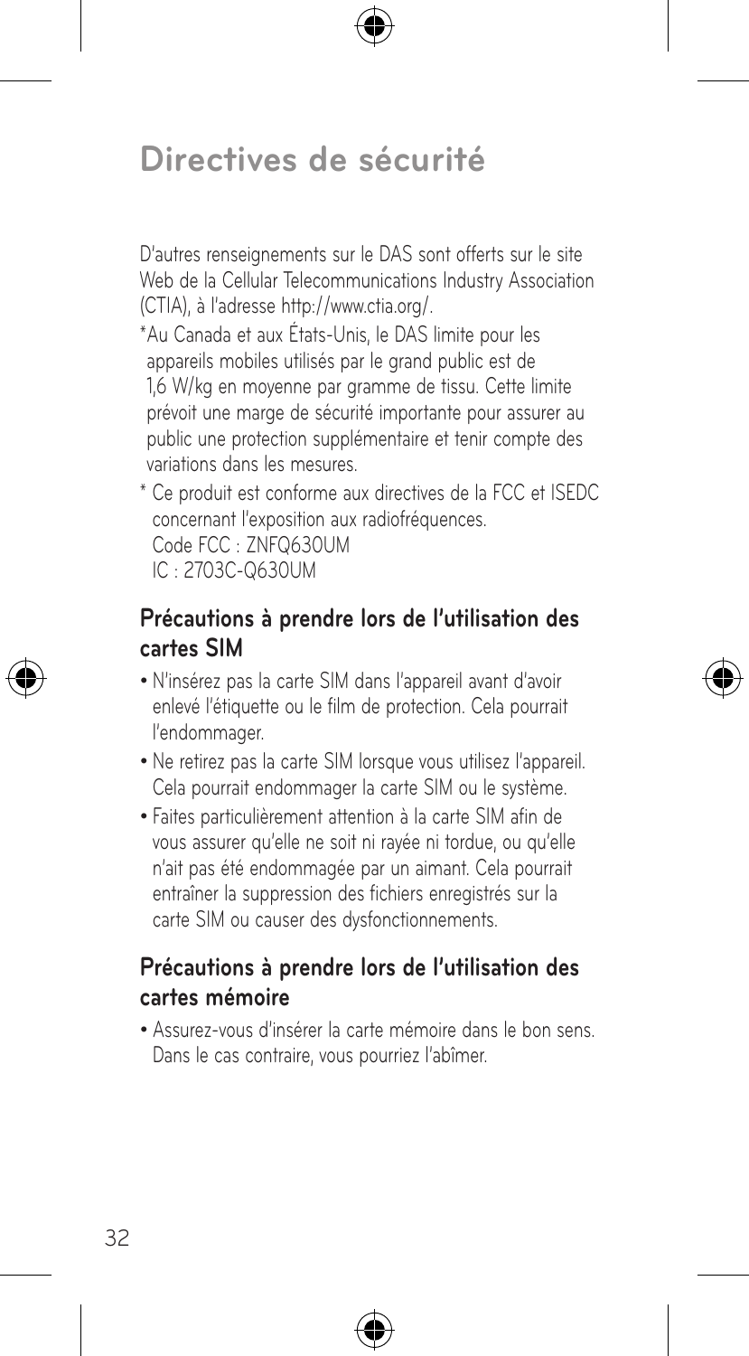# Directives de sécurité

D'autres renseignements sur le DAS sont offerts sur le site Web de la Cellular Telecommunications Industry Association (CTIA), à l'adresse http://www.ctia.org/.

*Au Canada et aux États-Unis, le DAS limite pour les appareils mobiles utilisés par le grand public est de 1,6 W/kg en moyenne par gramme de tissu. Cette limite prévoit une marge de sécurité importante pour assurer au public une protection supplémentaire et tenir compte des variations dans les mesures.

* Ce produit est conforme aux directives de la FCC et ISEDC concernant l'exposition aux radiofréquences.
  Code FCC : ZNFQ630UM
  IC : 2703C-Q630UM

## Précautions à prendre lors de l'utilisation des cartes SIM

- N'insérez pas la carte SIM dans l'appareil avant d'avoir enlevé l'étiquette ou le film de protection. Cela pourrait l'endommager.
- Ne retirez pas la carte SIM lorsque vous utilisez l'appareil. Cela pourrait endommager la carte SIM ou le système.
- Faites particulièrement attention à la carte SIM afin de vous assurer qu'elle ne soit ni rayée ni tordue, ou qu'elle n'ait pas été endommagée par un aimant. Cela pourrait entraîner la suppression des fichiers enregistrés sur la carte SIM ou causer des dysfonctionnements.

## Précautions à prendre lors de l'utilisation des cartes mémoire

- Assurez-vous d'insérer la carte mémoire dans le bon sens. Dans le cas contraire, vous pourriez l'abîmer.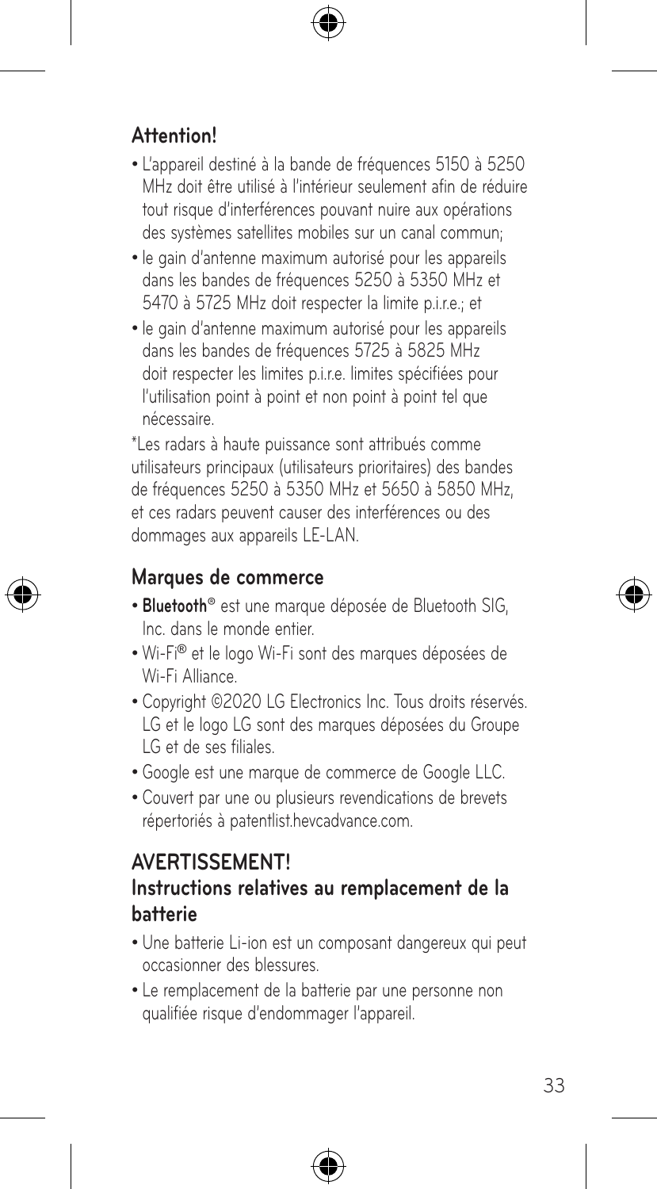## Attention!

- L'appareil destiné à la bande de fréquences 5150 à 5250 MHz doit être utilisé à l'intérieur seulement afin de réduire tout risque d'interférences pouvant nuire aux opérations des systèmes satellites mobiles sur un canal commun;
- le gain d'antenne maximum autorisé pour les appareils dans les bandes de fréquences 5250 à 5350 MHz et 5470 à 5725 MHz doit respecter la limite p.i.r.e.; et
- le gain d'antenne maximum autorisé pour les appareils dans les bandes de fréquences 5725 à 5825 MHz doit respecter les limites p.i.r.e. limites spécifiées pour l'utilisation point à point et non point à point tel que nécessaire.

*Les radars à haute puissance sont attribués comme utilisateurs principaux (utilisateurs prioritaires) des bandes de fréquences 5250 à 5350 MHz et 5650 à 5850 MHz, et ces radars peuvent causer des interférences ou des dommages aux appareils LE-LAN.

## Marques de commerce

- **Bluetooth**® est une marque déposée de Bluetooth SIG, Inc. dans le monde entier.
- Wi-Fi® et le logo Wi-Fi sont des marques déposées de Wi-Fi Alliance.
- Copyright ©2020 LG Electronics Inc. Tous droits réservés. LG et le logo LG sont des marques déposées du Groupe LG et de ses filiales.
- Google est une marque de commerce de Google LLC.
- Couvert par une ou plusieurs revendications de brevets répertoriés à patentlist.hevcadvance.com.

## AVERTISSEMENT!
### Instructions relatives au remplacement de la batterie

- Une batterie Li-ion est un composant dangereux qui peut occasionner des blessures.
- Le remplacement de la batterie par une personne non qualifiée risque d'endommager l'appareil.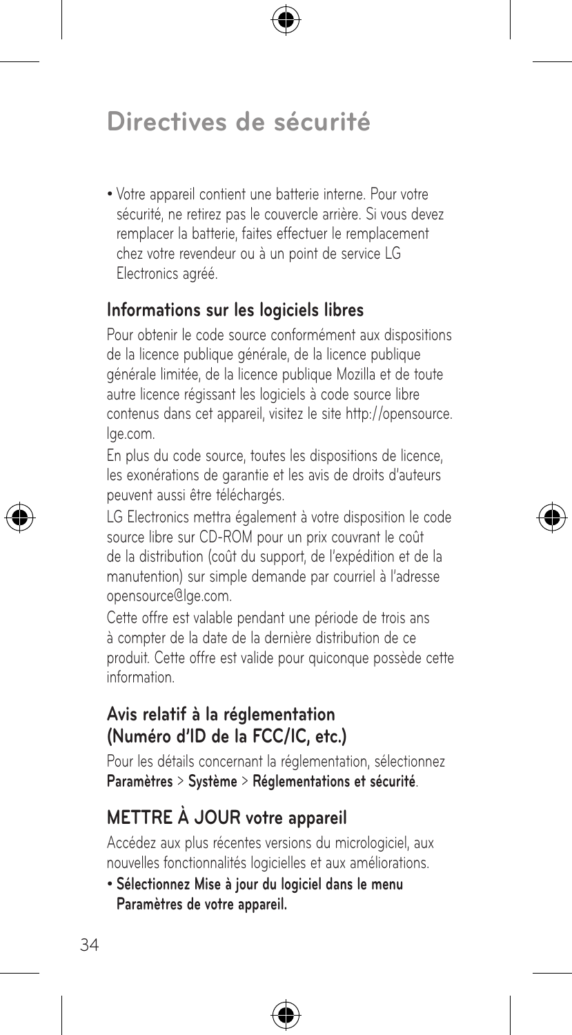# Directives de sécurité

- Votre appareil contient une batterie interne. Pour votre sécurité, ne retirez pas le couvercle arrière. Si vous devez remplacer la batterie, faites effectuer le remplacement chez votre revendeur ou à un point de service LG Electronics agréé.

## Informations sur les logiciels libres

Pour obtenir le code source conformément aux dispositions de la licence publique générale, de la licence publique générale limitée, de la licence publique Mozilla et de toute autre licence régissant les logiciels à code source libre contenus dans cet appareil, visitez le site http://opensource.lge.com.

En plus du code source, toutes les dispositions de licence, les exonérations de garantie et les avis de droits d'auteurs peuvent aussi être téléchargés.

LG Electronics mettra également à votre disposition le code source libre sur CD-ROM pour un prix couvrant le coût de la distribution (coût du support, de l'expédition et de la manutention) sur simple demande par courriel à l'adresse opensource@lge.com.

Cette offre est valable pendant une période de trois ans à compter de la date de la dernière distribution de ce produit. Cette offre est valide pour quiconque possède cette information.

## Avis relatif à la réglementation (Numéro d'ID de la FCC/IC, etc.)

Pour les détails concernant la réglementation, sélectionnez **Paramètres** > **Système** > **Réglementations et sécurité**.

## METTRE À JOUR votre appareil

Accédez aux plus récentes versions du micrologiciel, aux nouvelles fonctionnalités logicielles et aux améliorations.

- **Sélectionnez Mise à jour du logiciel dans le menu Paramètres de votre appareil.**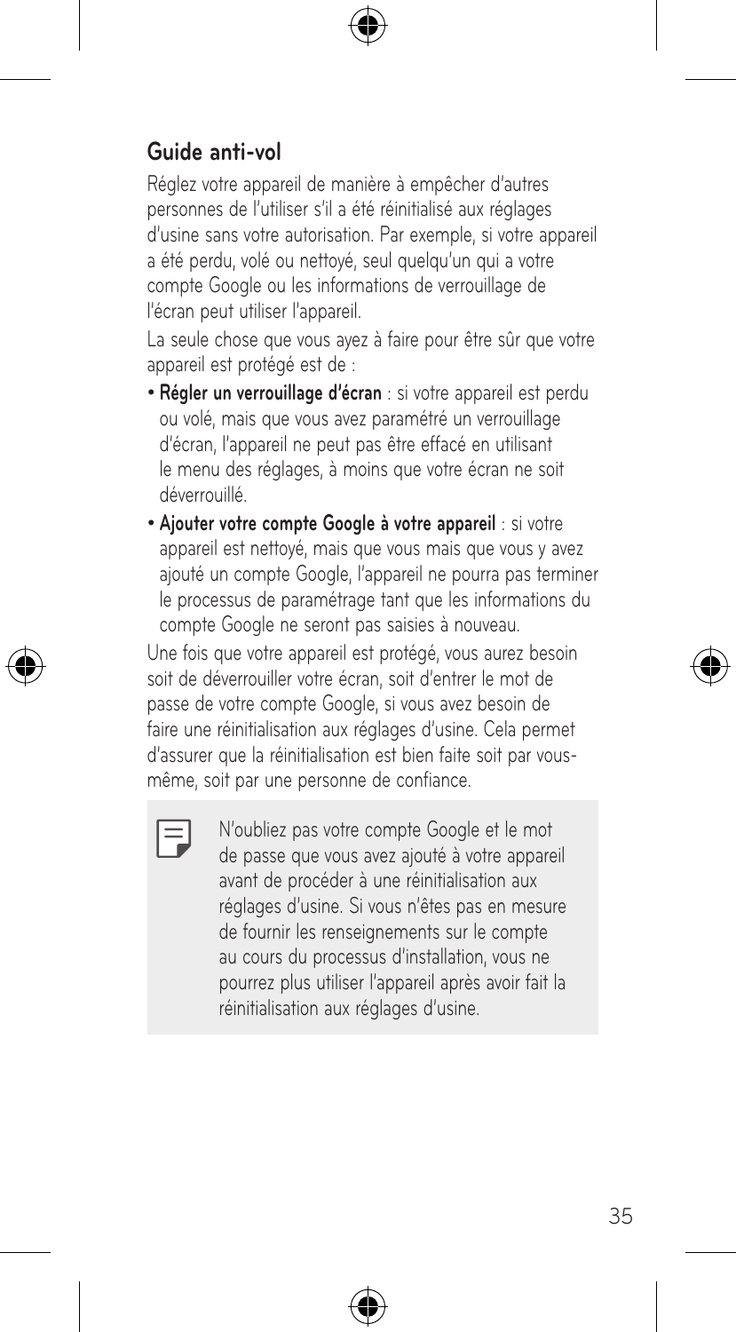## Guide anti-vol

Réglez votre appareil de manière à empêcher d'autres personnes de l'utiliser s'il a été réinitialisé aux réglages d'usine sans votre autorisation. Par exemple, si votre appareil a été perdu, volé ou nettoyé, seul quelqu'un qui a votre compte Google ou les informations de verrouillage de l'écran peut utiliser l'appareil.

La seule chose que vous ayez à faire pour être sûr que votre appareil est protégé est de :

- **Régler un verrouillage d'écran** : si votre appareil est perdu ou volé, mais que vous avez paramétré un verrouillage d'écran, l'appareil ne peut pas être effacé en utilisant le menu des réglages, à moins que votre écran ne soit déverrouillé.
- **Ajouter votre compte Google à votre appareil** : si votre appareil est nettoyé, mais que vous mais que vous y avez ajouté un compte Google, l'appareil ne pourra pas terminer le processus de paramétrage tant que les informations du compte Google ne seront pas saisies à nouveau.

Une fois que votre appareil est protégé, vous aurez besoin soit de déverrouiller votre écran, soit d'entrer le mot de passe de votre compte Google, si vous avez besoin de faire une réinitialisation aux réglages d'usine. Cela permet d'assurer que la réinitialisation est bien faite soit par vous-même, soit par une personne de confiance.

> N'oubliez pas votre compte Google et le mot de passe que vous avez ajouté à votre appareil avant de procéder à une réinitialisation aux réglages d'usine. Si vous n'êtes pas en mesure de fournir les renseignements sur le compte au cours du processus d'installation, vous ne pourrez plus utiliser l'appareil après avoir fait la réinitialisation aux réglages d'usine.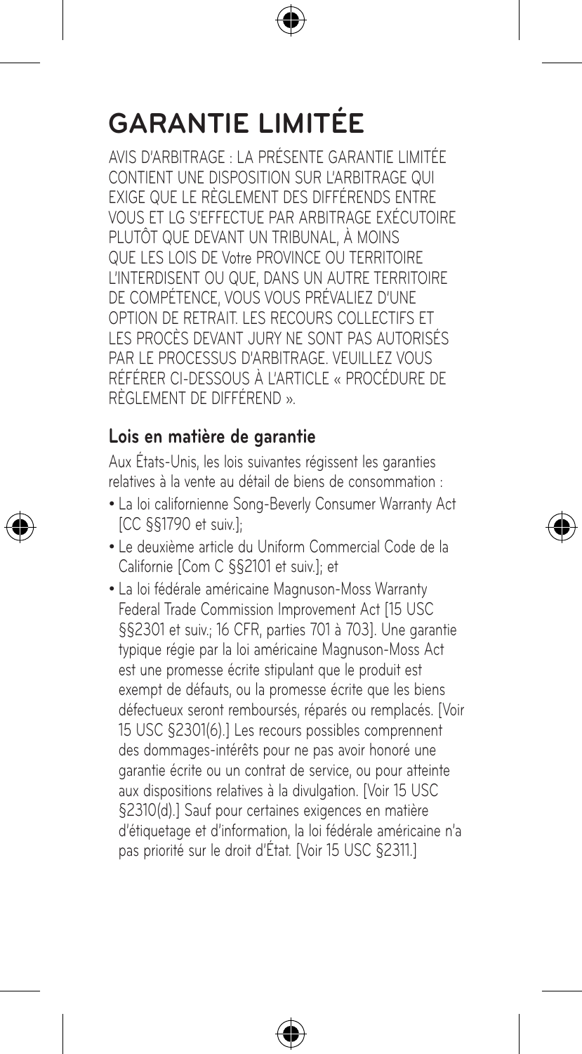# GARANTIE LIMITÉE

AVIS D'ARBITRAGE : LA PRÉSENTE GARANTIE LIMITÉE CONTIENT UNE DISPOSITION SUR L'ARBITRAGE QUI EXIGE QUE LE RÈGLEMENT DES DIFFÉRENDS ENTRE VOUS ET LG S'EFFECTUE PAR ARBITRAGE EXÉCUTOIRE PLUTÔT QUE DEVANT UN TRIBUNAL, À MOINS QUE LES LOIS DE Votre PROVINCE OU TERRITOIRE L'INTERDISENT OU QUE, DANS UN AUTRE TERRITOIRE DE COMPÉTENCE, VOUS VOUS PRÉVALIEZ D'UNE OPTION DE RETRAIT. LES RECOURS COLLECTIFS ET LES PROCÈS DEVANT JURY NE SONT PAS AUTORISÉS PAR LE PROCESSUS D'ARBITRAGE. VEUILLEZ VOUS RÉFÉRER CI-DESSOUS À L'ARTICLE « PROCÉDURE DE RÈGLEMENT DE DIFFÉREND ».

## Lois en matière de garantie

Aux États-Unis, les lois suivantes régissent les garanties relatives à la vente au détail de biens de consommation :

- La loi californienne Song-Beverly Consumer Warranty Act [CC §§1790 et suiv.];
- Le deuxième article du Uniform Commercial Code de la Californie [Com C §§2101 et suiv.]; et
- La loi fédérale américaine Magnuson-Moss Warranty Federal Trade Commission Improvement Act [15 USC §§2301 et suiv.; 16 CFR, parties 701 à 703]. Une garantie typique régie par la loi américaine Magnuson-Moss Act est une promesse écrite stipulant que le produit est exempt de défauts, ou la promesse écrite que les biens défectueux seront remboursés, réparés ou remplacés. [Voir 15 USC §2301(6).] Les recours possibles comprennent des dommages-intérêts pour ne pas avoir honoré une garantie écrite ou un contrat de service, ou pour atteinte aux dispositions relatives à la divulgation. [Voir 15 USC §2310(d).] Sauf pour certaines exigences en matière d'étiquetage et d'information, la loi fédérale américaine n'a pas priorité sur le droit d'État. [Voir 15 USC §2311.]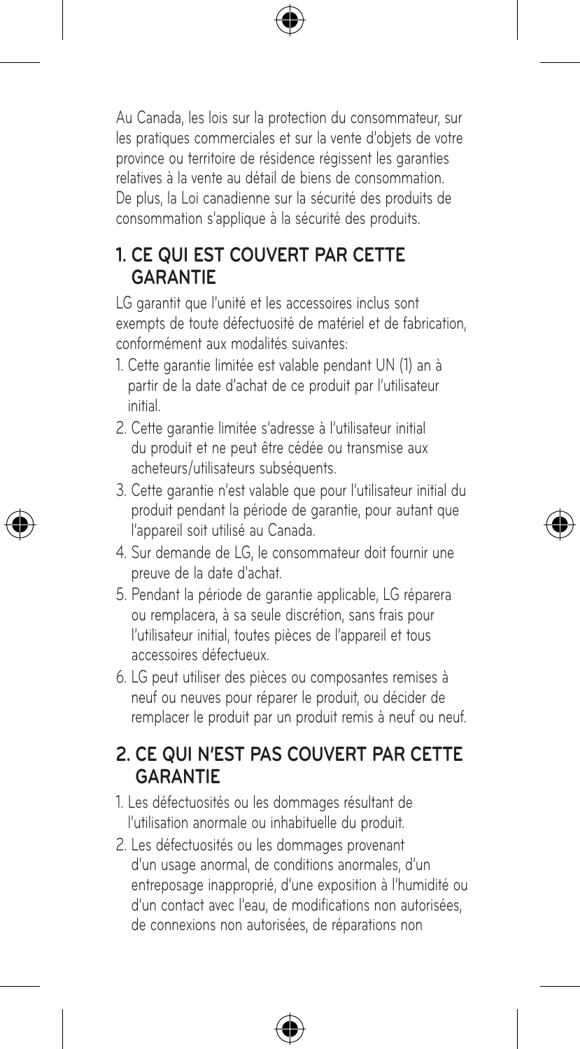Au Canada, les lois sur la protection du consommateur, sur les pratiques commerciales et sur la vente d'objets de votre province ou territoire de résidence régissent les garanties relatives à la vente au détail de biens de consommation. De plus, la Loi canadienne sur la sécurité des produits de consommation s'applique à la sécurité des produits.

## 1. CE QUI EST COUVERT PAR CETTE GARANTIE

LG garantit que l'unité et les accessoires inclus sont exempts de toute défectuosité de matériel et de fabrication, conformément aux modalités suivantes:

1. Cette garantie limitée est valable pendant UN (1) an à partir de la date d'achat de ce produit par l'utilisateur initial.
2. Cette garantie limitée s'adresse à l'utilisateur initial du produit et ne peut être cédée ou transmise aux acheteurs/utilisateurs subséquents.
3. Cette garantie n'est valable que pour l'utilisateur initial du produit pendant la période de garantie, pour autant que l'appareil soit utilisé au Canada.
4. Sur demande de LG, le consommateur doit fournir une preuve de la date d'achat.
5. Pendant la période de garantie applicable, LG réparera ou remplacera, à sa seule discrétion, sans frais pour l'utilisateur initial, toutes pièces de l'appareil et tous accessoires défectueux.
6. LG peut utiliser des pièces ou composantes remises à neuf ou neuves pour réparer le produit, ou décider de remplacer le produit par un produit remis à neuf ou neuf.

## 2. CE QUI N'EST PAS COUVERT PAR CETTE GARANTIE

1. Les défectuosités ou les dommages résultant de l'utilisation anormale ou inhabituelle du produit.
2. Les défectuosités ou les dommages provenant d'un usage anormal, de conditions anormales, d'un entreposage inapproprié, d'une exposition à l'humidité ou d'un contact avec l'eau, de modifications non autorisées, de connexions non autorisées, de réparations non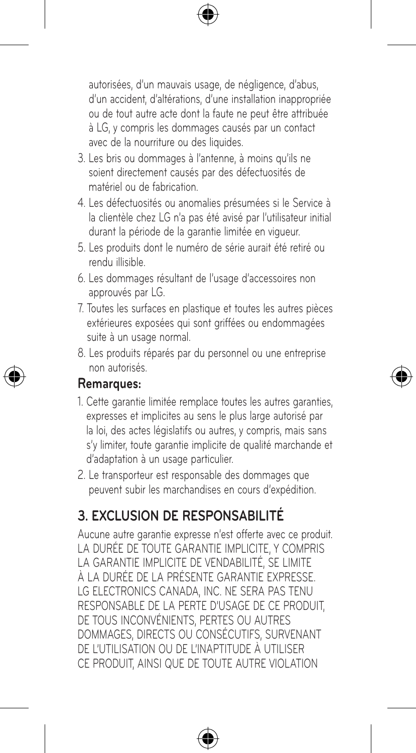autorisées, d'un mauvais usage, de négligence, d'abus, d'un accident, d'altérations, d'une installation inappropriée ou de tout autre acte dont la faute ne peut être attribuée à LG, y compris les dommages causés par un contact avec de la nourriture ou des liquides.

3. Les bris ou dommages à l'antenne, à moins qu'ils ne soient directement causés par des défectuosités de matériel ou de fabrication.
4. Les défectuosités ou anomalies présumées si le Service à la clientèle chez LG n'a pas été avisé par l'utilisateur initial durant la période de la garantie limitée en vigueur.
5. Les produits dont le numéro de série aurait été retiré ou rendu illisible.
6. Les dommages résultant de l'usage d'accessoires non approuvés par LG.
7. Toutes les surfaces en plastique et toutes les autres pièces extérieures exposées qui sont griffées ou endommagées suite à un usage normal.
8. Les produits réparés par du personnel ou une entreprise non autorisés.

**Remarques:**

1. Cette garantie limitée remplace toutes les autres garanties, expresses et implicites au sens le plus large autorisé par la loi, des actes législatifs ou autres, y compris, mais sans s'y limiter, toute garantie implicite de qualité marchande et d'adaptation à un usage particulier.
2. Le transporteur est responsable des dommages que peuvent subir les marchandises en cours d'expédition.

## 3. EXCLUSION DE RESPONSABILITÉ

Aucune autre garantie expresse n'est offerte avec ce produit. LA DURÉE DE TOUTE GARANTIE IMPLICITE, Y COMPRIS LA GARANTIE IMPLICITE DE VENDABILITÉ, SE LIMITE À LA DURÉE DE LA PRÉSENTE GARANTIE EXPRESSE. LG ELECTRONICS CANADA, INC. NE SERA PAS TENU RESPONSABLE DE LA PERTE D'USAGE DE CE PRODUIT, DE TOUS INCONVÉNIENTS, PERTES OU AUTRES DOMMAGES, DIRECTS OU CONSÉCUTIFS, SURVENANT DE L'UTILISATION OU DE L'INAPTITUDE À UTILISER CE PRODUIT, AINSI QUE DE TOUTE AUTRE VIOLATION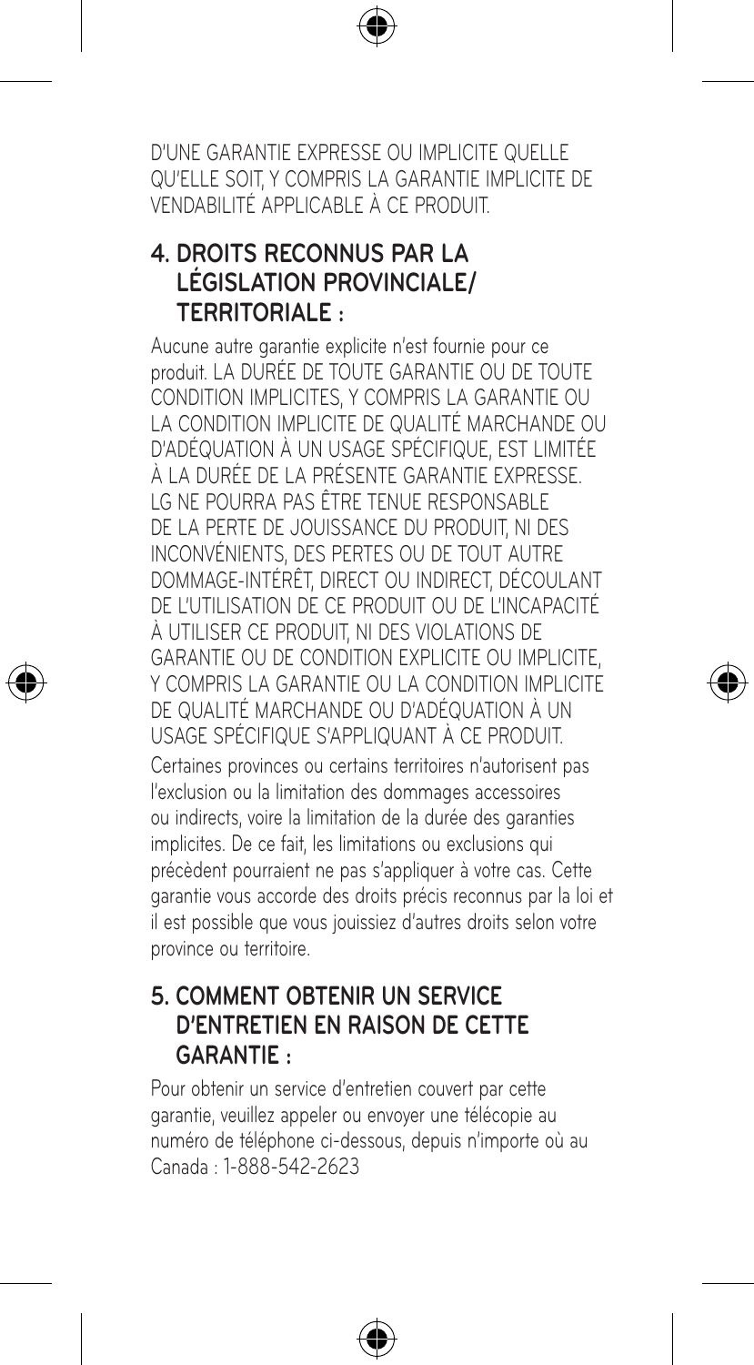D'UNE GARANTIE EXPRESSE OU IMPLICITE QUELLE QU'ELLE SOIT, Y COMPRIS LA GARANTIE IMPLICITE DE VENDABILITÉ APPLICABLE À CE PRODUIT.

## 4. DROITS RECONNUS PAR LA LÉGISLATION PROVINCIALE/ TERRITORIALE :

Aucune autre garantie explicite n'est fournie pour ce produit. LA DURÉE DE TOUTE GARANTIE OU DE TOUTE CONDITION IMPLICITES, Y COMPRIS LA GARANTIE OU LA CONDITION IMPLICITE DE QUALITÉ MARCHANDE OU D'ADÉQUATION À UN USAGE SPÉCIFIQUE, EST LIMITÉE À LA DURÉE DE LA PRÉSENTE GARANTIE EXPRESSE. LG NE POURRA PAS ÊTRE TENUE RESPONSABLE DE LA PERTE DE JOUISSANCE DU PRODUIT, NI DES INCONVÉNIENTS, DES PERTES OU DE TOUT AUTRE DOMMAGE-INTÉRÊT, DIRECT OU INDIRECT, DÉCOULANT DE L'UTILISATION DE CE PRODUIT OU DE L'INCAPACITÉ À UTILISER CE PRODUIT, NI DES VIOLATIONS DE GARANTIE OU DE CONDITION EXPLICITE OU IMPLICITE, Y COMPRIS LA GARANTIE OU LA CONDITION IMPLICITE DE QUALITÉ MARCHANDE OU D'ADÉQUATION À UN USAGE SPÉCIFIQUE S'APPLIQUANT À CE PRODUIT.

Certaines provinces ou certains territoires n'autorisent pas l'exclusion ou la limitation des dommages accessoires ou indirects, voire la limitation de la durée des garanties implicites. De ce fait, les limitations ou exclusions qui précèdent pourraient ne pas s'appliquer à votre cas. Cette garantie vous accorde des droits précis reconnus par la loi et il est possible que vous jouissiez d'autres droits selon votre province ou territoire.

## 5. COMMENT OBTENIR UN SERVICE D'ENTRETIEN EN RAISON DE CETTE GARANTIE :

Pour obtenir un service d'entretien couvert par cette garantie, veuillez appeler ou envoyer une télécopie au numéro de téléphone ci-dessous, depuis n'importe où au Canada : 1-888-542-2623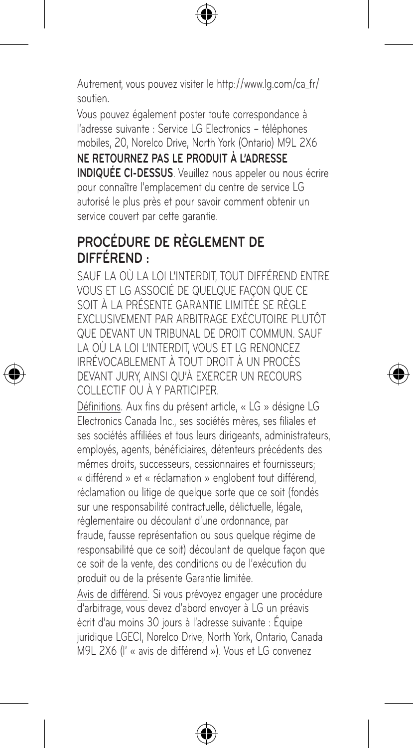Autrement, vous pouvez visiter le http://www.lg.com/ca_fr/soutien.

Vous pouvez également poster toute correspondance à l'adresse suivante : Service LG Electronics – téléphones mobiles, 20, Norelco Drive, North York (Ontario) M9L 2X6

**NE RETOURNEZ PAS LE PRODUIT À L'ADRESSE INDIQUÉE CI-DESSUS**. Veuillez nous appeler ou nous écrire pour connaître l'emplacement du centre de service LG autorisé le plus près et pour savoir comment obtenir un service couvert par cette garantie.

## PROCÉDURE DE RÈGLEMENT DE DIFFÉREND :

SAUF LA OÙ LA LOI L'INTERDIT, TOUT DIFFÉREND ENTRE VOUS ET LG ASSOCIÉ DE QUELQUE FAÇON QUE CE SOIT À LA PRÉSENTE GARANTIE LIMITÉE SE RÈGLE EXCLUSIVEMENT PAR ARBITRAGE EXÉCUTOIRE PLUTÔT QUE DEVANT UN TRIBUNAL DE DROIT COMMUN. SAUF LA OÙ LA LOI L'INTERDIT, VOUS ET LG RENONCEZ IRRÉVOCABLEMENT À TOUT DROIT À UN PROCÈS DEVANT JURY, AINSI QU'À EXERCER UN RECOURS COLLECTIF OU À Y PARTICIPER.

Définitions. Aux fins du présent article, « LG » désigne LG Electronics Canada Inc., ses sociétés mères, ses filiales et ses sociétés affiliées et tous leurs dirigeants, administrateurs, employés, agents, bénéficiaires, détenteurs précédents des mêmes droits, successeurs, cessionnaires et fournisseurs; « différend » et « réclamation » englobent tout différend, réclamation ou litige de quelque sorte que ce soit (fondés sur une responsabilité contractuelle, délictuelle, légale, réglementaire ou découlant d'une ordonnance, par fraude, fausse représentation ou sous quelque régime de responsabilité que ce soit) découlant de quelque façon que ce soit de la vente, des conditions ou de l'exécution du produit ou de la présente Garantie limitée.

Avis de différend. Si vous prévoyez engager une procédure d'arbitrage, vous devez d'abord envoyer à LG un préavis écrit d'au moins 30 jours à l'adresse suivante : Équipe juridique LGECI, Norelco Drive, North York, Ontario, Canada M9L 2X6 (l' « avis de différend »). Vous et LG convenez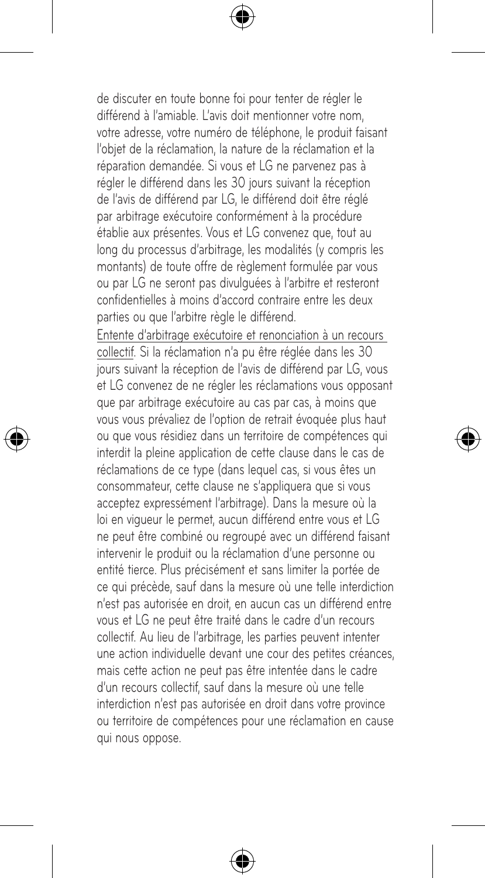de discuter en toute bonne foi pour tenter de régler le différend à l'amiable. L'avis doit mentionner votre nom, votre adresse, votre numéro de téléphone, le produit faisant l'objet de la réclamation, la nature de la réclamation et la réparation demandée. Si vous et LG ne parvenez pas à régler le différend dans les 30 jours suivant la réception de l'avis de différend par LG, le différend doit être réglé par arbitrage exécutoire conformément à la procédure établie aux présentes. Vous et LG convenez que, tout au long du processus d'arbitrage, les modalités (y compris les montants) de toute offre de règlement formulée par vous ou par LG ne seront pas divulguées à l'arbitre et resteront confidentielles à moins d'accord contraire entre les deux parties ou que l'arbitre règle le différend.

Entente d'arbitrage exécutoire et renonciation à un recours collectif. Si la réclamation n'a pu être réglée dans les 30 jours suivant la réception de l'avis de différend par LG, vous et LG convenez de ne régler les réclamations vous opposant que par arbitrage exécutoire au cas par cas, à moins que vous vous prévaliez de l'option de retrait évoquée plus haut ou que vous résidiez dans un territoire de compétences qui interdit la pleine application de cette clause dans le cas de réclamations de ce type (dans lequel cas, si vous êtes un consommateur, cette clause ne s'appliquera que si vous acceptez expressément l'arbitrage). Dans la mesure où la loi en vigueur le permet, aucun différend entre vous et LG ne peut être combiné ou regroupé avec un différend faisant intervenir le produit ou la réclamation d'une personne ou entité tierce. Plus précisément et sans limiter la portée de ce qui précède, sauf dans la mesure où une telle interdiction n'est pas autorisée en droit, en aucun cas un différend entre vous et LG ne peut être traité dans le cadre d'un recours collectif. Au lieu de l'arbitrage, les parties peuvent intenter une action individuelle devant une cour des petites créances, mais cette action ne peut pas être intentée dans le cadre d'un recours collectif, sauf dans la mesure où une telle interdiction n'est pas autorisée en droit dans votre province ou territoire de compétences pour une réclamation en cause qui nous oppose.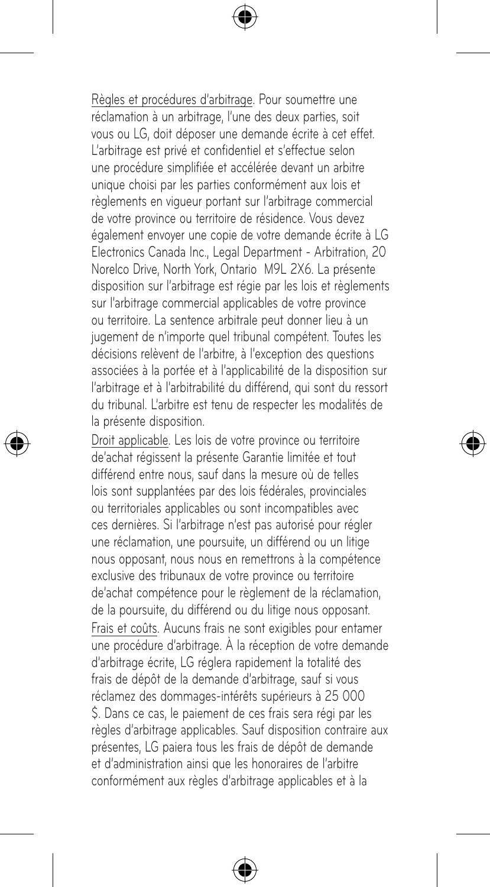Règles et procédures d'arbitrage. Pour soumettre une réclamation à un arbitrage, l'une des deux parties, soit vous ou LG, doit déposer une demande écrite à cet effet. L'arbitrage est privé et confidentiel et s'effectue selon une procédure simplifiée et accélérée devant un arbitre unique choisi par les parties conformément aux lois et règlements en vigueur portant sur l'arbitrage commercial de votre province ou territoire de résidence. Vous devez également envoyer une copie de votre demande écrite à LG Electronics Canada Inc., Legal Department - Arbitration, 20 Norelco Drive, North York, Ontario M9L 2X6. La présente disposition sur l'arbitrage est régie par les lois et règlements sur l'arbitrage commercial applicables de votre province ou territoire. La sentence arbitrale peut donner lieu à un jugement de n'importe quel tribunal compétent. Toutes les décisions relèvent de l'arbitre, à l'exception des questions associées à la portée et à l'applicabilité de la disposition sur l'arbitrage et à l'arbitrabilité du différend, qui sont du ressort du tribunal. L'arbitre est tenu de respecter les modalités de la présente disposition.

Droit applicable. Les lois de votre province ou territoire de'achat régissent la présente Garantie limitée et tout différend entre nous, sauf dans la mesure où de telles lois sont supplantées par des lois fédérales, provinciales ou territoriales applicables ou sont incompatibles avec ces dernières. Si l'arbitrage n'est pas autorisé pour régler une réclamation, une poursuite, un différend ou un litige nous opposant, nous nous en remettrons à la compétence exclusive des tribunaux de votre province ou territoire de'achat compétence pour le règlement de la réclamation, de la poursuite, du différend ou du litige nous opposant.

Frais et coûts. Aucuns frais ne sont exigibles pour entamer une procédure d'arbitrage. À la réception de votre demande d'arbitrage écrite, LG réglera rapidement la totalité des frais de dépôt de la demande d'arbitrage, sauf si vous réclamez des dommages-intérêts supérieurs à 25 000 $. Dans ce cas, le paiement de ces frais sera régi par les règles d'arbitrage applicables. Sauf disposition contraire aux présentes, LG paiera tous les frais de dépôt de demande et d'administration ainsi que les honoraires de l'arbitre conformément aux règles d'arbitrage applicables et à la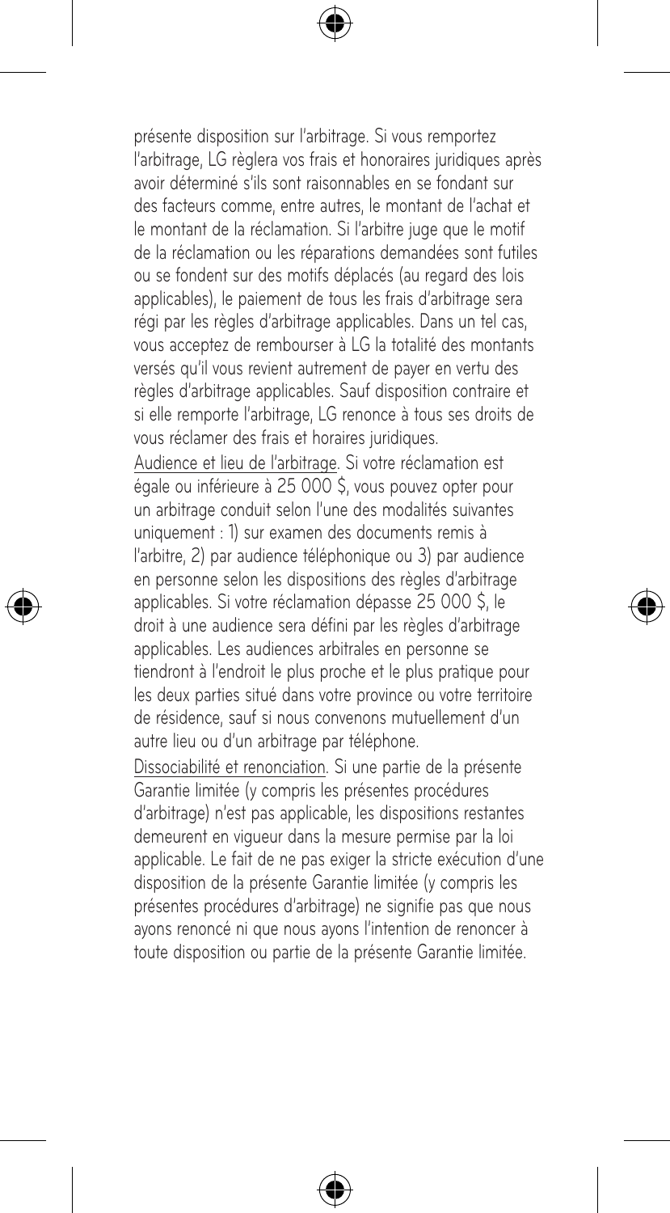présente disposition sur l'arbitrage. Si vous remportez l'arbitrage, LG règlera vos frais et honoraires juridiques après avoir déterminé s'ils sont raisonnables en se fondant sur des facteurs comme, entre autres, le montant de l'achat et le montant de la réclamation. Si l'arbitre juge que le motif de la réclamation ou les réparations demandées sont futiles ou se fondent sur des motifs déplacés (au regard des lois applicables), le paiement de tous les frais d'arbitrage sera régi par les règles d'arbitrage applicables. Dans un tel cas, vous acceptez de rembourser à LG la totalité des montants versés qu'il vous revient autrement de payer en vertu des règles d'arbitrage applicables. Sauf disposition contraire et si elle remporte l'arbitrage, LG renonce à tous ses droits de vous réclamer des frais et horaires juridiques.

Audience et lieu de l'arbitrage. Si votre réclamation est égale ou inférieure à 25 000 $, vous pouvez opter pour un arbitrage conduit selon l'une des modalités suivantes uniquement : 1) sur examen des documents remis à l'arbitre, 2) par audience téléphonique ou 3) par audience en personne selon les dispositions des règles d'arbitrage applicables. Si votre réclamation dépasse 25 000 $, le droit à une audience sera défini par les règles d'arbitrage applicables. Les audiences arbitrales en personne se tiendront à l'endroit le plus proche et le plus pratique pour les deux parties situé dans votre province ou votre territoire de résidence, sauf si nous convenons mutuellement d'un autre lieu ou d'un arbitrage par téléphone.

Dissociabilité et renonciation. Si une partie de la présente Garantie limitée (y compris les présentes procédures d'arbitrage) n'est pas applicable, les dispositions restantes demeurent en vigueur dans la mesure permise par la loi applicable. Le fait de ne pas exiger la stricte exécution d'une disposition de la présente Garantie limitée (y compris les présentes procédures d'arbitrage) ne signifie pas que nous ayons renoncé ni que nous ayons l'intention de renoncer à toute disposition ou partie de la présente Garantie limitée.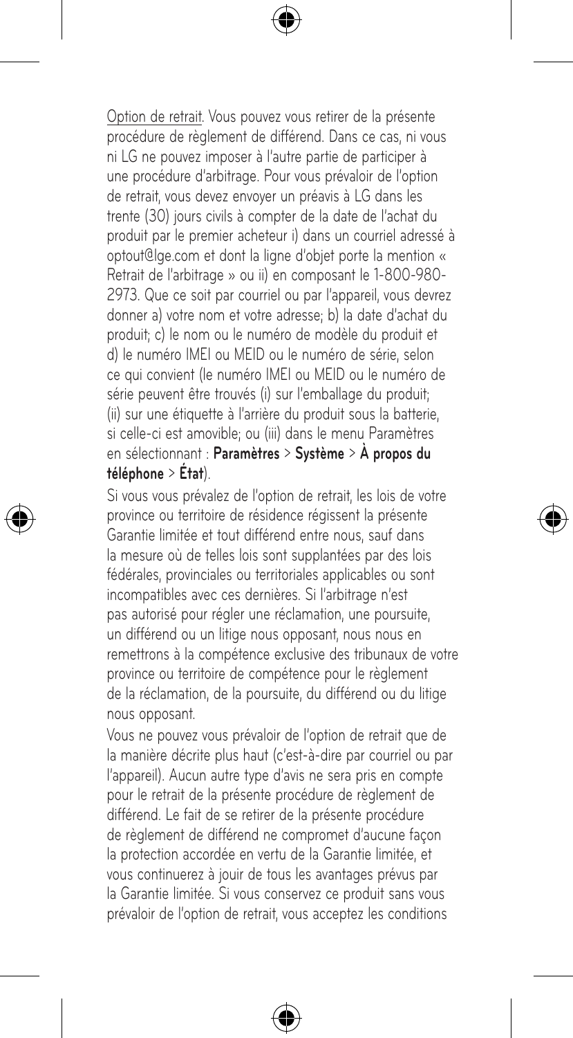Option de retrait. Vous pouvez vous retirer de la présente procédure de règlement de différend. Dans ce cas, ni vous ni LG ne pouvez imposer à l'autre partie de participer à une procédure d'arbitrage. Pour vous prévaloir de l'option de retrait, vous devez envoyer un préavis à LG dans les trente (30) jours civils à compter de la date de l'achat du produit par le premier acheteur i) dans un courriel adressé à optout@lge.com et dont la ligne d'objet porte la mention « Retrait de l'arbitrage » ou ii) en composant le 1-800-980-2973. Que ce soit par courriel ou par l'appareil, vous devrez donner a) votre nom et votre adresse; b) la date d'achat du produit; c) le nom ou le numéro de modèle du produit et d) le numéro IMEI ou MEID ou le numéro de série, selon ce qui convient (le numéro IMEI ou MEID ou le numéro de série peuvent être trouvés (i) sur l'emballage du produit; (ii) sur une étiquette à l'arrière du produit sous la batterie, si celle-ci est amovible; ou (iii) dans le menu Paramètres en sélectionnant : **Paramètres** > **Système** > **À propos du téléphone** > **État**).

Si vous vous prévalez de l'option de retrait, les lois de votre province ou territoire de résidence régissent la présente Garantie limitée et tout différend entre nous, sauf dans la mesure où de telles lois sont supplantées par des lois fédérales, provinciales ou territoriales applicables ou sont incompatibles avec ces dernières. Si l'arbitrage n'est pas autorisé pour régler une réclamation, une poursuite, un différend ou un litige nous opposant, nous nous en remettrons à la compétence exclusive des tribunaux de votre province ou territoire de compétence pour le règlement de la réclamation, de la poursuite, du différend ou du litige nous opposant.

Vous ne pouvez vous prévaloir de l'option de retrait que de la manière décrite plus haut (c'est-à-dire par courriel ou par l'appareil). Aucun autre type d'avis ne sera pris en compte pour le retrait de la présente procédure de règlement de différend. Le fait de se retirer de la présente procédure de règlement de différend ne compromet d'aucune façon la protection accordée en vertu de la Garantie limitée, et vous continuerez à jouir de tous les avantages prévus par la Garantie limitée. Si vous conservez ce produit sans vous prévaloir de l'option de retrait, vous acceptez les conditions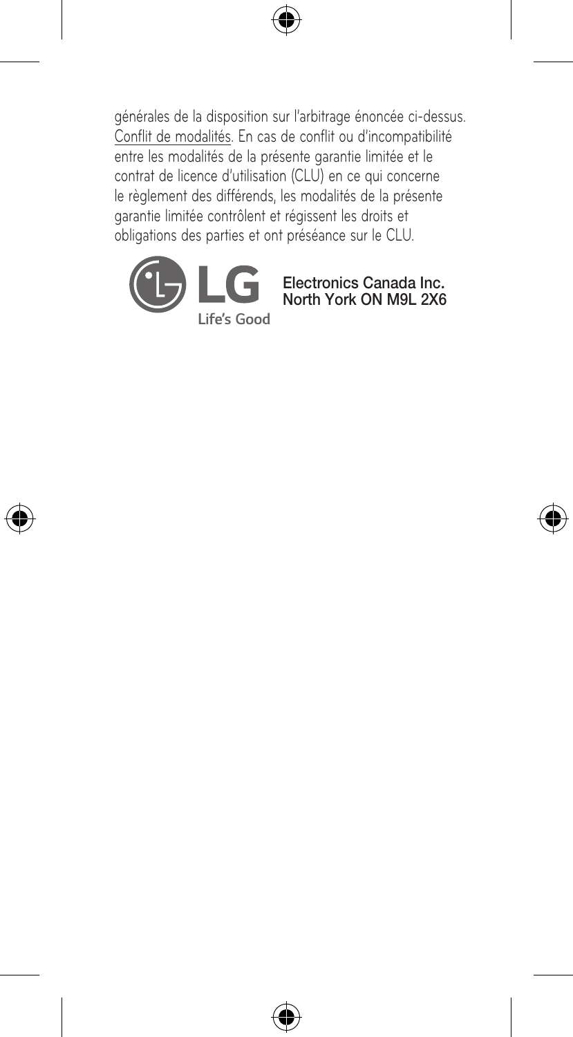générales de la disposition sur l'arbitrage énoncée ci-dessus. Conflit de modalités. En cas de conflit ou d'incompatibilité entre les modalités de la présente garantie limitée et le contrat de licence d'utilisation (CLU) en ce qui concerne le règlement des différends, les modalités de la présente garantie limitée contrôlent et régissent les droits et obligations des parties et ont préséance sur le CLU.

LG Life's Good

Electronics Canada Inc.
North York ON M9L 2X6